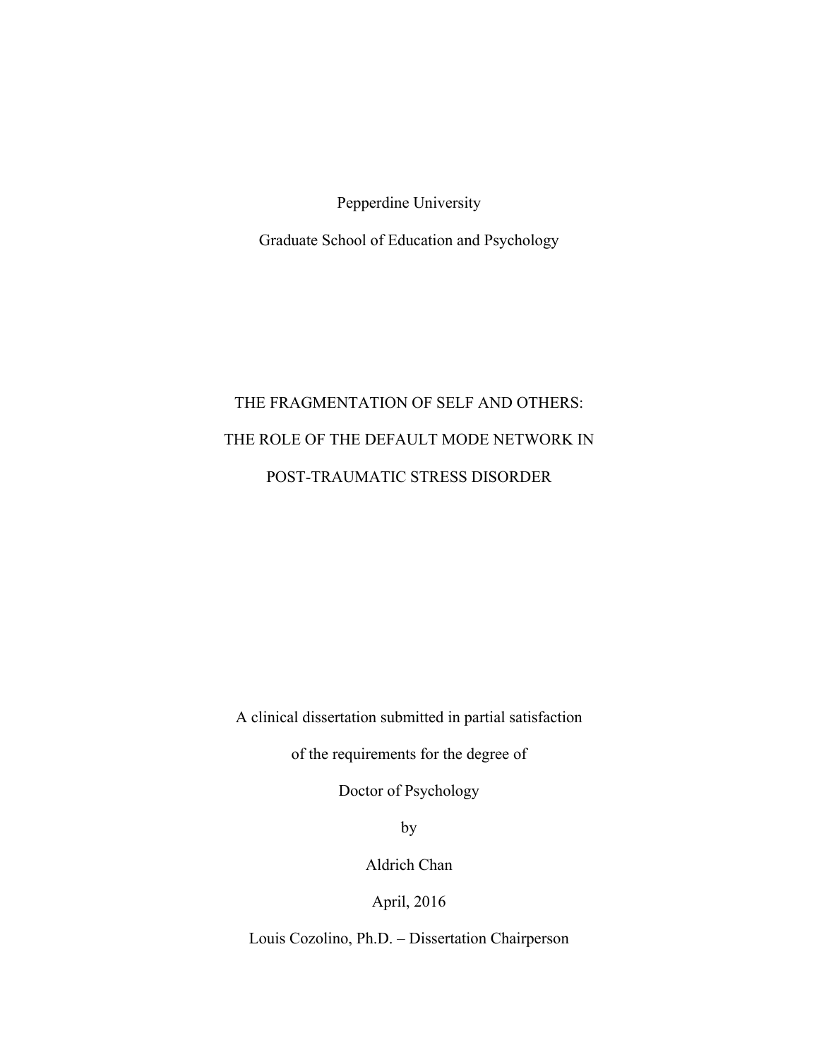Pepperdine University

Graduate School of Education and Psychology

# THE FRAGMENTATION OF SELF AND OTHERS: THE ROLE OF THE DEFAULT MODE NETWORK IN POST-TRAUMATIC STRESS DISORDER

A clinical dissertation submitted in partial satisfaction

of the requirements for the degree of

Doctor of Psychology

by

Aldrich Chan

April, 2016

Louis Cozolino, Ph.D. – Dissertation Chairperson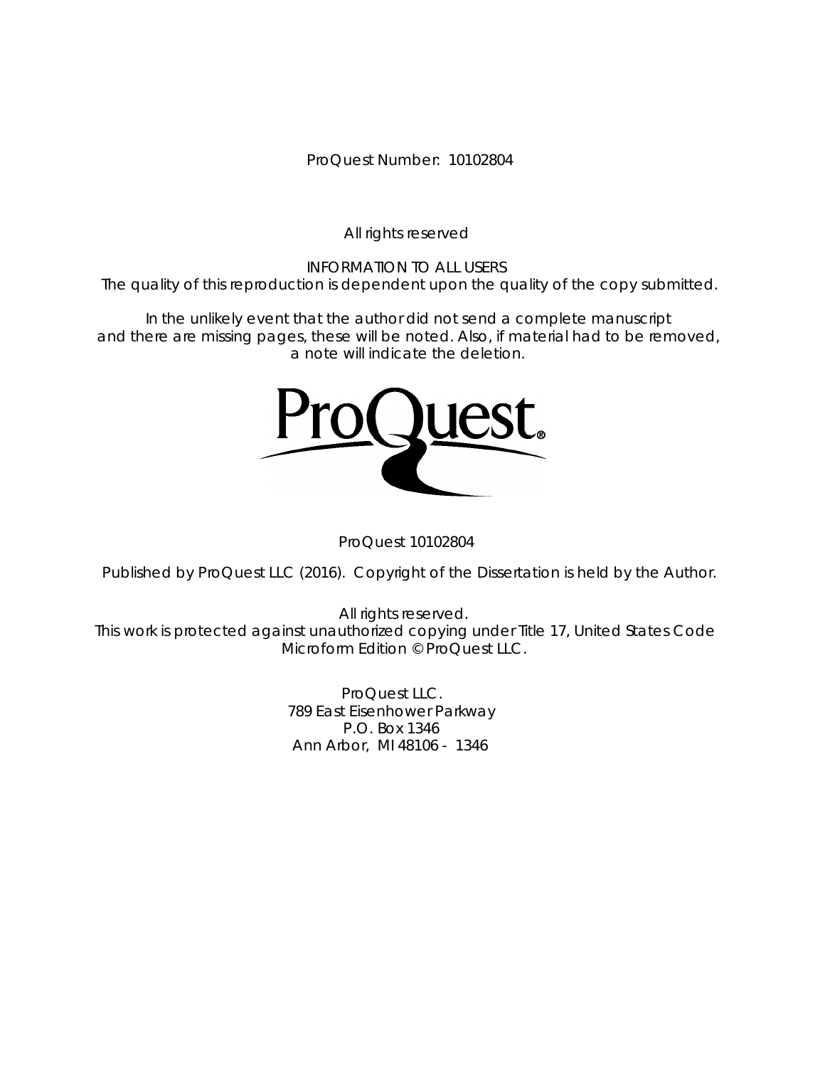ProQuest Number: 10102804

All rights reserved

INFORMATION TO ALL USERS
The quality of this reproduction is dependent upon the quality of the copy submitted.

In the unlikely event that the author did not send a complete manuscript and there are missing pages, these will be noted. Also, if material had to be removed, a note will indicate the deletion.

ProQuest 10102804

Published by ProQuest LLC (2016). Copyright of the Dissertation is held by the Author.

All rights reserved.
This work is protected against unauthorized copying under Title 17, United States Code
Microform Edition © ProQuest LLC.

ProQuest LLC.
789 East Eisenhower Parkway
P.O. Box 1346
Ann Arbor, MI 48106 - 1346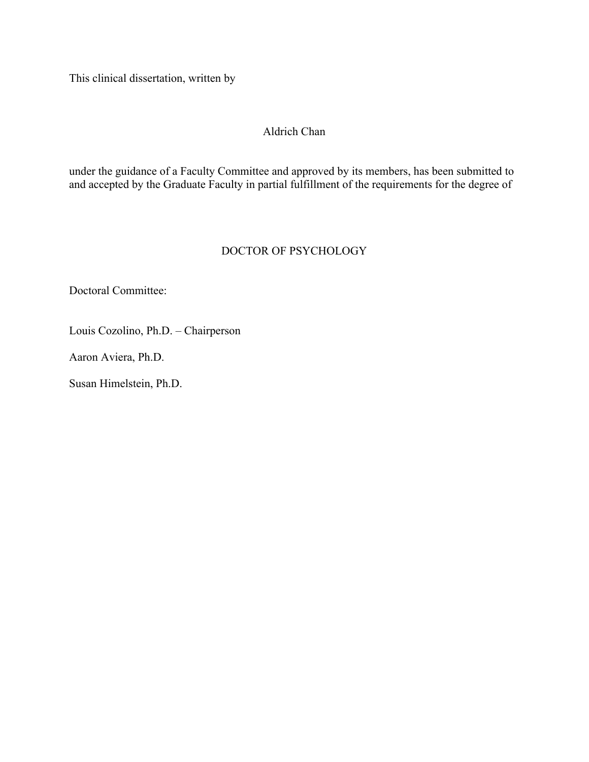This clinical dissertation, written by

Aldrich Chan

under the guidance of a Faculty Committee and approved by its members, has been submitted to and accepted by the Graduate Faculty in partial fulfillment of the requirements for the degree of

DOCTOR OF PSYCHOLOGY

Doctoral Committee:

Louis Cozolino, Ph.D. – Chairperson

Aaron Aviera, Ph.D.

Susan Himelstein, Ph.D.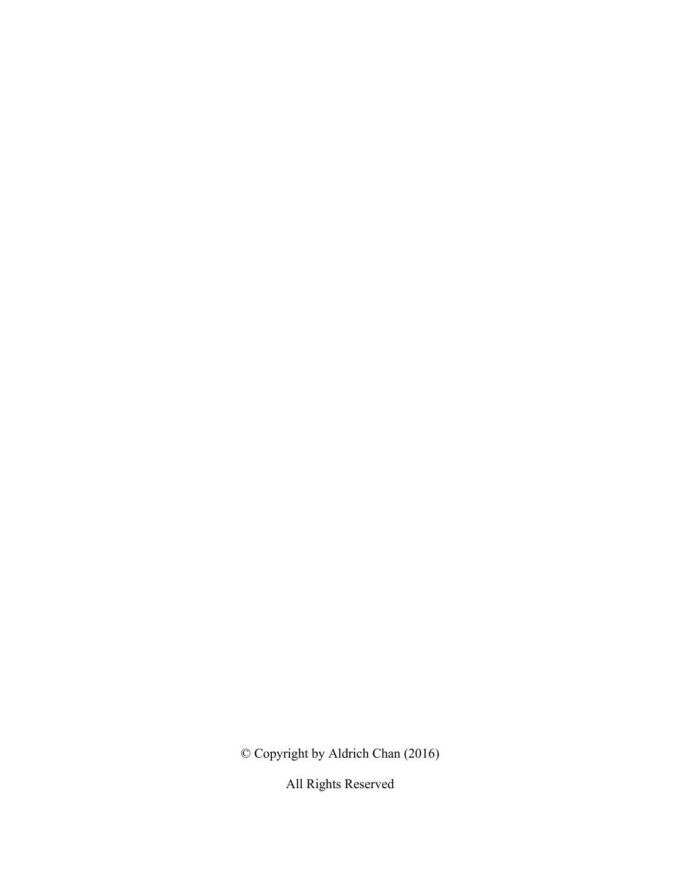© Copyright by Aldrich Chan (2016)

All Rights Reserved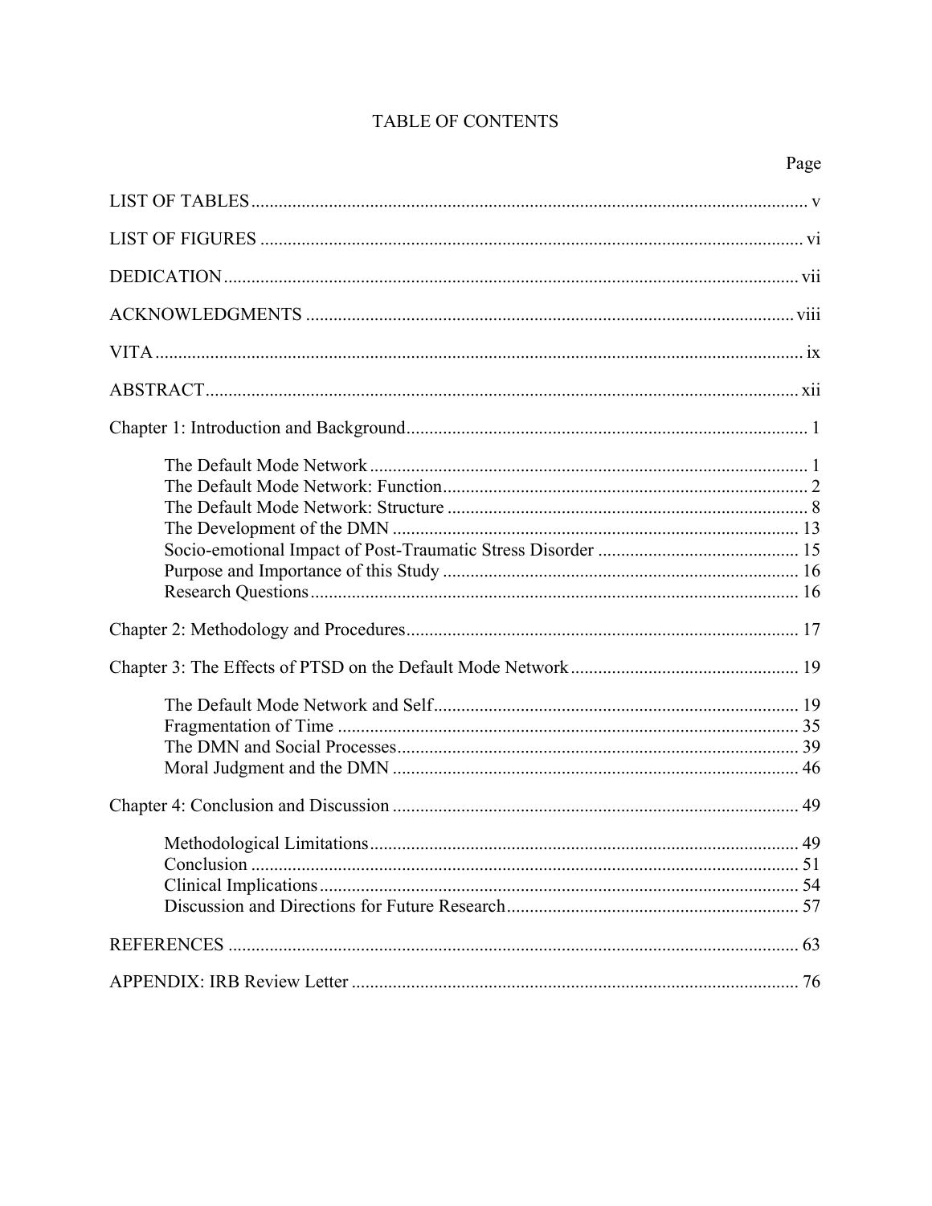# TABLE OF CONTENTS

| | Page |
|---|---|
| LIST OF TABLES | v |
| LIST OF FIGURES | vi |
| DEDICATION | vii |
| ACKNOWLEDGMENTS | viii |
| VITA | ix |
| ABSTRACT | xii |
| Chapter 1: Introduction and Background | 1 |
| The Default Mode Network | 1 |
| The Default Mode Network: Function | 2 |
| The Default Mode Network: Structure | 8 |
| The Development of the DMN | 13 |
| Socio-emotional Impact of Post-Traumatic Stress Disorder | 15 |
| Purpose and Importance of this Study | 16 |
| Research Questions | 16 |
| Chapter 2: Methodology and Procedures | 17 |
| Chapter 3: The Effects of PTSD on the Default Mode Network | 19 |
| The Default Mode Network and Self | 19 |
| Fragmentation of Time | 35 |
| The DMN and Social Processes | 39 |
| Moral Judgment and the DMN | 46 |
| Chapter 4: Conclusion and Discussion | 49 |
| Methodological Limitations | 49 |
| Conclusion | 51 |
| Clinical Implications | 54 |
| Discussion and Directions for Future Research | 57 |
| REFERENCES | 63 |
| APPENDIX: IRB Review Letter | 76 |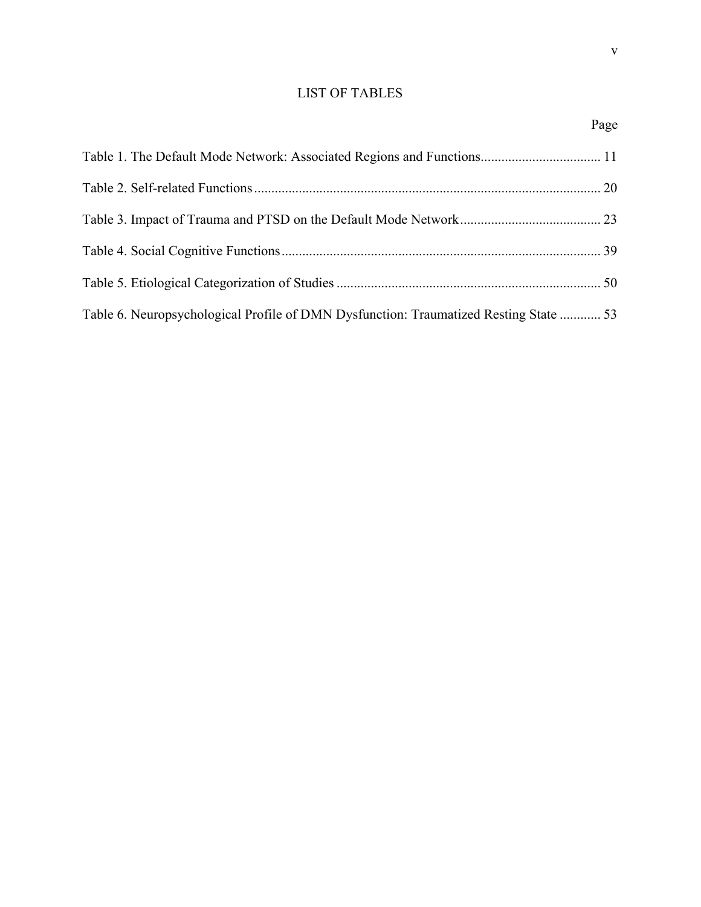# LIST OF TABLES

Page

Table 1. The Default Mode Network: Associated Regions and Functions .................................. 11

Table 2. Self-related Functions ..................................................................................................... 20

Table 3. Impact of Trauma and PTSD on the Default Mode Network ......................................... 23

Table 4. Social Cognitive Functions ............................................................................................. 39

Table 5. Etiological Categorization of Studies ............................................................................. 50

Table 6. Neuropsychological Profile of DMN Dysfunction: Traumatized Resting State ............ 53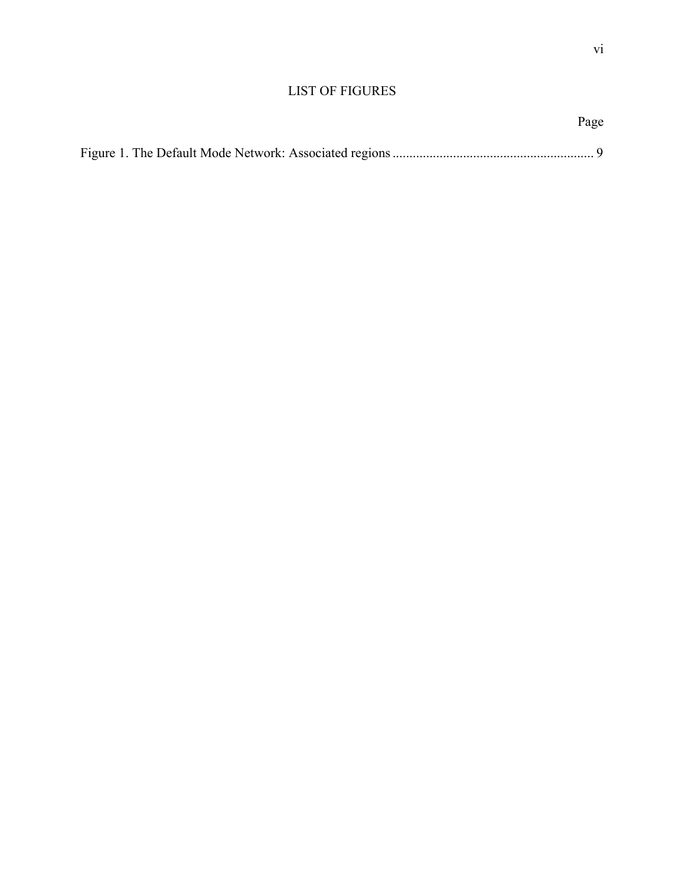# LIST OF FIGURES

| | Page |
|---|---|
| Figure 1. The Default Mode Network: Associated regions | 9 |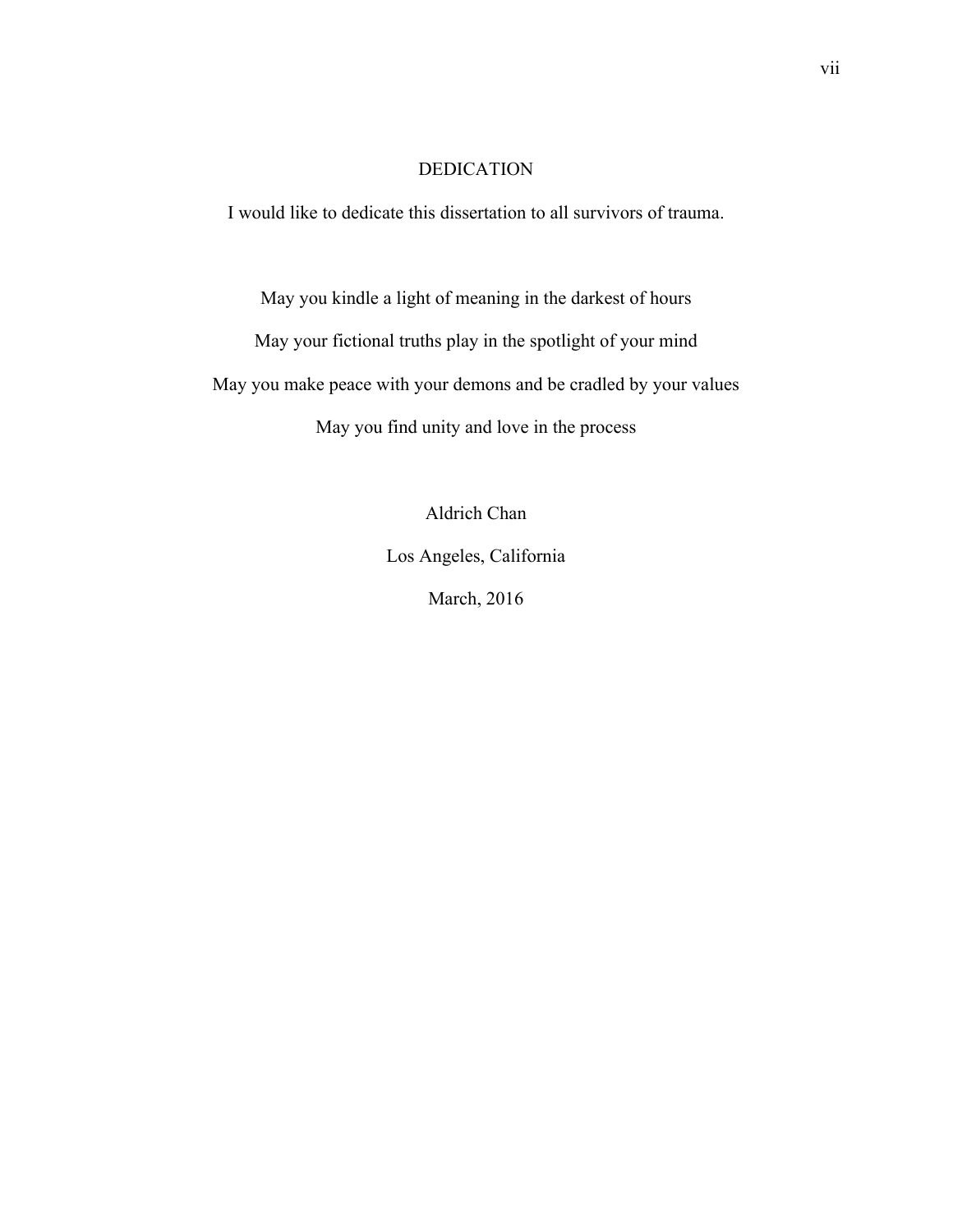# DEDICATION

I would like to dedicate this dissertation to all survivors of trauma.

May you kindle a light of meaning in the darkest of hours

May your fictional truths play in the spotlight of your mind

May you make peace with your demons and be cradled by your values

May you find unity and love in the process

Aldrich Chan

Los Angeles, California

March, 2016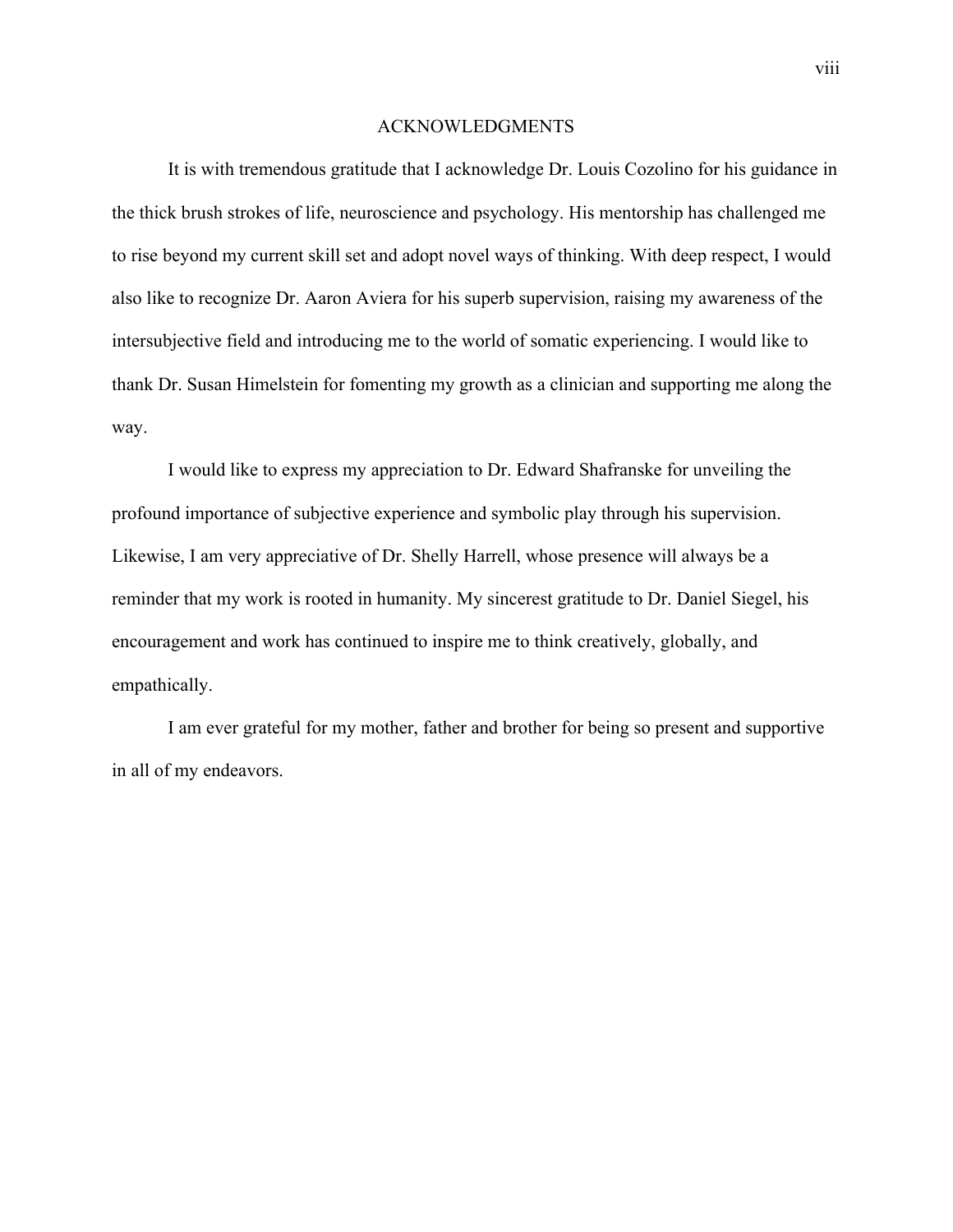## ACKNOWLEDGMENTS

It is with tremendous gratitude that I acknowledge Dr. Louis Cozolino for his guidance in the thick brush strokes of life, neuroscience and psychology. His mentorship has challenged me to rise beyond my current skill set and adopt novel ways of thinking. With deep respect, I would also like to recognize Dr. Aaron Aviera for his superb supervision, raising my awareness of the intersubjective field and introducing me to the world of somatic experiencing. I would like to thank Dr. Susan Himelstein for fomenting my growth as a clinician and supporting me along the way.

I would like to express my appreciation to Dr. Edward Shafranske for unveiling the profound importance of subjective experience and symbolic play through his supervision. Likewise, I am very appreciative of Dr. Shelly Harrell, whose presence will always be a reminder that my work is rooted in humanity. My sincerest gratitude to Dr. Daniel Siegel, his encouragement and work has continued to inspire me to think creatively, globally, and empathically.

I am ever grateful for my mother, father and brother for being so present and supportive in all of my endeavors.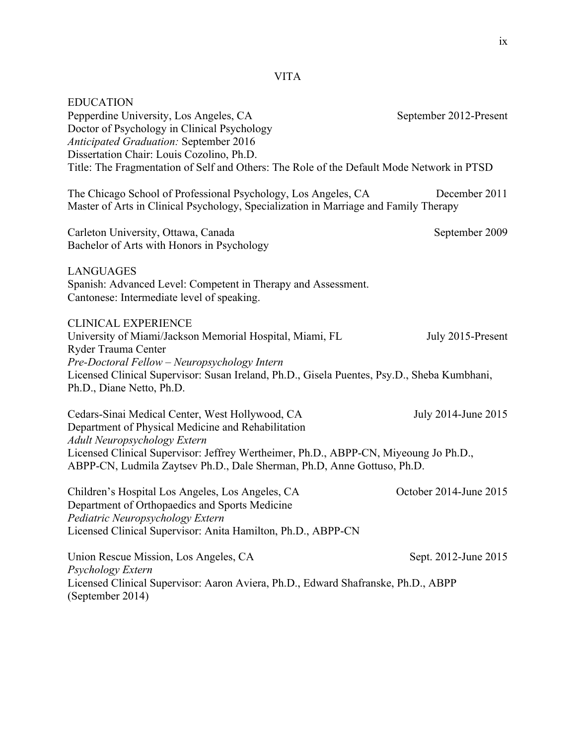# VITA

## EDUCATION

Pepperdine University, Los Angeles, CA — September 2012-Present
Doctor of Psychology in Clinical Psychology
*Anticipated Graduation:* September 2016
Dissertation Chair: Louis Cozolino, Ph.D.
Title: The Fragmentation of Self and Others: The Role of the Default Mode Network in PTSD

The Chicago School of Professional Psychology, Los Angeles, CA — December 2011
Master of Arts in Clinical Psychology, Specialization in Marriage and Family Therapy

Carleton University, Ottawa, Canada — September 2009
Bachelor of Arts with Honors in Psychology

## LANGUAGES

Spanish: Advanced Level: Competent in Therapy and Assessment.
Cantonese: Intermediate level of speaking.

## CLINICAL EXPERIENCE

University of Miami/Jackson Memorial Hospital, Miami, FL — July 2015-Present
Ryder Trauma Center
*Pre-Doctoral Fellow – Neuropsychology Intern*
Licensed Clinical Supervisor: Susan Ireland, Ph.D., Gisela Puentes, Psy.D., Sheba Kumbhani, Ph.D., Diane Netto, Ph.D.

Cedars-Sinai Medical Center, West Hollywood, CA — July 2014-June 2015
Department of Physical Medicine and Rehabilitation
*Adult Neuropsychology Extern*
Licensed Clinical Supervisor: Jeffrey Wertheimer, Ph.D., ABPP-CN, Miyeoung Jo Ph.D., ABPP-CN, Ludmila Zaytsev Ph.D., Dale Sherman, Ph.D, Anne Gottuso, Ph.D.

Children's Hospital Los Angeles, Los Angeles, CA — October 2014-June 2015
Department of Orthopaedics and Sports Medicine
*Pediatric Neuropsychology Extern*
Licensed Clinical Supervisor: Anita Hamilton, Ph.D., ABPP-CN

Union Rescue Mission, Los Angeles, CA — Sept. 2012-June 2015
*Psychology Extern*
Licensed Clinical Supervisor: Aaron Aviera, Ph.D., Edward Shafranske, Ph.D., ABPP (September 2014)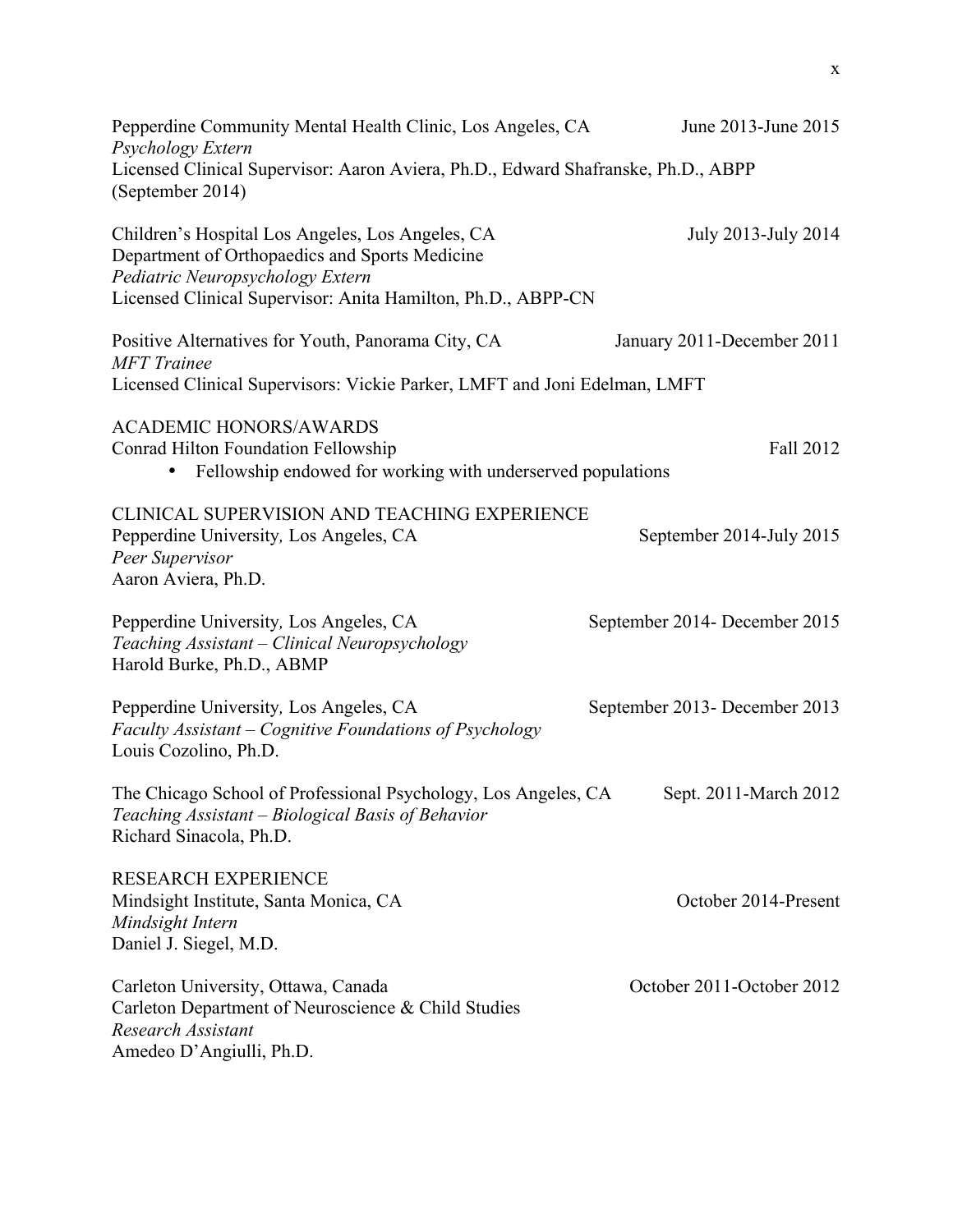Pepperdine Community Mental Health Clinic, Los Angeles, CA — June 2013-June 2015
*Psychology Extern*
Licensed Clinical Supervisor: Aaron Aviera, Ph.D., Edward Shafranske, Ph.D., ABPP (September 2014)

Children's Hospital Los Angeles, Los Angeles, CA — July 2013-July 2014
Department of Orthopaedics and Sports Medicine
*Pediatric Neuropsychology Extern*
Licensed Clinical Supervisor: Anita Hamilton, Ph.D., ABPP-CN

Positive Alternatives for Youth, Panorama City, CA — January 2011-December 2011
*MFT Trainee*
Licensed Clinical Supervisors: Vickie Parker, LMFT and Joni Edelman, LMFT

## ACADEMIC HONORS/AWARDS

Conrad Hilton Foundation Fellowship — Fall 2012

- Fellowship endowed for working with underserved populations

## CLINICAL SUPERVISION AND TEACHING EXPERIENCE

Pepperdine University, Los Angeles, CA — September 2014-July 2015
*Peer Supervisor*
Aaron Aviera, Ph.D.

Pepperdine University, Los Angeles, CA — September 2014- December 2015
*Teaching Assistant – Clinical Neuropsychology*
Harold Burke, Ph.D., ABMP

Pepperdine University, Los Angeles, CA — September 2013- December 2013
*Faculty Assistant – Cognitive Foundations of Psychology*
Louis Cozolino, Ph.D.

The Chicago School of Professional Psychology, Los Angeles, CA — Sept. 2011-March 2012
*Teaching Assistant – Biological Basis of Behavior*
Richard Sinacola, Ph.D.

## RESEARCH EXPERIENCE

Mindsight Institute, Santa Monica, CA — October 2014-Present
*Mindsight Intern*
Daniel J. Siegel, M.D.

Carleton University, Ottawa, Canada — October 2011-October 2012
Carleton Department of Neuroscience & Child Studies
*Research Assistant*
Amedeo D'Angiulli, Ph.D.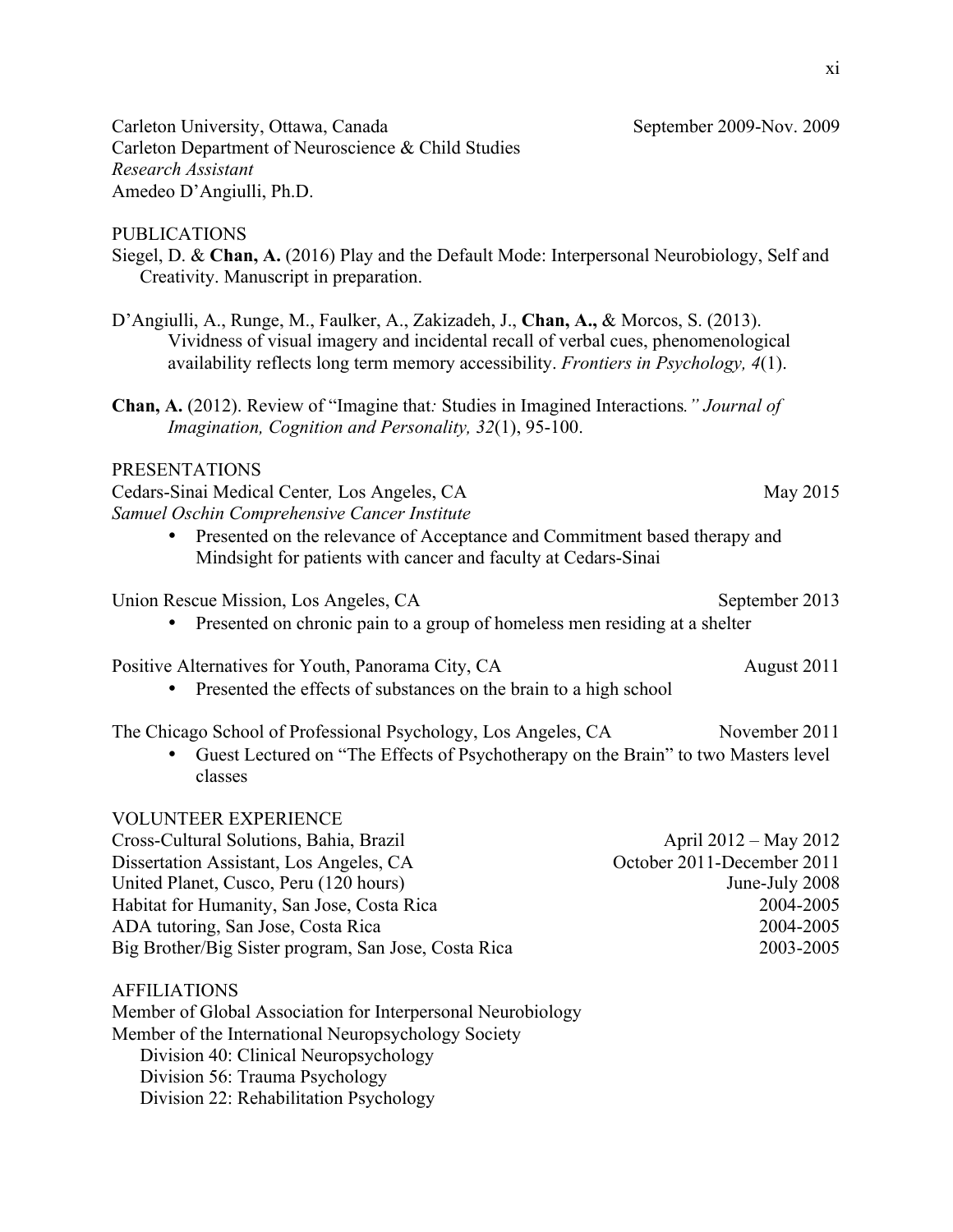Carleton University, Ottawa, Canada September 2009-Nov. 2009
Carleton Department of Neuroscience & Child Studies
*Research Assistant*
Amedeo D'Angiulli, Ph.D.

## PUBLICATIONS

Siegel, D. & **Chan, A.** (2016) Play and the Default Mode: Interpersonal Neurobiology, Self and Creativity. Manuscript in preparation.

D'Angiulli, A., Runge, M., Faulker, A., Zakizadeh, J., **Chan, A.,** & Morcos, S. (2013). Vividness of visual imagery and incidental recall of verbal cues, phenomenological availability reflects long term memory accessibility. *Frontiers in Psychology, 4*(1).

**Chan, A.** (2012). Review of "Imagine that*:* Studies in Imagined Interactions*." Journal of Imagination, Cognition and Personality, 32*(1), 95-100.

## PRESENTATIONS

Cedars-Sinai Medical Center*,* Los Angeles, CA May 2015
*Samuel Oschin Comprehensive Cancer Institute*

- Presented on the relevance of Acceptance and Commitment based therapy and Mindsight for patients with cancer and faculty at Cedars-Sinai

Union Rescue Mission, Los Angeles, CA September 2013

- Presented on chronic pain to a group of homeless men residing at a shelter

Positive Alternatives for Youth, Panorama City, CA August 2011

- Presented the effects of substances on the brain to a high school

The Chicago School of Professional Psychology, Los Angeles, CA November 2011

- Guest Lectured on "The Effects of Psychotherapy on the Brain" to two Masters level classes

## VOLUNTEER EXPERIENCE

Cross-Cultural Solutions, Bahia, Brazil April 2012 – May 2012
Dissertation Assistant, Los Angeles, CA October 2011-December 2011
United Planet, Cusco, Peru (120 hours) June-July 2008
Habitat for Humanity, San Jose, Costa Rica 2004-2005
ADA tutoring, San Jose, Costa Rica 2004-2005
Big Brother/Big Sister program, San Jose, Costa Rica 2003-2005

## AFFILIATIONS

Member of Global Association for Interpersonal Neurobiology
Member of the International Neuropsychology Society
- Division 40: Clinical Neuropsychology
- Division 56: Trauma Psychology
- Division 22: Rehabilitation Psychology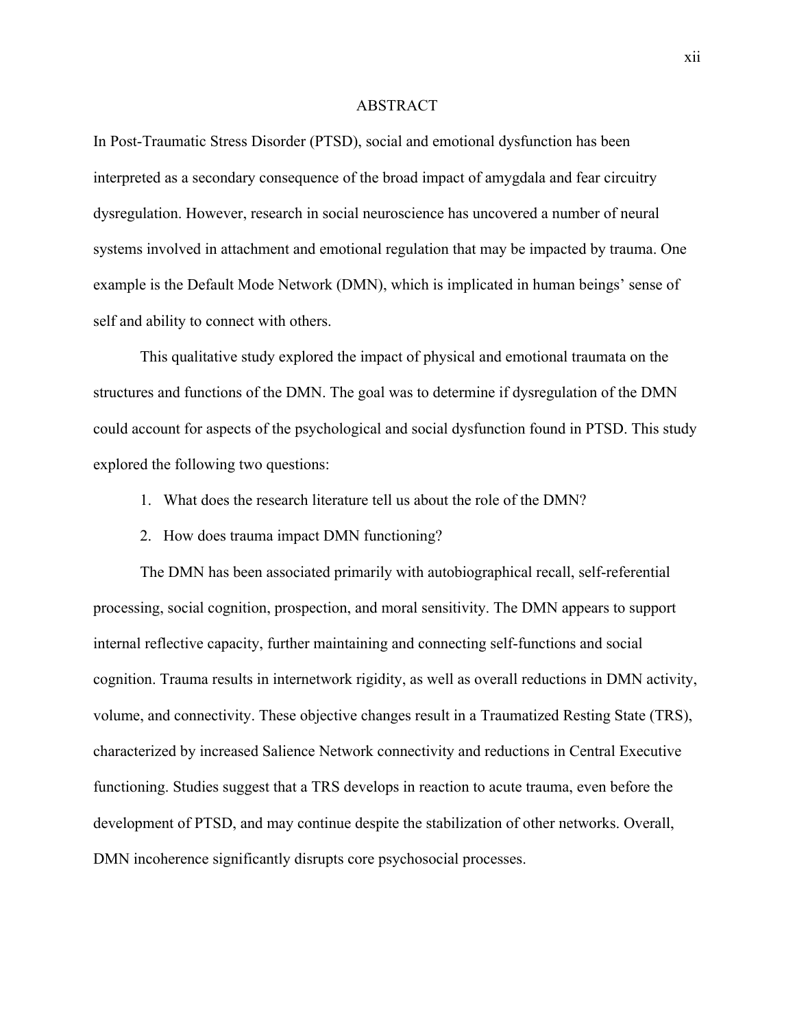# ABSTRACT

In Post-Traumatic Stress Disorder (PTSD), social and emotional dysfunction has been interpreted as a secondary consequence of the broad impact of amygdala and fear circuitry dysregulation. However, research in social neuroscience has uncovered a number of neural systems involved in attachment and emotional regulation that may be impacted by trauma. One example is the Default Mode Network (DMN), which is implicated in human beings' sense of self and ability to connect with others.

This qualitative study explored the impact of physical and emotional traumata on the structures and functions of the DMN. The goal was to determine if dysregulation of the DMN could account for aspects of the psychological and social dysfunction found in PTSD. This study explored the following two questions:

1. What does the research literature tell us about the role of the DMN?
2. How does trauma impact DMN functioning?

The DMN has been associated primarily with autobiographical recall, self-referential processing, social cognition, prospection, and moral sensitivity. The DMN appears to support internal reflective capacity, further maintaining and connecting self-functions and social cognition. Trauma results in internetwork rigidity, as well as overall reductions in DMN activity, volume, and connectivity. These objective changes result in a Traumatized Resting State (TRS), characterized by increased Salience Network connectivity and reductions in Central Executive functioning. Studies suggest that a TRS develops in reaction to acute trauma, even before the development of PTSD, and may continue despite the stabilization of other networks. Overall, DMN incoherence significantly disrupts core psychosocial processes.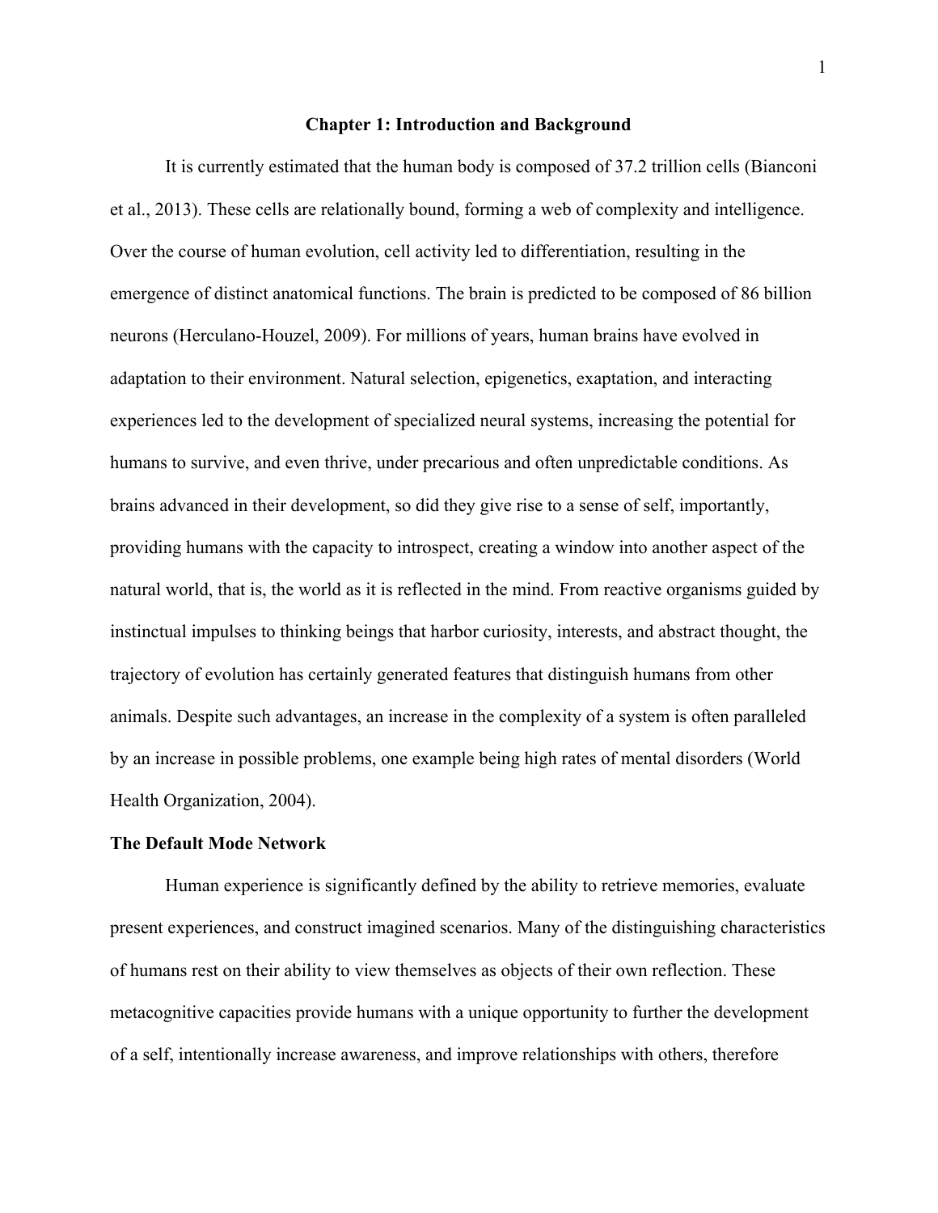# Chapter 1: Introduction and Background

It is currently estimated that the human body is composed of 37.2 trillion cells (Bianconi et al., 2013). These cells are relationally bound, forming a web of complexity and intelligence. Over the course of human evolution, cell activity led to differentiation, resulting in the emergence of distinct anatomical functions. The brain is predicted to be composed of 86 billion neurons (Herculano-Houzel, 2009). For millions of years, human brains have evolved in adaptation to their environment. Natural selection, epigenetics, exaptation, and interacting experiences led to the development of specialized neural systems, increasing the potential for humans to survive, and even thrive, under precarious and often unpredictable conditions. As brains advanced in their development, so did they give rise to a sense of self, importantly, providing humans with the capacity to introspect, creating a window into another aspect of the natural world, that is, the world as it is reflected in the mind. From reactive organisms guided by instinctual impulses to thinking beings that harbor curiosity, interests, and abstract thought, the trajectory of evolution has certainly generated features that distinguish humans from other animals. Despite such advantages, an increase in the complexity of a system is often paralleled by an increase in possible problems, one example being high rates of mental disorders (World Health Organization, 2004).

## The Default Mode Network

Human experience is significantly defined by the ability to retrieve memories, evaluate present experiences, and construct imagined scenarios. Many of the distinguishing characteristics of humans rest on their ability to view themselves as objects of their own reflection. These metacognitive capacities provide humans with a unique opportunity to further the development of a self, intentionally increase awareness, and improve relationships with others, therefore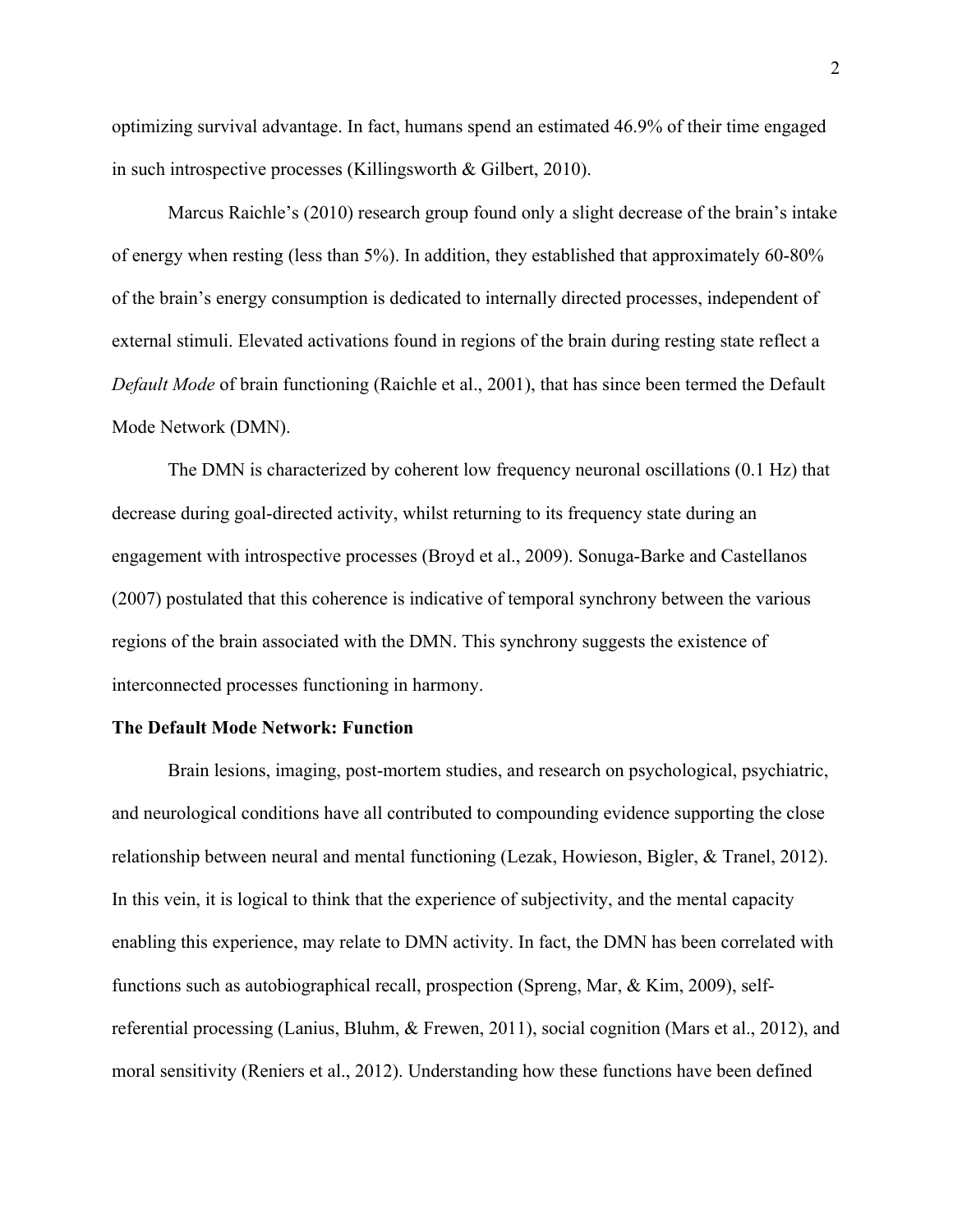optimizing survival advantage. In fact, humans spend an estimated 46.9% of their time engaged in such introspective processes (Killingsworth & Gilbert, 2010).

Marcus Raichle's (2010) research group found only a slight decrease of the brain's intake of energy when resting (less than 5%). In addition, they established that approximately 60-80% of the brain's energy consumption is dedicated to internally directed processes, independent of external stimuli. Elevated activations found in regions of the brain during resting state reflect a *Default Mode* of brain functioning (Raichle et al., 2001), that has since been termed the Default Mode Network (DMN).

The DMN is characterized by coherent low frequency neuronal oscillations (0.1 Hz) that decrease during goal-directed activity, whilst returning to its frequency state during an engagement with introspective processes (Broyd et al., 2009). Sonuga-Barke and Castellanos (2007) postulated that this coherence is indicative of temporal synchrony between the various regions of the brain associated with the DMN. This synchrony suggests the existence of interconnected processes functioning in harmony.

## The Default Mode Network: Function

Brain lesions, imaging, post-mortem studies, and research on psychological, psychiatric, and neurological conditions have all contributed to compounding evidence supporting the close relationship between neural and mental functioning (Lezak, Howieson, Bigler, & Tranel, 2012). In this vein, it is logical to think that the experience of subjectivity, and the mental capacity enabling this experience, may relate to DMN activity. In fact, the DMN has been correlated with functions such as autobiographical recall, prospection (Spreng, Mar, & Kim, 2009), self-referential processing (Lanius, Bluhm, & Frewen, 2011), social cognition (Mars et al., 2012), and moral sensitivity (Reniers et al., 2012). Understanding how these functions have been defined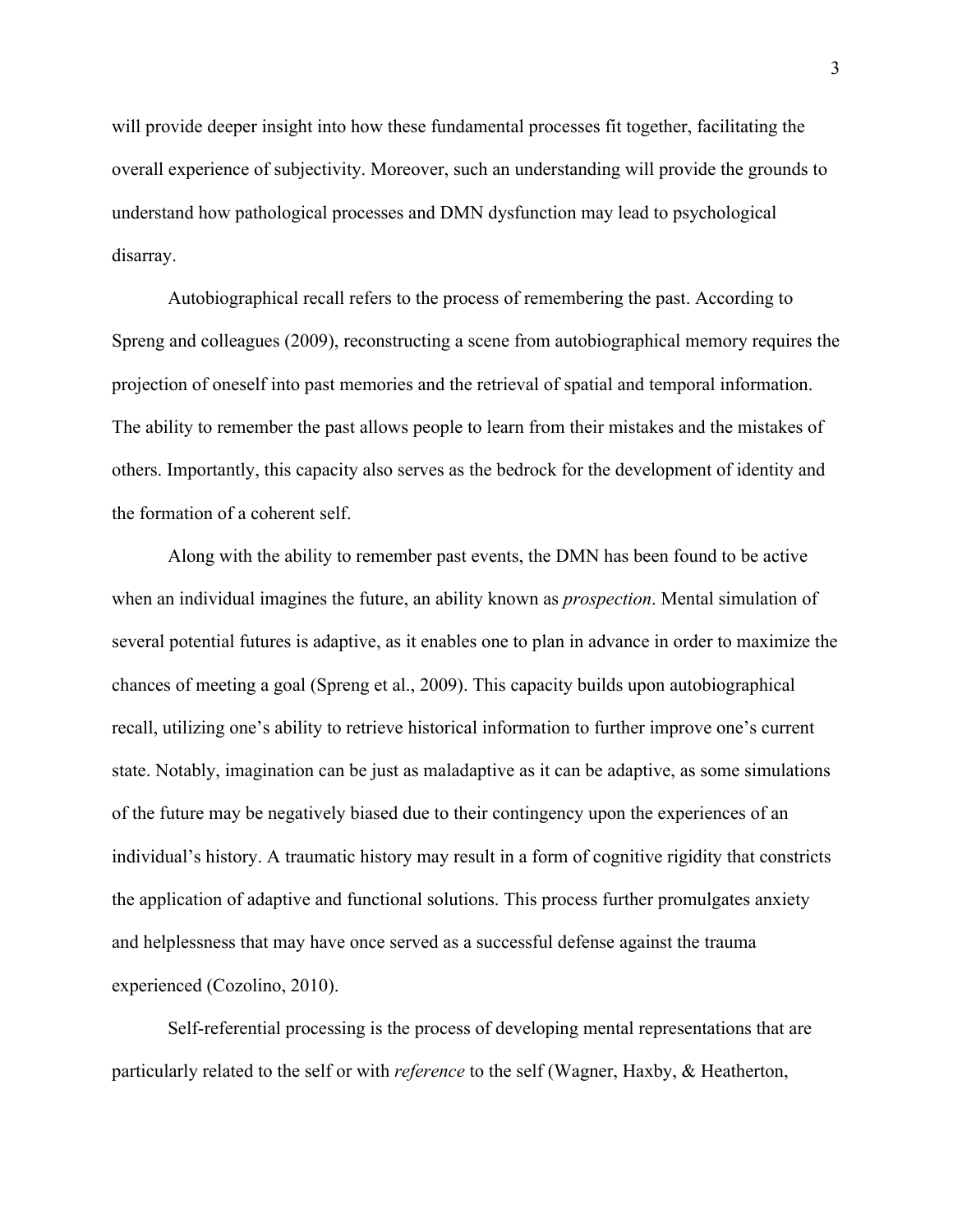will provide deeper insight into how these fundamental processes fit together, facilitating the overall experience of subjectivity. Moreover, such an understanding will provide the grounds to understand how pathological processes and DMN dysfunction may lead to psychological disarray.

Autobiographical recall refers to the process of remembering the past. According to Spreng and colleagues (2009), reconstructing a scene from autobiographical memory requires the projection of oneself into past memories and the retrieval of spatial and temporal information. The ability to remember the past allows people to learn from their mistakes and the mistakes of others. Importantly, this capacity also serves as the bedrock for the development of identity and the formation of a coherent self.

Along with the ability to remember past events, the DMN has been found to be active when an individual imagines the future, an ability known as *prospection*. Mental simulation of several potential futures is adaptive, as it enables one to plan in advance in order to maximize the chances of meeting a goal (Spreng et al., 2009). This capacity builds upon autobiographical recall, utilizing one's ability to retrieve historical information to further improve one's current state. Notably, imagination can be just as maladaptive as it can be adaptive, as some simulations of the future may be negatively biased due to their contingency upon the experiences of an individual's history. A traumatic history may result in a form of cognitive rigidity that constricts the application of adaptive and functional solutions. This process further promulgates anxiety and helplessness that may have once served as a successful defense against the trauma experienced (Cozolino, 2010).

Self-referential processing is the process of developing mental representations that are particularly related to the self or with *reference* to the self (Wagner, Haxby, & Heatherton,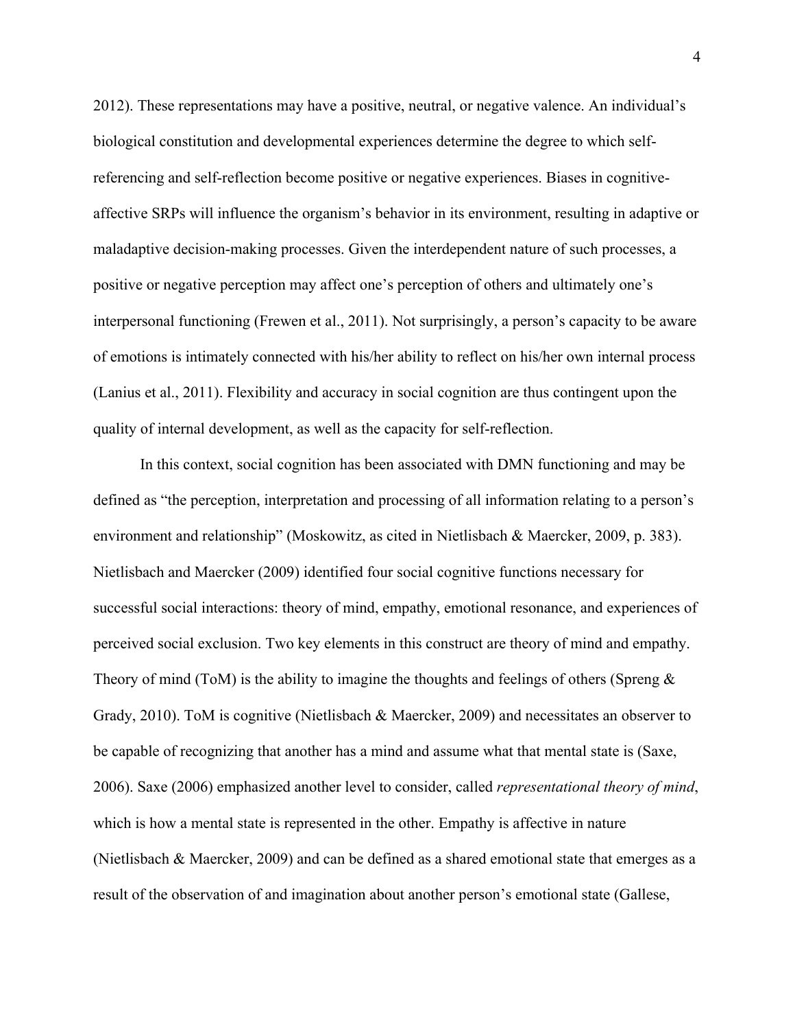2012). These representations may have a positive, neutral, or negative valence. An individual's biological constitution and developmental experiences determine the degree to which self-referencing and self-reflection become positive or negative experiences. Biases in cognitive-affective SRPs will influence the organism's behavior in its environment, resulting in adaptive or maladaptive decision-making processes. Given the interdependent nature of such processes, a positive or negative perception may affect one's perception of others and ultimately one's interpersonal functioning (Frewen et al., 2011). Not surprisingly, a person's capacity to be aware of emotions is intimately connected with his/her ability to reflect on his/her own internal process (Lanius et al., 2011). Flexibility and accuracy in social cognition are thus contingent upon the quality of internal development, as well as the capacity for self-reflection.

In this context, social cognition has been associated with DMN functioning and may be defined as "the perception, interpretation and processing of all information relating to a person's environment and relationship" (Moskowitz, as cited in Nietlisbach & Maercker, 2009, p. 383). Nietlisbach and Maercker (2009) identified four social cognitive functions necessary for successful social interactions: theory of mind, empathy, emotional resonance, and experiences of perceived social exclusion. Two key elements in this construct are theory of mind and empathy. Theory of mind (ToM) is the ability to imagine the thoughts and feelings of others (Spreng & Grady, 2010). ToM is cognitive (Nietlisbach & Maercker, 2009) and necessitates an observer to be capable of recognizing that another has a mind and assume what that mental state is (Saxe, 2006). Saxe (2006) emphasized another level to consider, called *representational theory of mind*, which is how a mental state is represented in the other. Empathy is affective in nature (Nietlisbach & Maercker, 2009) and can be defined as a shared emotional state that emerges as a result of the observation of and imagination about another person's emotional state (Gallese,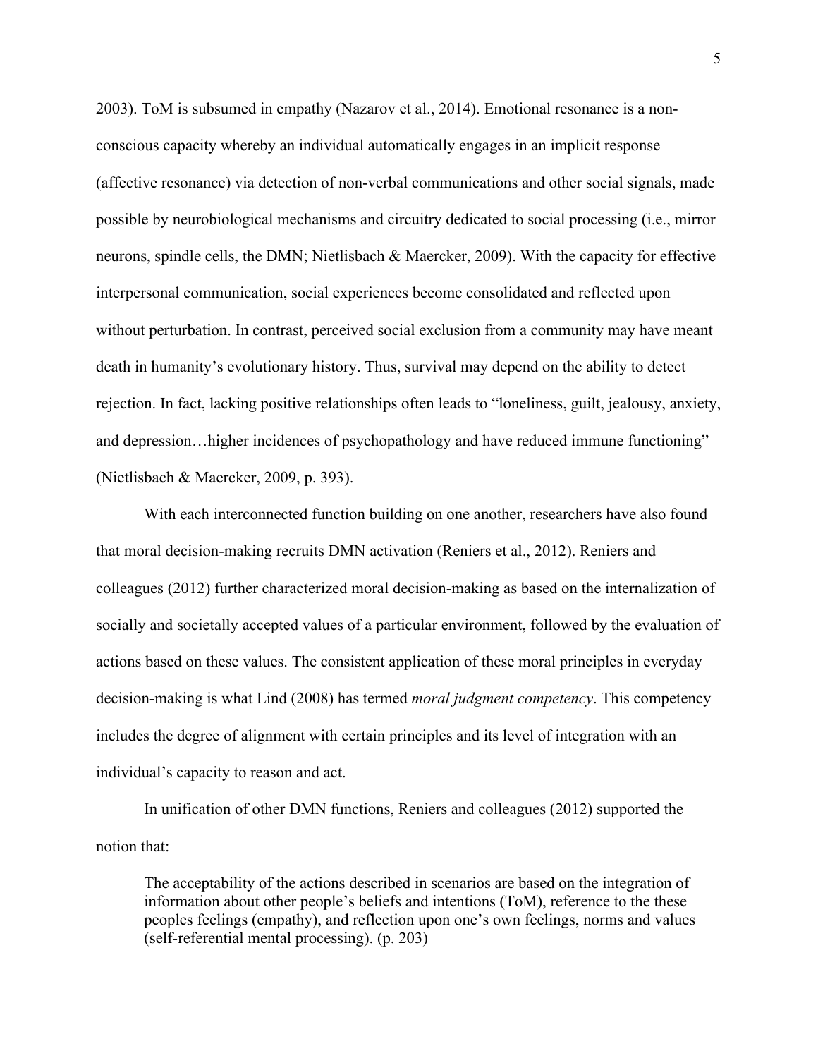2003). ToM is subsumed in empathy (Nazarov et al., 2014). Emotional resonance is a non-conscious capacity whereby an individual automatically engages in an implicit response (affective resonance) via detection of non-verbal communications and other social signals, made possible by neurobiological mechanisms and circuitry dedicated to social processing (i.e., mirror neurons, spindle cells, the DMN; Nietlisbach & Maercker, 2009). With the capacity for effective interpersonal communication, social experiences become consolidated and reflected upon without perturbation. In contrast, perceived social exclusion from a community may have meant death in humanity's evolutionary history. Thus, survival may depend on the ability to detect rejection. In fact, lacking positive relationships often leads to "loneliness, guilt, jealousy, anxiety, and depression…higher incidences of psychopathology and have reduced immune functioning" (Nietlisbach & Maercker, 2009, p. 393).

With each interconnected function building on one another, researchers have also found that moral decision-making recruits DMN activation (Reniers et al., 2012). Reniers and colleagues (2012) further characterized moral decision-making as based on the internalization of socially and societally accepted values of a particular environment, followed by the evaluation of actions based on these values. The consistent application of these moral principles in everyday decision-making is what Lind (2008) has termed *moral judgment competency*. This competency includes the degree of alignment with certain principles and its level of integration with an individual's capacity to reason and act.

In unification of other DMN functions, Reniers and colleagues (2012) supported the notion that:

> The acceptability of the actions described in scenarios are based on the integration of information about other people's beliefs and intentions (ToM), reference to the these peoples feelings (empathy), and reflection upon one's own feelings, norms and values (self-referential mental processing). (p. 203)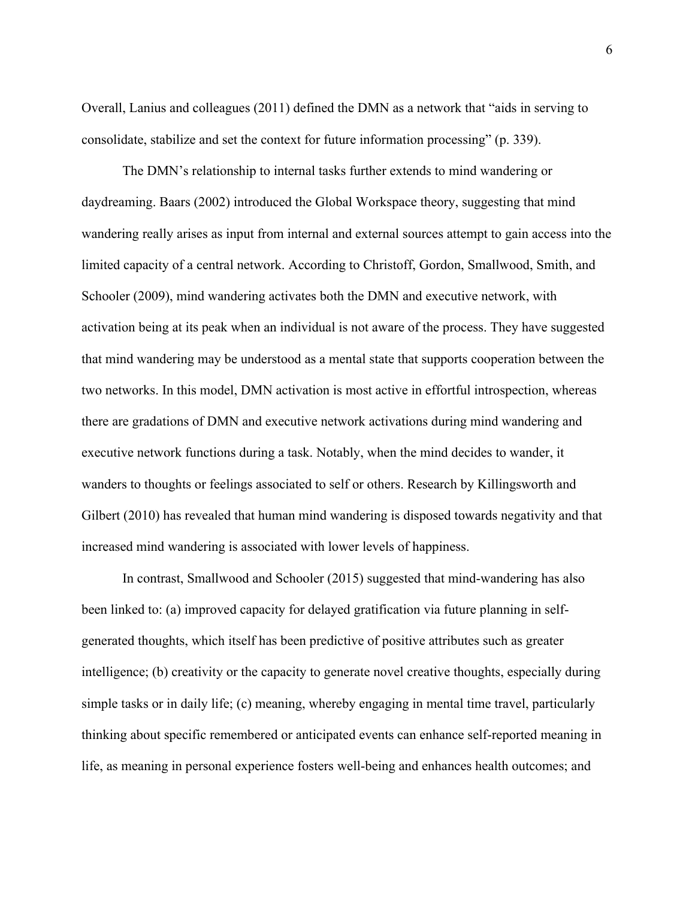Overall, Lanius and colleagues (2011) defined the DMN as a network that "aids in serving to consolidate, stabilize and set the context for future information processing" (p. 339).

The DMN's relationship to internal tasks further extends to mind wandering or daydreaming. Baars (2002) introduced the Global Workspace theory, suggesting that mind wandering really arises as input from internal and external sources attempt to gain access into the limited capacity of a central network. According to Christoff, Gordon, Smallwood, Smith, and Schooler (2009), mind wandering activates both the DMN and executive network, with activation being at its peak when an individual is not aware of the process. They have suggested that mind wandering may be understood as a mental state that supports cooperation between the two networks. In this model, DMN activation is most active in effortful introspection, whereas there are gradations of DMN and executive network activations during mind wandering and executive network functions during a task. Notably, when the mind decides to wander, it wanders to thoughts or feelings associated to self or others. Research by Killingsworth and Gilbert (2010) has revealed that human mind wandering is disposed towards negativity and that increased mind wandering is associated with lower levels of happiness.

In contrast, Smallwood and Schooler (2015) suggested that mind-wandering has also been linked to: (a) improved capacity for delayed gratification via future planning in self-generated thoughts, which itself has been predictive of positive attributes such as greater intelligence; (b) creativity or the capacity to generate novel creative thoughts, especially during simple tasks or in daily life; (c) meaning, whereby engaging in mental time travel, particularly thinking about specific remembered or anticipated events can enhance self-reported meaning in life, as meaning in personal experience fosters well-being and enhances health outcomes; and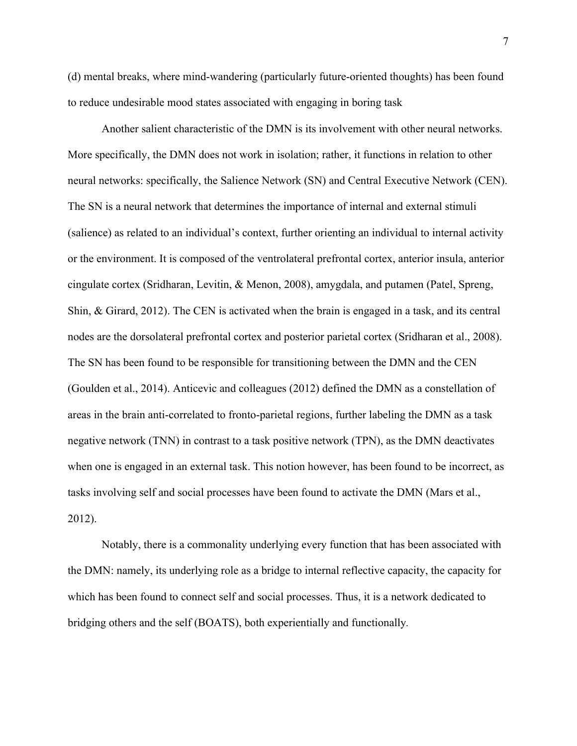(d) mental breaks, where mind-wandering (particularly future-oriented thoughts) has been found to reduce undesirable mood states associated with engaging in boring task

Another salient characteristic of the DMN is its involvement with other neural networks. More specifically, the DMN does not work in isolation; rather, it functions in relation to other neural networks: specifically, the Salience Network (SN) and Central Executive Network (CEN). The SN is a neural network that determines the importance of internal and external stimuli (salience) as related to an individual's context, further orienting an individual to internal activity or the environment. It is composed of the ventrolateral prefrontal cortex, anterior insula, anterior cingulate cortex (Sridharan, Levitin, & Menon, 2008), amygdala, and putamen (Patel, Spreng, Shin, & Girard, 2012). The CEN is activated when the brain is engaged in a task, and its central nodes are the dorsolateral prefrontal cortex and posterior parietal cortex (Sridharan et al., 2008). The SN has been found to be responsible for transitioning between the DMN and the CEN (Goulden et al., 2014). Anticevic and colleagues (2012) defined the DMN as a constellation of areas in the brain anti-correlated to fronto-parietal regions, further labeling the DMN as a task negative network (TNN) in contrast to a task positive network (TPN), as the DMN deactivates when one is engaged in an external task. This notion however, has been found to be incorrect, as tasks involving self and social processes have been found to activate the DMN (Mars et al., 2012).

Notably, there is a commonality underlying every function that has been associated with the DMN: namely, its underlying role as a bridge to internal reflective capacity, the capacity for which has been found to connect self and social processes. Thus, it is a network dedicated to bridging others and the self (BOATS), both experientially and functionally.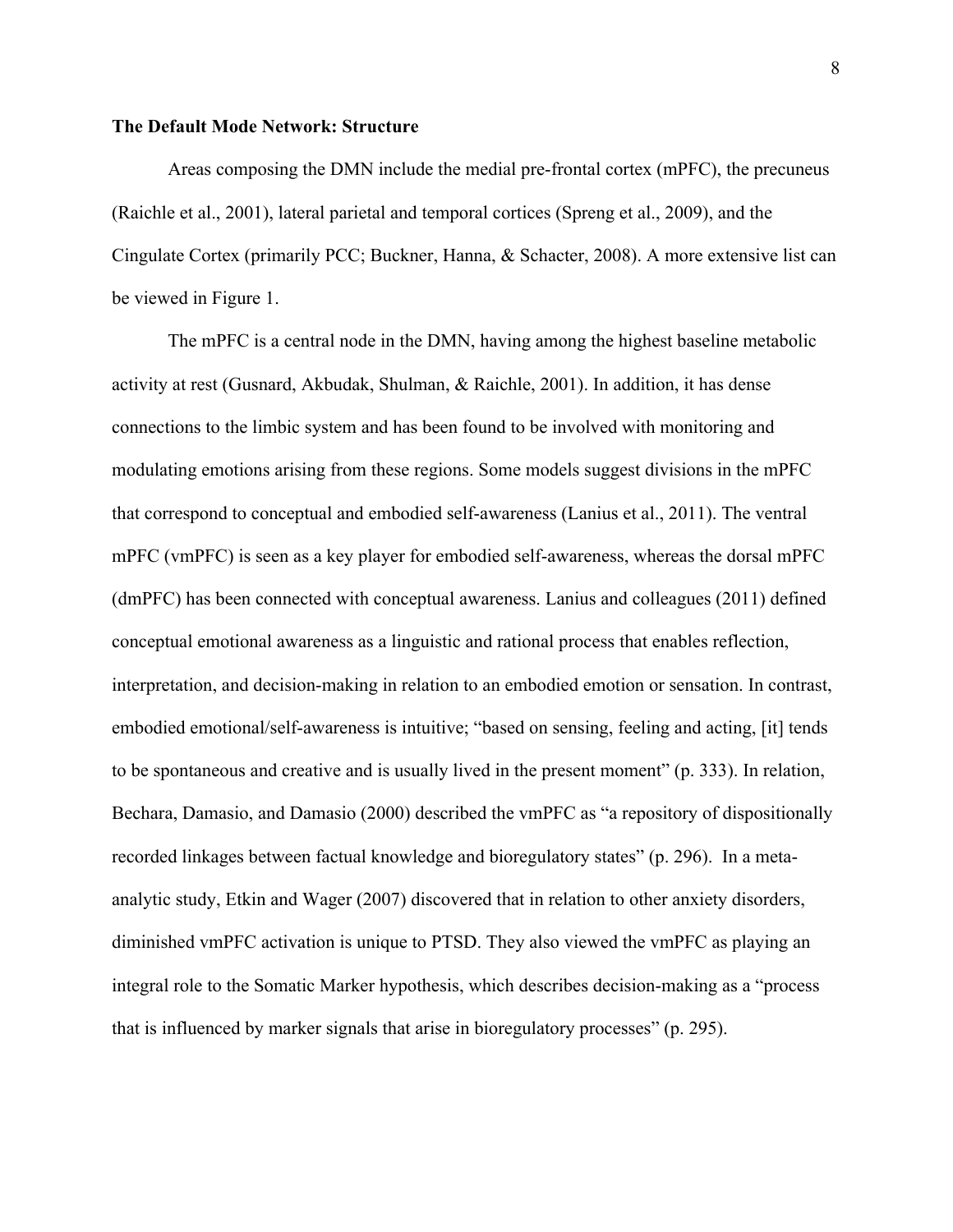### The Default Mode Network: Structure

Areas composing the DMN include the medial pre-frontal cortex (mPFC), the precuneus (Raichle et al., 2001), lateral parietal and temporal cortices (Spreng et al., 2009), and the Cingulate Cortex (primarily PCC; Buckner, Hanna, & Schacter, 2008). A more extensive list can be viewed in Figure 1.

The mPFC is a central node in the DMN, having among the highest baseline metabolic activity at rest (Gusnard, Akbudak, Shulman, & Raichle, 2001). In addition, it has dense connections to the limbic system and has been found to be involved with monitoring and modulating emotions arising from these regions. Some models suggest divisions in the mPFC that correspond to conceptual and embodied self-awareness (Lanius et al., 2011). The ventral mPFC (vmPFC) is seen as a key player for embodied self-awareness, whereas the dorsal mPFC (dmPFC) has been connected with conceptual awareness. Lanius and colleagues (2011) defined conceptual emotional awareness as a linguistic and rational process that enables reflection, interpretation, and decision-making in relation to an embodied emotion or sensation. In contrast, embodied emotional/self-awareness is intuitive; "based on sensing, feeling and acting, [it] tends to be spontaneous and creative and is usually lived in the present moment" (p. 333). In relation, Bechara, Damasio, and Damasio (2000) described the vmPFC as "a repository of dispositionally recorded linkages between factual knowledge and bioregulatory states" (p. 296). In a meta-analytic study, Etkin and Wager (2007) discovered that in relation to other anxiety disorders, diminished vmPFC activation is unique to PTSD. They also viewed the vmPFC as playing an integral role to the Somatic Marker hypothesis, which describes decision-making as a "process that is influenced by marker signals that arise in bioregulatory processes" (p. 295).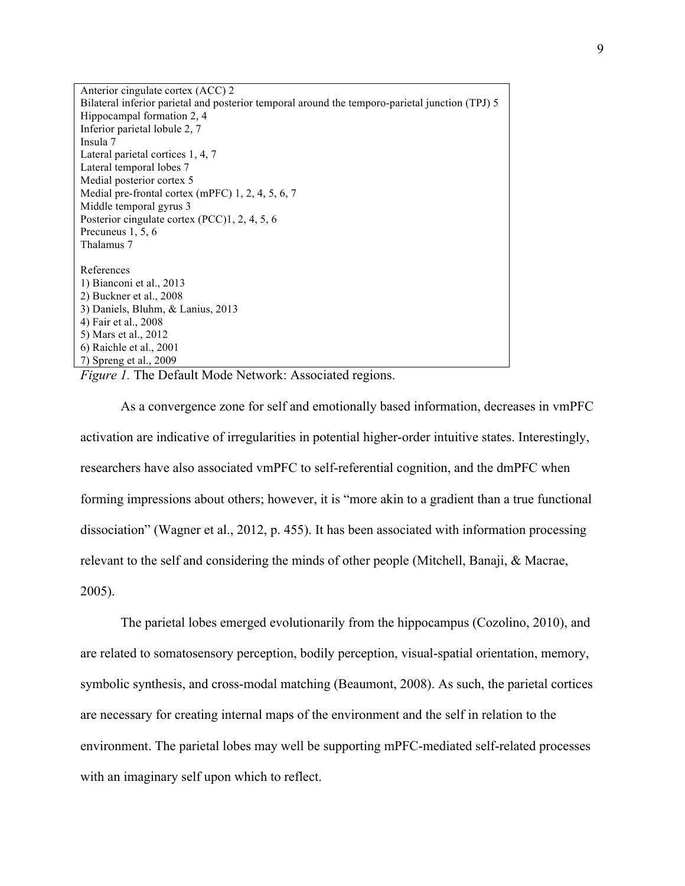Anterior cingulate cortex (ACC) 2
Bilateral inferior parietal and posterior temporal around the temporo-parietal junction (TPJ) 5
Hippocampal formation 2, 4
Inferior parietal lobule 2, 7
Insula 7
Lateral parietal cortices 1, 4, 7
Lateral temporal lobes 7
Medial posterior cortex 5
Medial pre-frontal cortex (mPFC) 1, 2, 4, 5, 6, 7
Middle temporal gyrus 3
Posterior cingulate cortex (PCC)1, 2, 4, 5, 6
Precuneus 1, 5, 6
Thalamus 7

References
1) Bianconi et al., 2013
2) Buckner et al., 2008
3) Daniels, Bluhm, & Lanius, 2013
4) Fair et al., 2008
5) Mars et al., 2012
6) Raichle et al., 2001
7) Spreng et al., 2009

*Figure 1.* The Default Mode Network: Associated regions.

As a convergence zone for self and emotionally based information, decreases in vmPFC activation are indicative of irregularities in potential higher-order intuitive states. Interestingly, researchers have also associated vmPFC to self-referential cognition, and the dmPFC when forming impressions about others; however, it is "more akin to a gradient than a true functional dissociation" (Wagner et al., 2012, p. 455). It has been associated with information processing relevant to the self and considering the minds of other people (Mitchell, Banaji, & Macrae, 2005).

The parietal lobes emerged evolutionarily from the hippocampus (Cozolino, 2010), and are related to somatosensory perception, bodily perception, visual-spatial orientation, memory, symbolic synthesis, and cross-modal matching (Beaumont, 2008). As such, the parietal cortices are necessary for creating internal maps of the environment and the self in relation to the environment. The parietal lobes may well be supporting mPFC-mediated self-related processes with an imaginary self upon which to reflect.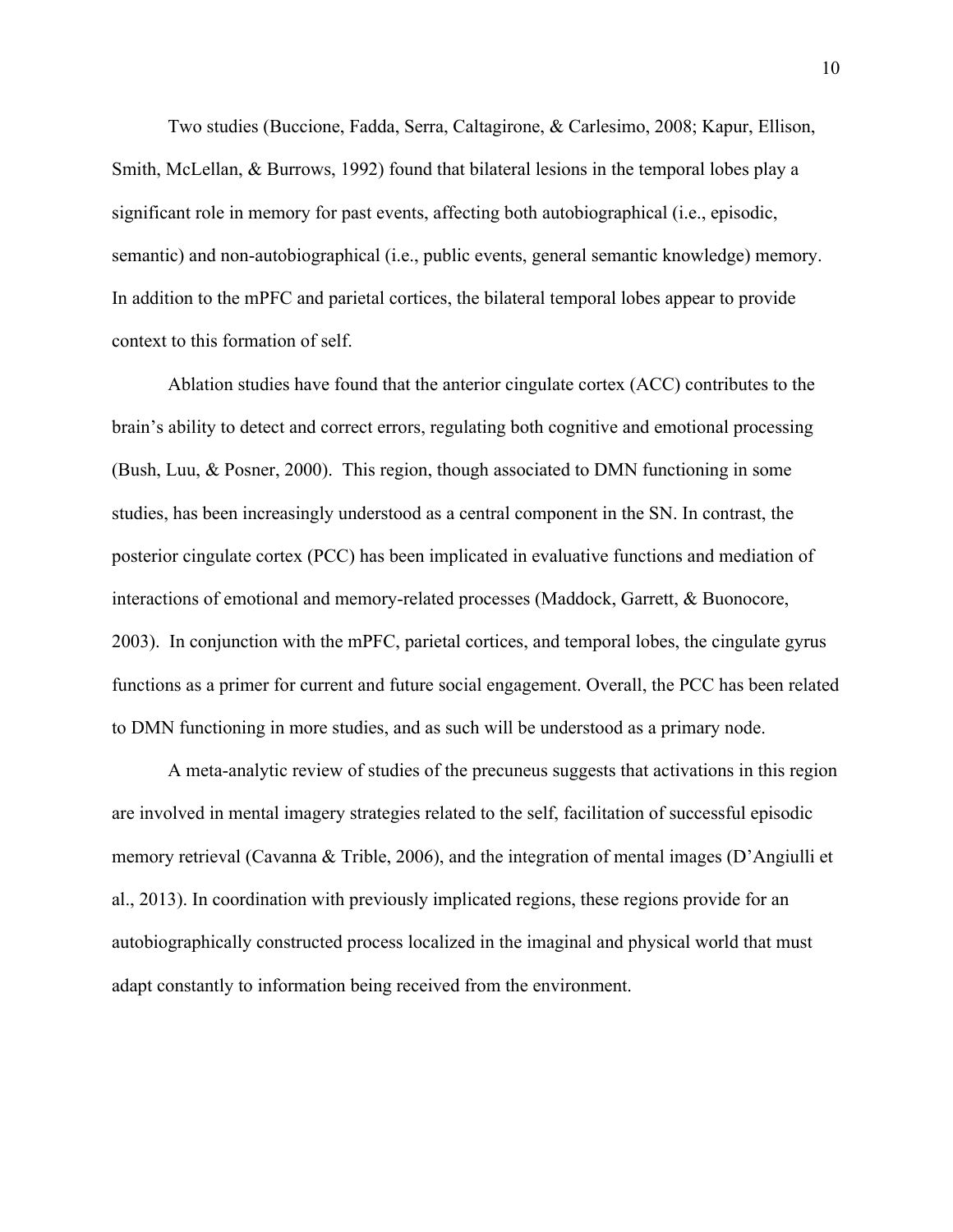Two studies (Buccione, Fadda, Serra, Caltagirone, & Carlesimo, 2008; Kapur, Ellison, Smith, McLellan, & Burrows, 1992) found that bilateral lesions in the temporal lobes play a significant role in memory for past events, affecting both autobiographical (i.e., episodic, semantic) and non-autobiographical (i.e., public events, general semantic knowledge) memory. In addition to the mPFC and parietal cortices, the bilateral temporal lobes appear to provide context to this formation of self.

Ablation studies have found that the anterior cingulate cortex (ACC) contributes to the brain's ability to detect and correct errors, regulating both cognitive and emotional processing (Bush, Luu, & Posner, 2000). This region, though associated to DMN functioning in some studies, has been increasingly understood as a central component in the SN. In contrast, the posterior cingulate cortex (PCC) has been implicated in evaluative functions and mediation of interactions of emotional and memory-related processes (Maddock, Garrett, & Buonocore, 2003). In conjunction with the mPFC, parietal cortices, and temporal lobes, the cingulate gyrus functions as a primer for current and future social engagement. Overall, the PCC has been related to DMN functioning in more studies, and as such will be understood as a primary node.

A meta-analytic review of studies of the precuneus suggests that activations in this region are involved in mental imagery strategies related to the self, facilitation of successful episodic memory retrieval (Cavanna & Trible, 2006), and the integration of mental images (D'Angiulli et al., 2013). In coordination with previously implicated regions, these regions provide for an autobiographically constructed process localized in the imaginal and physical world that must adapt constantly to information being received from the environment.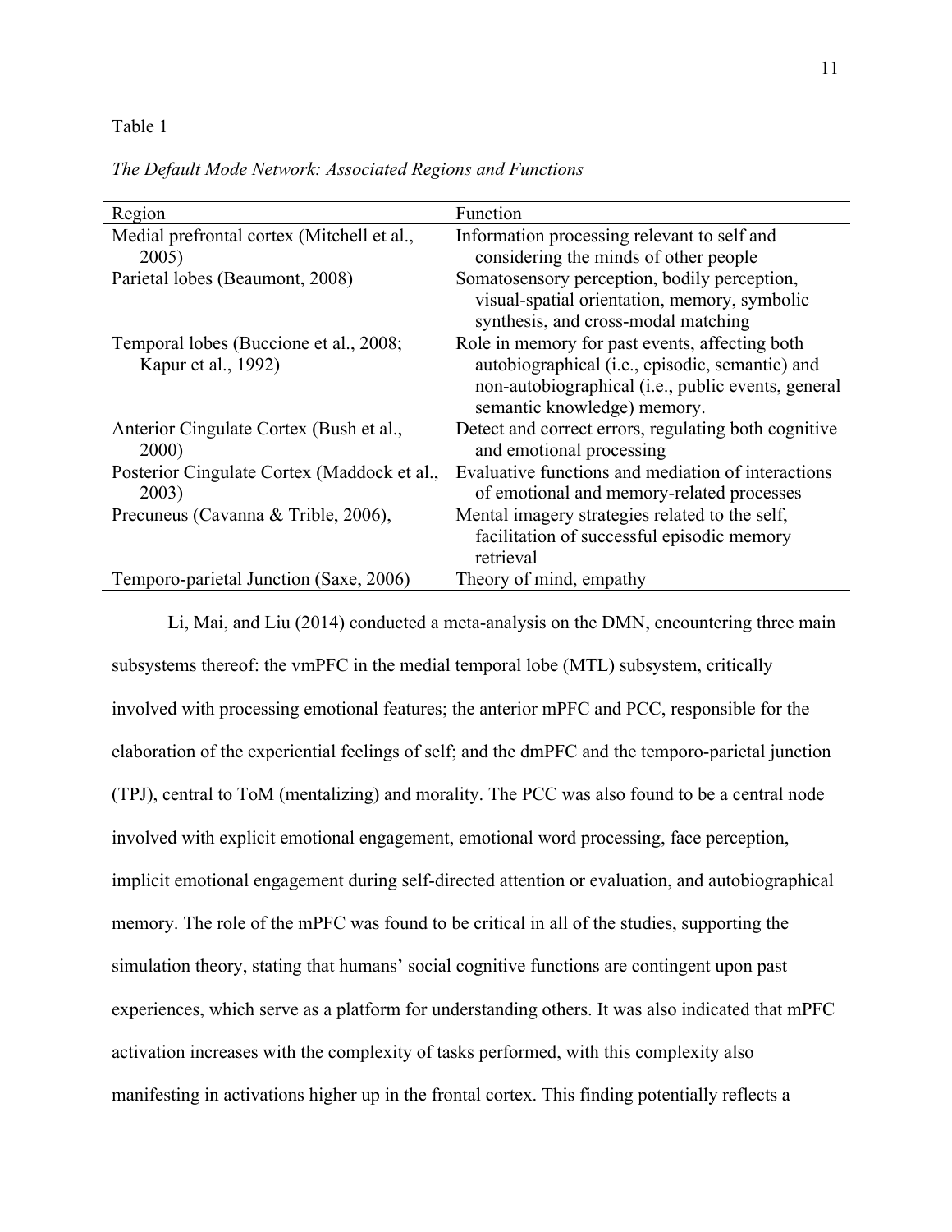Table 1

*The Default Mode Network: Associated Regions and Functions*

| Region | Function |
|---|---|
| Medial prefrontal cortex (Mitchell et al., 2005) | Information processing relevant to self and considering the minds of other people |
| Parietal lobes (Beaumont, 2008) | Somatosensory perception, bodily perception, visual-spatial orientation, memory, symbolic synthesis, and cross-modal matching |
| Temporal lobes (Buccione et al., 2008; Kapur et al., 1992) | Role in memory for past events, affecting both autobiographical (i.e., episodic, semantic) and non-autobiographical (i.e., public events, general semantic knowledge) memory. |
| Anterior Cingulate Cortex (Bush et al., 2000) | Detect and correct errors, regulating both cognitive and emotional processing |
| Posterior Cingulate Cortex (Maddock et al., 2003) | Evaluative functions and mediation of interactions of emotional and memory-related processes |
| Precuneus (Cavanna & Trible, 2006), | Mental imagery strategies related to the self, facilitation of successful episodic memory retrieval |
| Temporo-parietal Junction (Saxe, 2006) | Theory of mind, empathy |

Li, Mai, and Liu (2014) conducted a meta-analysis on the DMN, encountering three main subsystems thereof: the vmPFC in the medial temporal lobe (MTL) subsystem, critically involved with processing emotional features; the anterior mPFC and PCC, responsible for the elaboration of the experiential feelings of self; and the dmPFC and the temporo-parietal junction (TPJ), central to ToM (mentalizing) and morality. The PCC was also found to be a central node involved with explicit emotional engagement, emotional word processing, face perception, implicit emotional engagement during self-directed attention or evaluation, and autobiographical memory. The role of the mPFC was found to be critical in all of the studies, supporting the simulation theory, stating that humans' social cognitive functions are contingent upon past experiences, which serve as a platform for understanding others. It was also indicated that mPFC activation increases with the complexity of tasks performed, with this complexity also manifesting in activations higher up in the frontal cortex. This finding potentially reflects a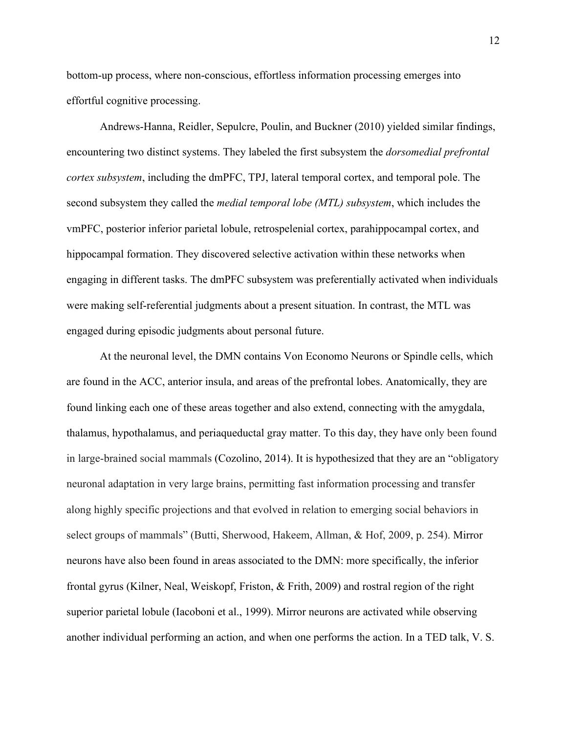bottom-up process, where non-conscious, effortless information processing emerges into effortful cognitive processing.

Andrews-Hanna, Reidler, Sepulcre, Poulin, and Buckner (2010) yielded similar findings, encountering two distinct systems. They labeled the first subsystem the *dorsomedial prefrontal cortex subsystem*, including the dmPFC, TPJ, lateral temporal cortex, and temporal pole. The second subsystem they called the *medial temporal lobe (MTL) subsystem*, which includes the vmPFC, posterior inferior parietal lobule, retrospelenial cortex, parahippocampal cortex, and hippocampal formation. They discovered selective activation within these networks when engaging in different tasks. The dmPFC subsystem was preferentially activated when individuals were making self-referential judgments about a present situation. In contrast, the MTL was engaged during episodic judgments about personal future.

At the neuronal level, the DMN contains Von Economo Neurons or Spindle cells, which are found in the ACC, anterior insula, and areas of the prefrontal lobes. Anatomically, they are found linking each one of these areas together and also extend, connecting with the amygdala, thalamus, hypothalamus, and periaqueductal gray matter. To this day, they have only been found in large-brained social mammals (Cozolino, 2014). It is hypothesized that they are an "obligatory neuronal adaptation in very large brains, permitting fast information processing and transfer along highly specific projections and that evolved in relation to emerging social behaviors in select groups of mammals" (Butti, Sherwood, Hakeem, Allman, & Hof, 2009, p. 254). Mirror neurons have also been found in areas associated to the DMN: more specifically, the inferior frontal gyrus (Kilner, Neal, Weiskopf, Friston, & Frith, 2009) and rostral region of the right superior parietal lobule (Iacoboni et al., 1999). Mirror neurons are activated while observing another individual performing an action, and when one performs the action. In a TED talk, V. S.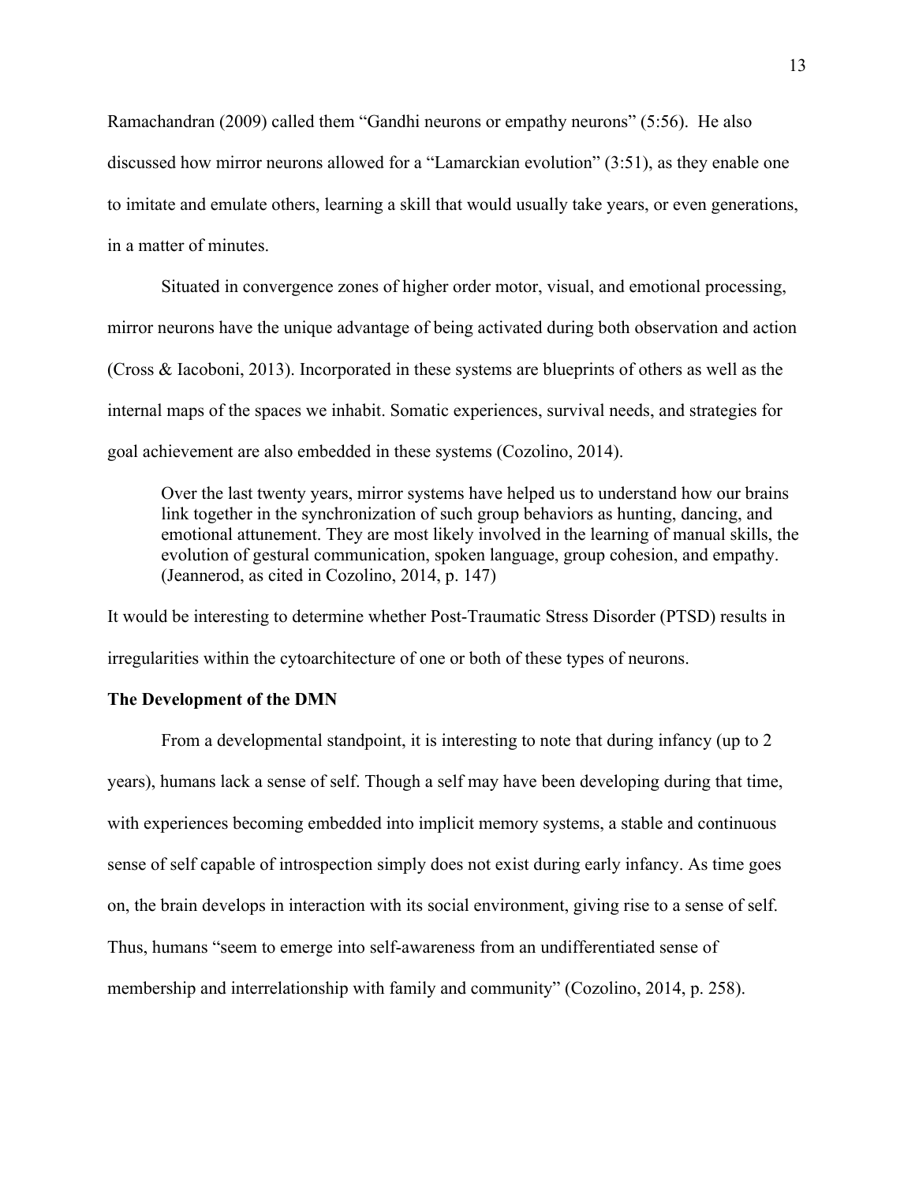Ramachandran (2009) called them "Gandhi neurons or empathy neurons" (5:56). He also discussed how mirror neurons allowed for a "Lamarckian evolution" (3:51), as they enable one to imitate and emulate others, learning a skill that would usually take years, or even generations, in a matter of minutes.

Situated in convergence zones of higher order motor, visual, and emotional processing, mirror neurons have the unique advantage of being activated during both observation and action (Cross & Iacoboni, 2013). Incorporated in these systems are blueprints of others as well as the internal maps of the spaces we inhabit. Somatic experiences, survival needs, and strategies for goal achievement are also embedded in these systems (Cozolino, 2014).

> Over the last twenty years, mirror systems have helped us to understand how our brains link together in the synchronization of such group behaviors as hunting, dancing, and emotional attunement. They are most likely involved in the learning of manual skills, the evolution of gestural communication, spoken language, group cohesion, and empathy. (Jeannerod, as cited in Cozolino, 2014, p. 147)

It would be interesting to determine whether Post-Traumatic Stress Disorder (PTSD) results in irregularities within the cytoarchitecture of one or both of these types of neurons.

**The Development of the DMN**

From a developmental standpoint, it is interesting to note that during infancy (up to 2 years), humans lack a sense of self. Though a self may have been developing during that time, with experiences becoming embedded into implicit memory systems, a stable and continuous sense of self capable of introspection simply does not exist during early infancy. As time goes on, the brain develops in interaction with its social environment, giving rise to a sense of self. Thus, humans "seem to emerge into self-awareness from an undifferentiated sense of membership and interrelationship with family and community" (Cozolino, 2014, p. 258).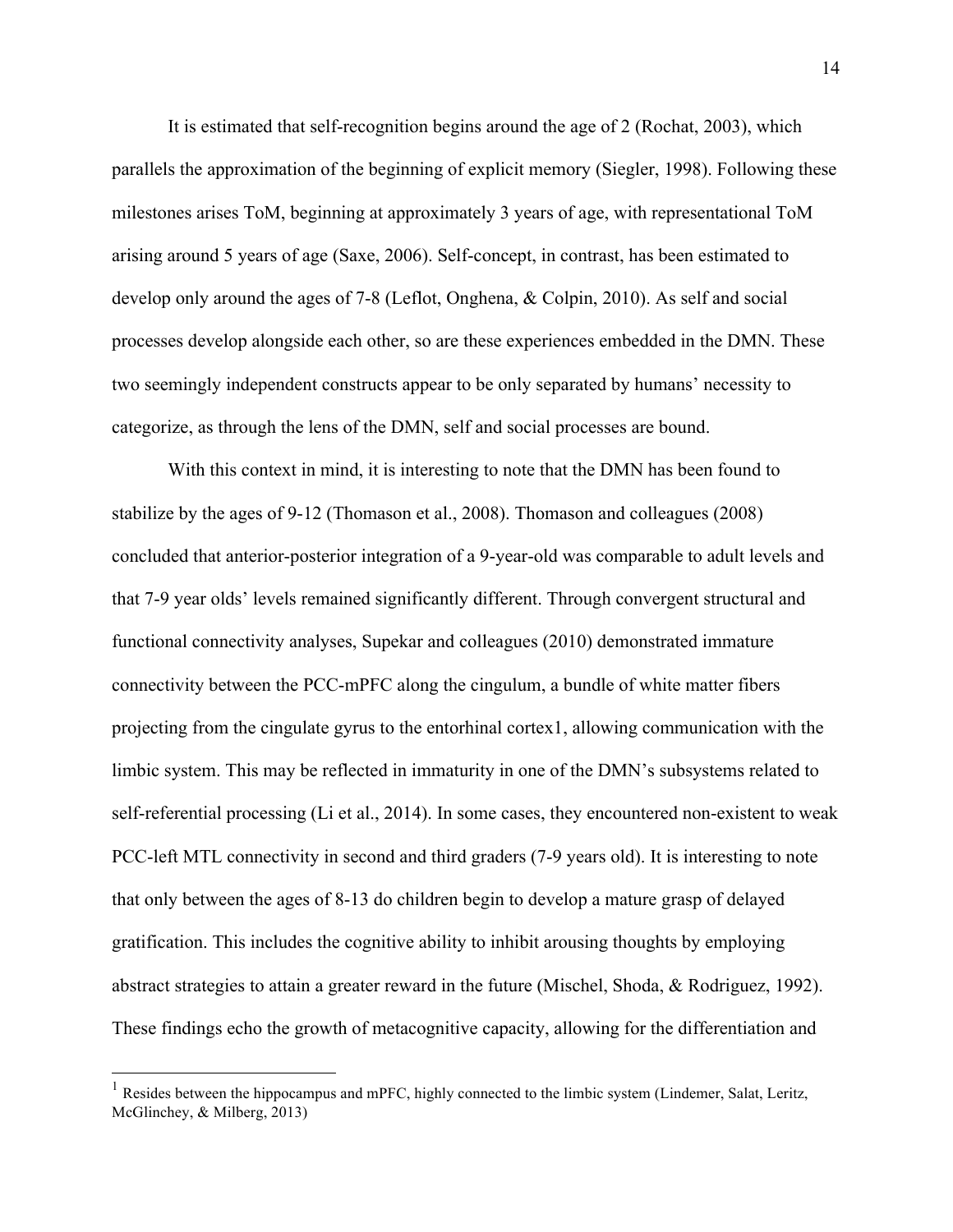It is estimated that self-recognition begins around the age of 2 (Rochat, 2003), which parallels the approximation of the beginning of explicit memory (Siegler, 1998). Following these milestones arises ToM, beginning at approximately 3 years of age, with representational ToM arising around 5 years of age (Saxe, 2006). Self-concept, in contrast, has been estimated to develop only around the ages of 7-8 (Leflot, Onghena, & Colpin, 2010). As self and social processes develop alongside each other, so are these experiences embedded in the DMN. These two seemingly independent constructs appear to be only separated by humans' necessity to categorize, as through the lens of the DMN, self and social processes are bound.

With this context in mind, it is interesting to note that the DMN has been found to stabilize by the ages of 9-12 (Thomason et al., 2008). Thomason and colleagues (2008) concluded that anterior-posterior integration of a 9-year-old was comparable to adult levels and that 7-9 year olds' levels remained significantly different. Through convergent structural and functional connectivity analyses, Supekar and colleagues (2010) demonstrated immature connectivity between the PCC-mPFC along the cingulum, a bundle of white matter fibers projecting from the cingulate gyrus to the entorhinal cortex[1], allowing communication with the limbic system. This may be reflected in immaturity in one of the DMN's subsystems related to self-referential processing (Li et al., 2014). In some cases, they encountered non-existent to weak PCC-left MTL connectivity in second and third graders (7-9 years old). It is interesting to note that only between the ages of 8-13 do children begin to develop a mature grasp of delayed gratification. This includes the cognitive ability to inhibit arousing thoughts by employing abstract strategies to attain a greater reward in the future (Mischel, Shoda, & Rodriguez, 1992). These findings echo the growth of metacognitive capacity, allowing for the differentiation and

---

[1] Resides between the hippocampus and mPFC, highly connected to the limbic system (Lindemer, Salat, Leritz, McGlinchey, & Milberg, 2013)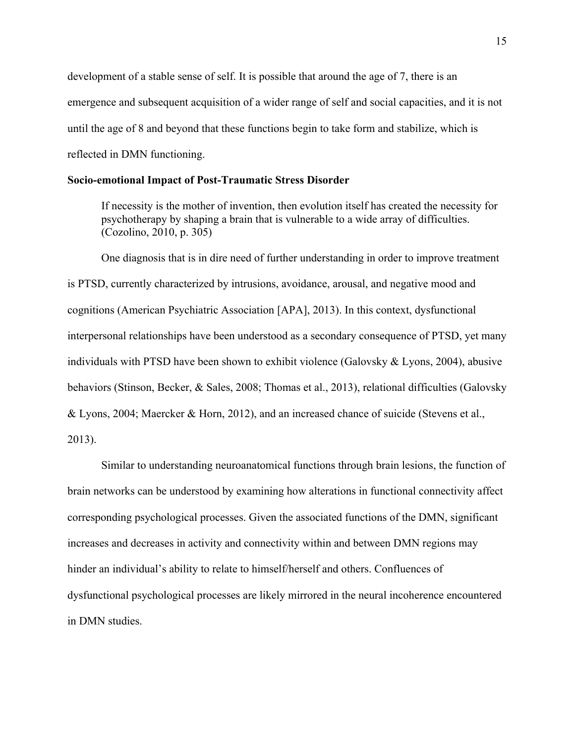development of a stable sense of self. It is possible that around the age of 7, there is an emergence and subsequent acquisition of a wider range of self and social capacities, and it is not until the age of 8 and beyond that these functions begin to take form and stabilize, which is reflected in DMN functioning.

**Socio-emotional Impact of Post-Traumatic Stress Disorder**

> If necessity is the mother of invention, then evolution itself has created the necessity for psychotherapy by shaping a brain that is vulnerable to a wide array of difficulties. (Cozolino, 2010, p. 305)

One diagnosis that is in dire need of further understanding in order to improve treatment is PTSD, currently characterized by intrusions, avoidance, arousal, and negative mood and cognitions (American Psychiatric Association [APA], 2013). In this context, dysfunctional interpersonal relationships have been understood as a secondary consequence of PTSD, yet many individuals with PTSD have been shown to exhibit violence (Galovsky & Lyons, 2004), abusive behaviors (Stinson, Becker, & Sales, 2008; Thomas et al., 2013), relational difficulties (Galovsky & Lyons, 2004; Maercker & Horn, 2012), and an increased chance of suicide (Stevens et al., 2013).

Similar to understanding neuroanatomical functions through brain lesions, the function of brain networks can be understood by examining how alterations in functional connectivity affect corresponding psychological processes. Given the associated functions of the DMN, significant increases and decreases in activity and connectivity within and between DMN regions may hinder an individual's ability to relate to himself/herself and others. Confluences of dysfunctional psychological processes are likely mirrored in the neural incoherence encountered in DMN studies.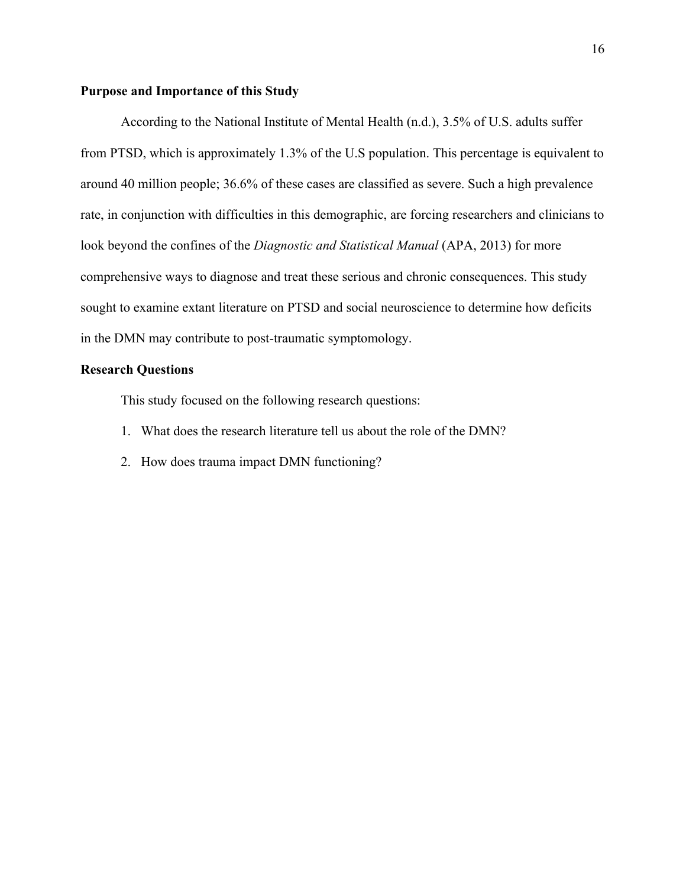## Purpose and Importance of this Study

According to the National Institute of Mental Health (n.d.), 3.5% of U.S. adults suffer from PTSD, which is approximately 1.3% of the U.S population. This percentage is equivalent to around 40 million people; 36.6% of these cases are classified as severe. Such a high prevalence rate, in conjunction with difficulties in this demographic, are forcing researchers and clinicians to look beyond the confines of the *Diagnostic and Statistical Manual* (APA, 2013) for more comprehensive ways to diagnose and treat these serious and chronic consequences. This study sought to examine extant literature on PTSD and social neuroscience to determine how deficits in the DMN may contribute to post-traumatic symptomology.

## Research Questions

This study focused on the following research questions:

1. What does the research literature tell us about the role of the DMN?
2. How does trauma impact DMN functioning?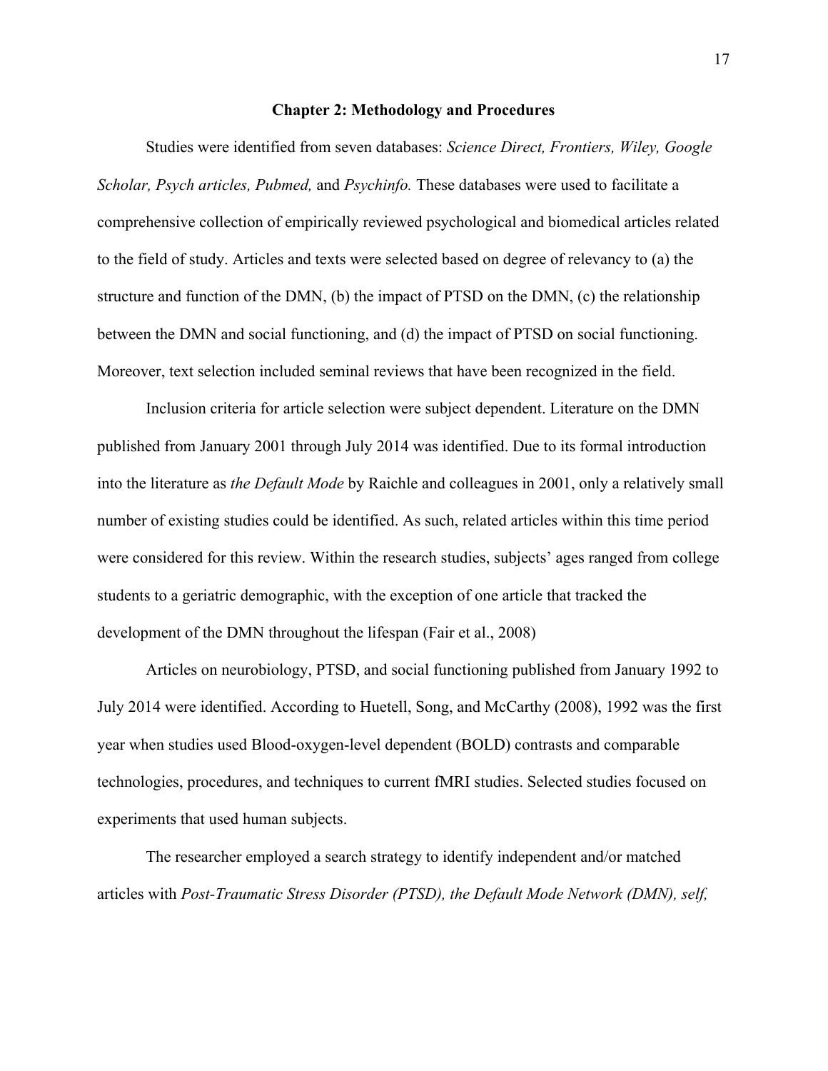## Chapter 2: Methodology and Procedures

Studies were identified from seven databases: *Science Direct, Frontiers, Wiley, Google Scholar, Psych articles, Pubmed,* and *Psychinfo.* These databases were used to facilitate a comprehensive collection of empirically reviewed psychological and biomedical articles related to the field of study. Articles and texts were selected based on degree of relevancy to (a) the structure and function of the DMN, (b) the impact of PTSD on the DMN, (c) the relationship between the DMN and social functioning, and (d) the impact of PTSD on social functioning. Moreover, text selection included seminal reviews that have been recognized in the field.

Inclusion criteria for article selection were subject dependent. Literature on the DMN published from January 2001 through July 2014 was identified. Due to its formal introduction into the literature as *the Default Mode* by Raichle and colleagues in 2001, only a relatively small number of existing studies could be identified. As such, related articles within this time period were considered for this review. Within the research studies, subjects' ages ranged from college students to a geriatric demographic, with the exception of one article that tracked the development of the DMN throughout the lifespan (Fair et al., 2008)

Articles on neurobiology, PTSD, and social functioning published from January 1992 to July 2014 were identified. According to Huetell, Song, and McCarthy (2008), 1992 was the first year when studies used Blood-oxygen-level dependent (BOLD) contrasts and comparable technologies, procedures, and techniques to current fMRI studies. Selected studies focused on experiments that used human subjects.

The researcher employed a search strategy to identify independent and/or matched articles with *Post-Traumatic Stress Disorder (PTSD), the Default Mode Network (DMN), self,*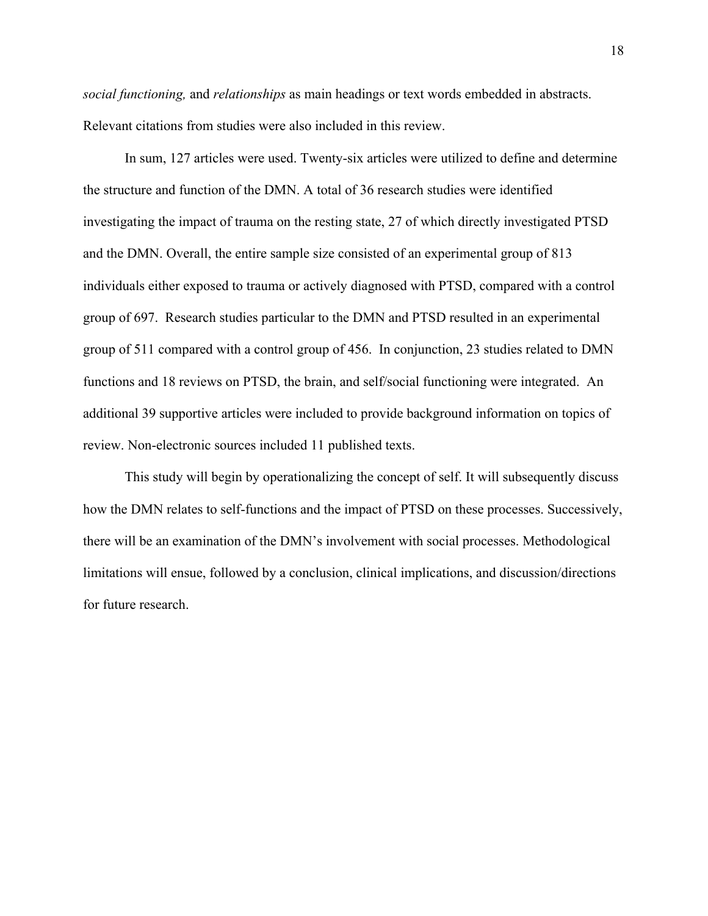*social functioning,* and *relationships* as main headings or text words embedded in abstracts. Relevant citations from studies were also included in this review.

In sum, 127 articles were used. Twenty-six articles were utilized to define and determine the structure and function of the DMN. A total of 36 research studies were identified investigating the impact of trauma on the resting state, 27 of which directly investigated PTSD and the DMN. Overall, the entire sample size consisted of an experimental group of 813 individuals either exposed to trauma or actively diagnosed with PTSD, compared with a control group of 697. Research studies particular to the DMN and PTSD resulted in an experimental group of 511 compared with a control group of 456. In conjunction, 23 studies related to DMN functions and 18 reviews on PTSD, the brain, and self/social functioning were integrated. An additional 39 supportive articles were included to provide background information on topics of review. Non-electronic sources included 11 published texts.

This study will begin by operationalizing the concept of self. It will subsequently discuss how the DMN relates to self-functions and the impact of PTSD on these processes. Successively, there will be an examination of the DMN's involvement with social processes. Methodological limitations will ensue, followed by a conclusion, clinical implications, and discussion/directions for future research.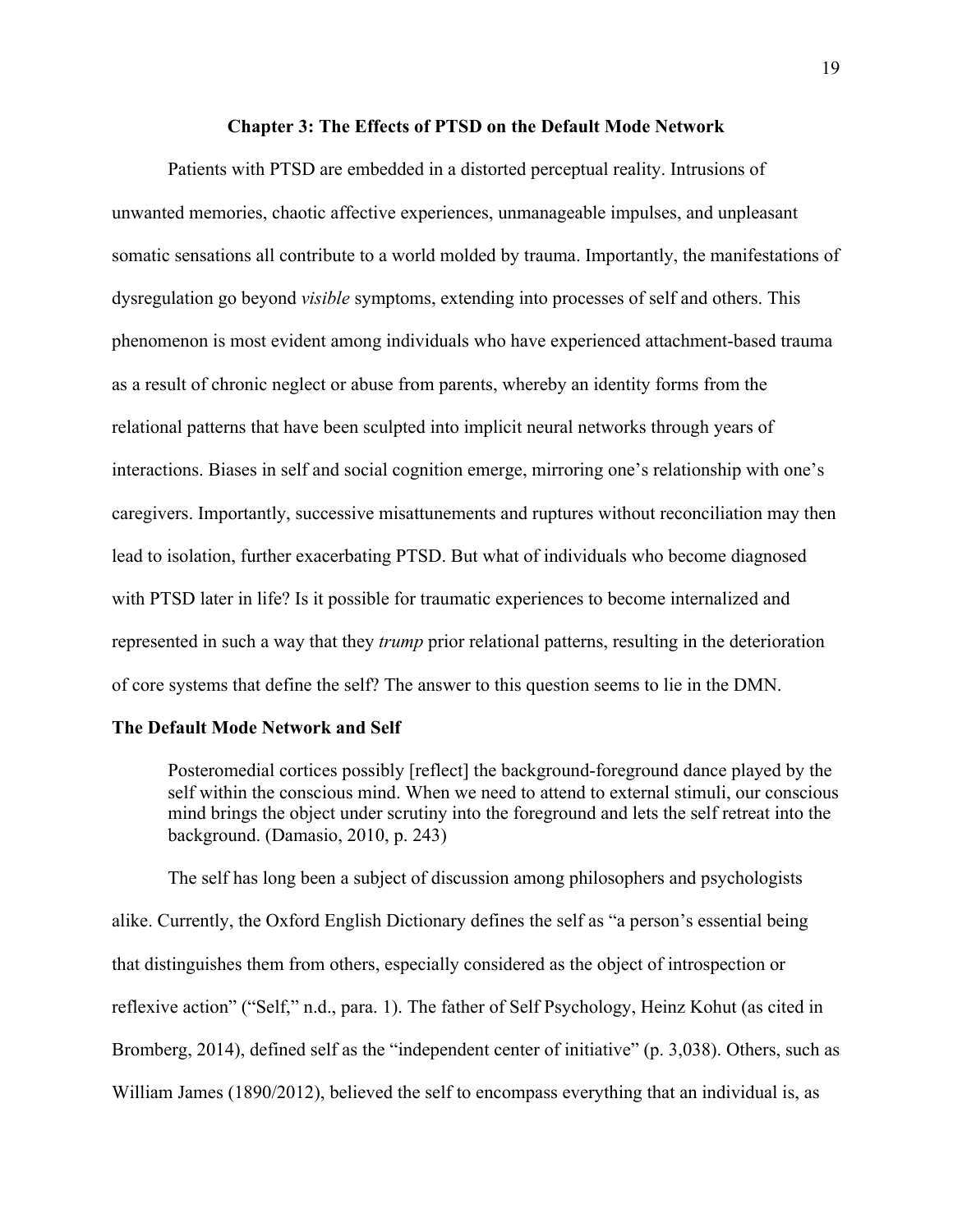# Chapter 3: The Effects of PTSD on the Default Mode Network

Patients with PTSD are embedded in a distorted perceptual reality. Intrusions of unwanted memories, chaotic affective experiences, unmanageable impulses, and unpleasant somatic sensations all contribute to a world molded by trauma. Importantly, the manifestations of dysregulation go beyond *visible* symptoms, extending into processes of self and others. This phenomenon is most evident among individuals who have experienced attachment-based trauma as a result of chronic neglect or abuse from parents, whereby an identity forms from the relational patterns that have been sculpted into implicit neural networks through years of interactions. Biases in self and social cognition emerge, mirroring one's relationship with one's caregivers. Importantly, successive misattunements and ruptures without reconciliation may then lead to isolation, further exacerbating PTSD. But what of individuals who become diagnosed with PTSD later in life? Is it possible for traumatic experiences to become internalized and represented in such a way that they *trump* prior relational patterns, resulting in the deterioration of core systems that define the self? The answer to this question seems to lie in the DMN.

## The Default Mode Network and Self

> Posteromedial cortices possibly [reflect] the background-foreground dance played by the self within the conscious mind. When we need to attend to external stimuli, our conscious mind brings the object under scrutiny into the foreground and lets the self retreat into the background. (Damasio, 2010, p. 243)

The self has long been a subject of discussion among philosophers and psychologists alike. Currently, the Oxford English Dictionary defines the self as "a person's essential being that distinguishes them from others, especially considered as the object of introspection or reflexive action" ("Self," n.d., para. 1). The father of Self Psychology, Heinz Kohut (as cited in Bromberg, 2014), defined self as the "independent center of initiative" (p. 3,038). Others, such as William James (1890/2012), believed the self to encompass everything that an individual is, as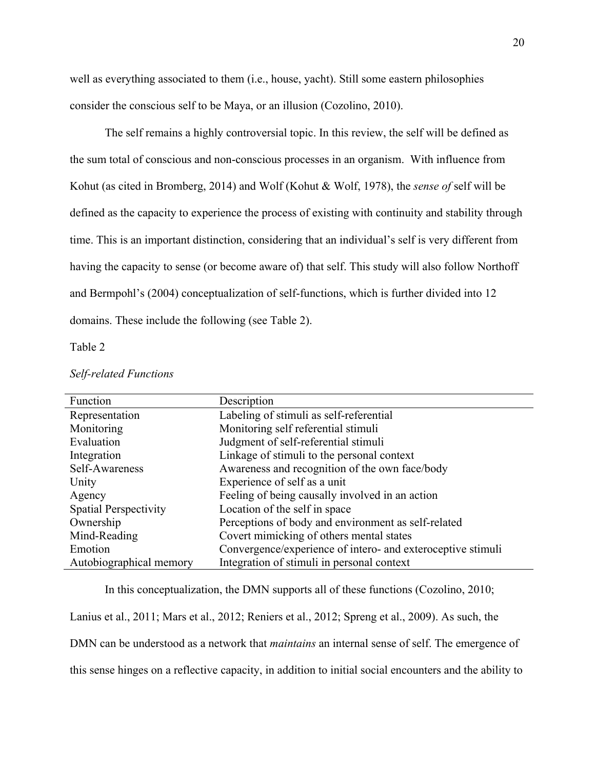well as everything associated to them (i.e., house, yacht). Still some eastern philosophies consider the conscious self to be Maya, or an illusion (Cozolino, 2010).

The self remains a highly controversial topic. In this review, the self will be defined as the sum total of conscious and non-conscious processes in an organism. With influence from Kohut (as cited in Bromberg, 2014) and Wolf (Kohut & Wolf, 1978), the *sense of* self will be defined as the capacity to experience the process of existing with continuity and stability through time. This is an important distinction, considering that an individual's self is very different from having the capacity to sense (or become aware of) that self. This study will also follow Northoff and Bermpohl's (2004) conceptualization of self-functions, which is further divided into 12 domains. These include the following (see Table 2).

Table 2

*Self-related Functions*

| Function | Description |
|---|---|
| Representation | Labeling of stimuli as self-referential |
| Monitoring | Monitoring self referential stimuli |
| Evaluation | Judgment of self-referential stimuli |
| Integration | Linkage of stimuli to the personal context |
| Self-Awareness | Awareness and recognition of the own face/body |
| Unity | Experience of self as a unit |
| Agency | Feeling of being causally involved in an action |
| Spatial Perspectivity | Location of the self in space |
| Ownership | Perceptions of body and environment as self-related |
| Mind-Reading | Covert mimicking of others mental states |
| Emotion | Convergence/experience of intero- and exteroceptive stimuli |
| Autobiographical memory | Integration of stimuli in personal context |

In this conceptualization, the DMN supports all of these functions (Cozolino, 2010; Lanius et al., 2011; Mars et al., 2012; Reniers et al., 2012; Spreng et al., 2009). As such, the DMN can be understood as a network that *maintains* an internal sense of self. The emergence of this sense hinges on a reflective capacity, in addition to initial social encounters and the ability to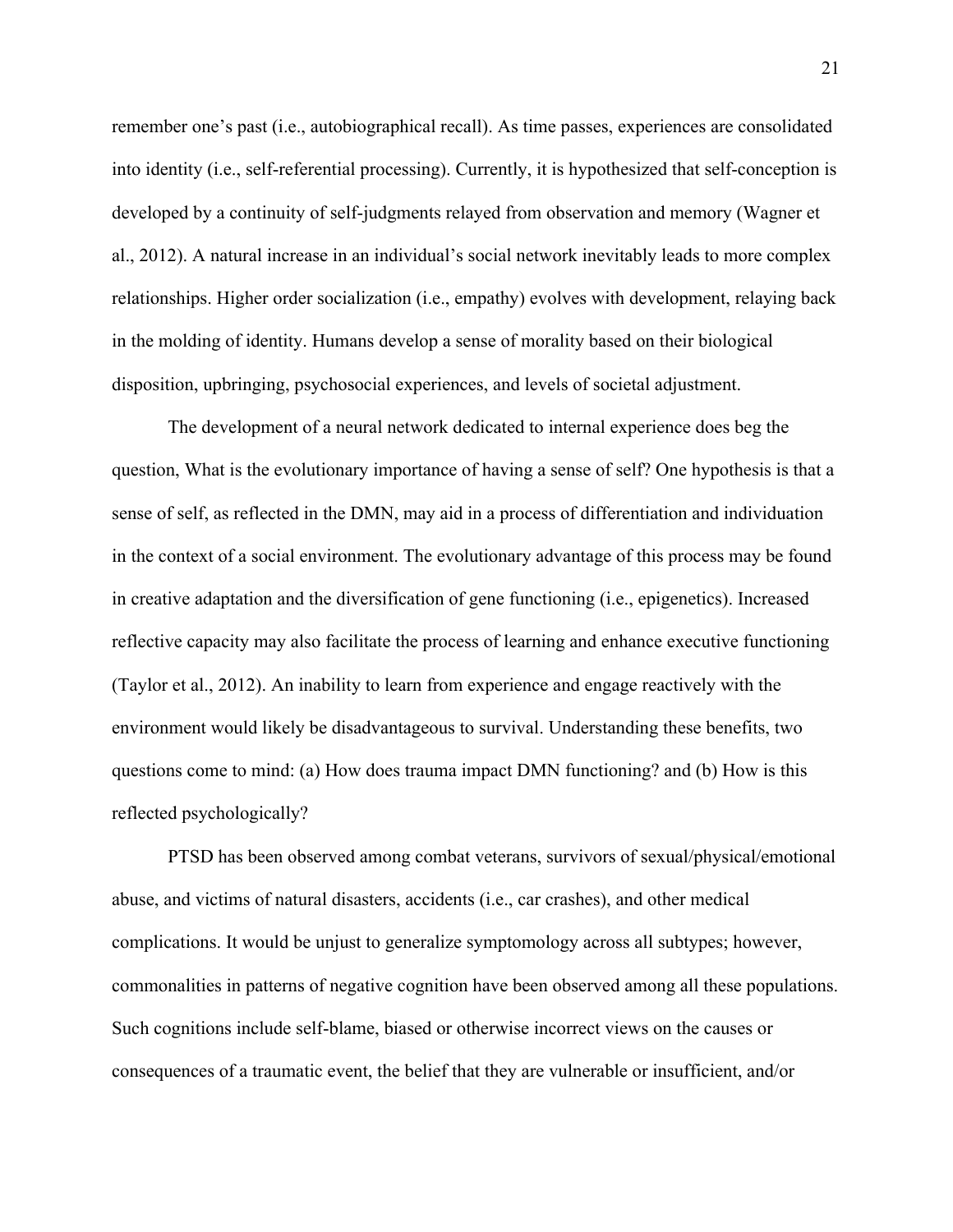remember one's past (i.e., autobiographical recall). As time passes, experiences are consolidated into identity (i.e., self-referential processing). Currently, it is hypothesized that self-conception is developed by a continuity of self-judgments relayed from observation and memory (Wagner et al., 2012). A natural increase in an individual's social network inevitably leads to more complex relationships. Higher order socialization (i.e., empathy) evolves with development, relaying back in the molding of identity. Humans develop a sense of morality based on their biological disposition, upbringing, psychosocial experiences, and levels of societal adjustment.

The development of a neural network dedicated to internal experience does beg the question, What is the evolutionary importance of having a sense of self? One hypothesis is that a sense of self, as reflected in the DMN, may aid in a process of differentiation and individuation in the context of a social environment. The evolutionary advantage of this process may be found in creative adaptation and the diversification of gene functioning (i.e., epigenetics). Increased reflective capacity may also facilitate the process of learning and enhance executive functioning (Taylor et al., 2012). An inability to learn from experience and engage reactively with the environment would likely be disadvantageous to survival. Understanding these benefits, two questions come to mind: (a) How does trauma impact DMN functioning? and (b) How is this reflected psychologically?

PTSD has been observed among combat veterans, survivors of sexual/physical/emotional abuse, and victims of natural disasters, accidents (i.e., car crashes), and other medical complications. It would be unjust to generalize symptomology across all subtypes; however, commonalities in patterns of negative cognition have been observed among all these populations. Such cognitions include self-blame, biased or otherwise incorrect views on the causes or consequences of a traumatic event, the belief that they are vulnerable or insufficient, and/or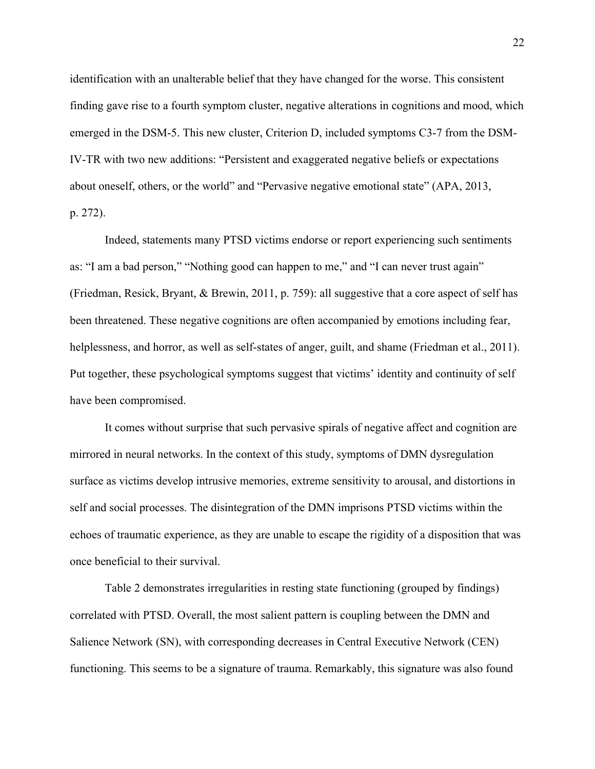identification with an unalterable belief that they have changed for the worse. This consistent finding gave rise to a fourth symptom cluster, negative alterations in cognitions and mood, which emerged in the DSM-5. This new cluster, Criterion D, included symptoms C3-7 from the DSM-IV-TR with two new additions: "Persistent and exaggerated negative beliefs or expectations about oneself, others, or the world" and "Pervasive negative emotional state" (APA, 2013, p. 272).

Indeed, statements many PTSD victims endorse or report experiencing such sentiments as: "I am a bad person," "Nothing good can happen to me," and "I can never trust again" (Friedman, Resick, Bryant, & Brewin, 2011, p. 759): all suggestive that a core aspect of self has been threatened. These negative cognitions are often accompanied by emotions including fear, helplessness, and horror, as well as self-states of anger, guilt, and shame (Friedman et al., 2011). Put together, these psychological symptoms suggest that victims' identity and continuity of self have been compromised.

It comes without surprise that such pervasive spirals of negative affect and cognition are mirrored in neural networks. In the context of this study, symptoms of DMN dysregulation surface as victims develop intrusive memories, extreme sensitivity to arousal, and distortions in self and social processes. The disintegration of the DMN imprisons PTSD victims within the echoes of traumatic experience, as they are unable to escape the rigidity of a disposition that was once beneficial to their survival.

Table 2 demonstrates irregularities in resting state functioning (grouped by findings) correlated with PTSD. Overall, the most salient pattern is coupling between the DMN and Salience Network (SN), with corresponding decreases in Central Executive Network (CEN) functioning. This seems to be a signature of trauma. Remarkably, this signature was also found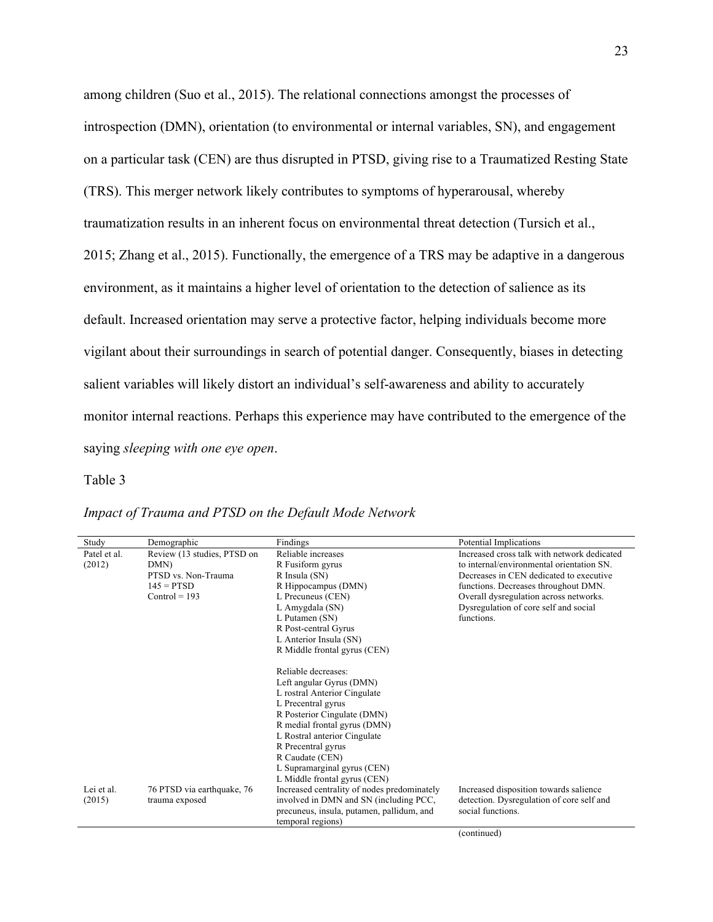among children (Suo et al., 2015). The relational connections amongst the processes of introspection (DMN), orientation (to environmental or internal variables, SN), and engagement on a particular task (CEN) are thus disrupted in PTSD, giving rise to a Traumatized Resting State (TRS). This merger network likely contributes to symptoms of hyperarousal, whereby traumatization results in an inherent focus on environmental threat detection (Tursich et al., 2015; Zhang et al., 2015). Functionally, the emergence of a TRS may be adaptive in a dangerous environment, as it maintains a higher level of orientation to the detection of salience as its default. Increased orientation may serve a protective factor, helping individuals become more vigilant about their surroundings in search of potential danger. Consequently, biases in detecting salient variables will likely distort an individual's self-awareness and ability to accurately monitor internal reactions. Perhaps this experience may have contributed to the emergence of the saying *sleeping with one eye open*.

Table 3

*Impact of Trauma and PTSD on the Default Mode Network*

| Study | Demographic | Findings | Potential Implications |
|---|---|---|---|
| Patel et al. (2012) | Review (13 studies, PTSD on DMN)<br>PTSD vs. Non-Trauma<br>145 = PTSD<br>Control = 193 | Reliable increases<br>R Fusiform gyrus<br>R Insula (SN)<br>R Hippocampus (DMN)<br>L Precuneus (CEN)<br>L Amygdala (SN)<br>L Putamen (SN)<br>R Post-central Gyrus<br>L Anterior Insula (SN)<br>R Middle frontal gyrus (CEN)<br><br>Reliable decreases:<br>Left angular Gyrus (DMN)<br>L rostral Anterior Cingulate<br>L Precentral gyrus<br>R Posterior Cingulate (DMN)<br>R medial frontal gyrus (DMN)<br>L Rostral anterior Cingulate<br>R Precentral gyrus<br>R Caudate (CEN)<br>L Supramarginal gyrus (CEN)<br>L Middle frontal gyrus (CEN) | Increased cross talk with network dedicated to internal/environmental orientation SN. Decreases in CEN dedicated to executive functions. Decreases throughout DMN. Overall dysregulation across networks. Dysregulation of core self and social functions. |
| Lei et al. (2015) | 76 PTSD via earthquake, 76 trauma exposed | Increased centrality of nodes predominately involved in DMN and SN (including PCC, precuneus, insula, putamen, pallidum, and temporal regions) | Increased disposition towards salience detection. Dysregulation of core self and social functions. |

(continued)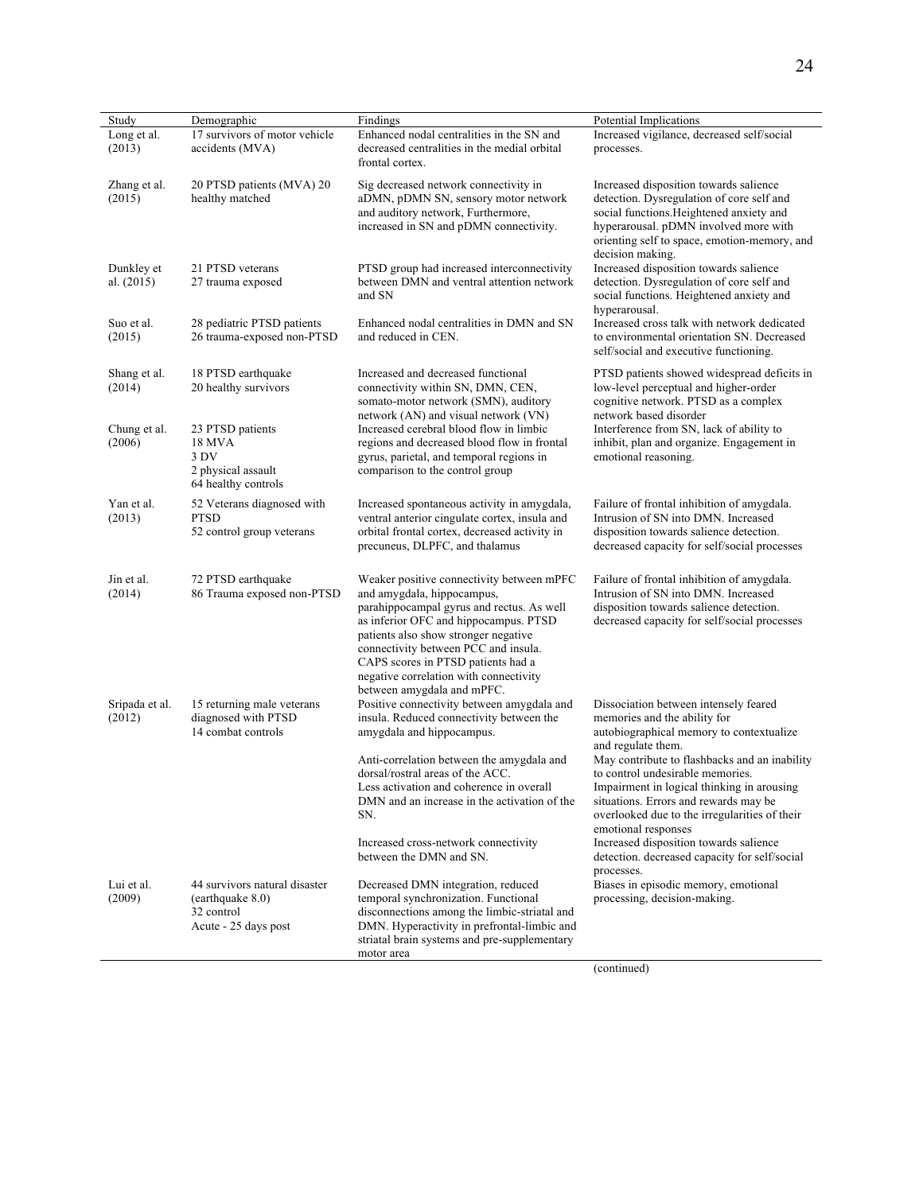| Study | Demographic | Findings | Potential Implications |
|---|---|---|---|
| Long et al. (2013) | 17 survivors of motor vehicle accidents (MVA) | Enhanced nodal centralities in the SN and decreased centralities in the medial orbital frontal cortex. | Increased vigilance, decreased self/social processes. |
| Zhang et al. (2015) | 20 PTSD patients (MVA) 20 healthy matched | Sig decreased network connectivity in aDMN, pDMN SN, sensory motor network and auditory network, Furthermore, increased in SN and pDMN connectivity. | Increased disposition towards salience detection. Dysregulation of core self and social functions.Heightened anxiety and hyperarousal. pDMN involved more with orienting self to space, emotion-memory, and decision making. |
| Dunkley et al. (2015) | 21 PTSD veterans<br>27 trauma exposed | PTSD group had increased interconnectivity between DMN and ventral attention network and SN | Increased disposition towards salience detection. Dysregulation of core self and social functions. Heightened anxiety and hyperarousal. |
| Suo et al. (2015) | 28 pediatric PTSD patients<br>26 trauma-exposed non-PTSD | Enhanced nodal centralities in DMN and SN and reduced in CEN. | Increased cross talk with network dedicated to environmental orientation SN. Decreased self/social and executive functioning. |
| Shang et al. (2014) | 18 PTSD earthquake<br>20 healthy survivors | Increased and decreased functional connectivity within SN, DMN, CEN, somato-motor network (SMN), auditory network (AN) and visual network (VN) | PTSD patients showed widespread deficits in low-level perceptual and higher-order cognitive network. PTSD as a complex network based disorder |
| Chung et al. (2006) | 23 PTSD patients<br>18 MVA<br>3 DV<br>2 physical assault<br>64 healthy controls | Increased cerebral blood flow in limbic regions and decreased blood flow in frontal gyrus, parietal, and temporal regions in comparison to the control group | Interference from SN, lack of ability to inhibit, plan and organize. Engagement in emotional reasoning. |
| Yan et al. (2013) | 52 Veterans diagnosed with PTSD<br>52 control group veterans | Increased spontaneous activity in amygdala, ventral anterior cingulate cortex, insula and orbital frontal cortex, decreased activity in precuneus, DLPFC, and thalamus | Failure of frontal inhibition of amygdala. Intrusion of SN into DMN. Increased disposition towards salience detection. decreased capacity for self/social processes |
| Jin et al. (2014) | 72 PTSD earthquake<br>86 Trauma exposed non-PTSD | Weaker positive connectivity between mPFC and amygdala, hippocampus, parahippocampal gyrus and rectus. As well as inferior OFC and hippocampus. PTSD patients also show stronger negative connectivity between PCC and insula. CAPS scores in PTSD patients had a negative correlation with connectivity between amygdala and mPFC. | Failure of frontal inhibition of amygdala. Intrusion of SN into DMN. Increased disposition towards salience detection. decreased capacity for self/social processes |
| Sripada et al. (2012) | 15 returning male veterans diagnosed with PTSD<br>14 combat controls | Positive connectivity between amygdala and insula. Reduced connectivity between the amygdala and hippocampus. | Dissociation between intensely feared memories and the ability for autobiographical memory to contextualize and regulate them. |
| | | Anti-correlation between the amygdala and dorsal/rostral areas of the ACC.<br>Less activation and coherence in overall DMN and an increase in the activation of the SN. | May contribute to flashbacks and an inability to control undesirable memories.<br>Impairment in logical thinking in arousing situations. Errors and rewards may be overlooked due to the irregularities of their emotional responses |
| | | Increased cross-network connectivity between the DMN and SN. | Increased disposition towards salience detection. decreased capacity for self/social processes. |
| Lui et al. (2009) | 44 survivors natural disaster (earthquake 8.0)<br>32 control<br>Acute - 25 days post | Decreased DMN integration, reduced temporal synchronization. Functional disconnections among the limbic-striatal and DMN. Hyperactivity in prefrontal-limbic and striatal brain systems and pre-supplementary motor area | Biases in episodic memory, emotional processing, decision-making. |

(continued)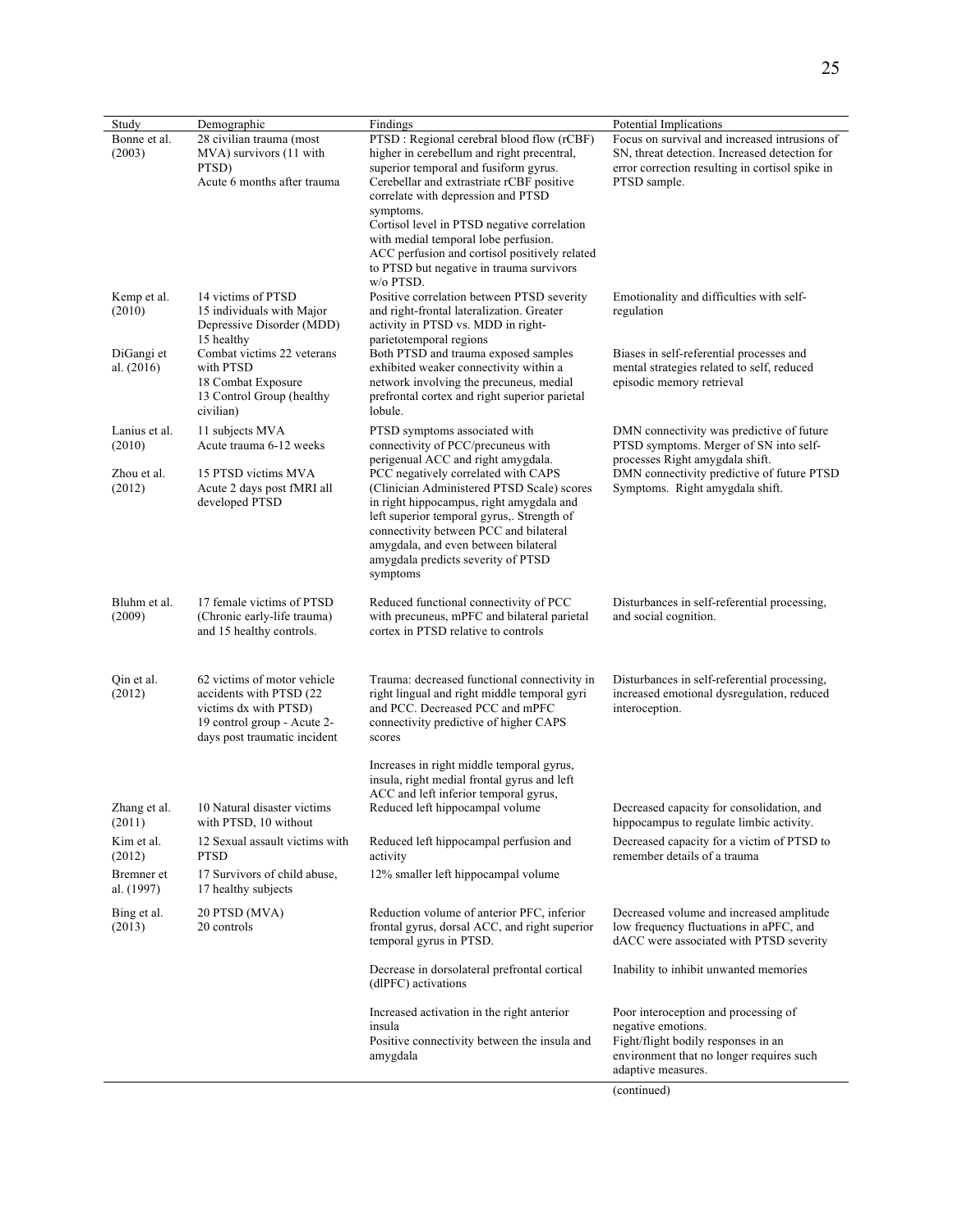| Study | Demographic | Findings | Potential Implications |
|---|---|---|---|
| Bonne et al. (2003) | 28 civilian trauma (most MVA) survivors (11 with PTSD)<br>Acute 6 months after trauma | PTSD : Regional cerebral blood flow (rCBF) higher in cerebellum and right precentral, superior temporal and fusiform gyrus. Cerebellar and extrastriate rCBF positive correlate with depression and PTSD symptoms.<br>Cortisol level in PTSD negative correlation with medial temporal lobe perfusion.<br>ACC perfusion and cortisol positively related to PTSD but negative in trauma survivors w/o PTSD. | Focus on survival and increased intrusions of SN, threat detection. Increased detection for error correction resulting in cortisol spike in PTSD sample. |
| Kemp et al. (2010) | 14 victims of PTSD<br>15 individuals with Major Depressive Disorder (MDD)<br>15 healthy | Positive correlation between PTSD severity and right-frontal lateralization. Greater activity in PTSD vs. MDD in right-parietotemporal regions | Emotionality and difficulties with self-regulation |
| DiGangi et al. (2016) | Combat victims 22 veterans with PTSD<br>18 Combat Exposure<br>13 Control Group (healthy civilian) | Both PTSD and trauma exposed samples exhibited weaker connectivity within a network involving the precuneus, medial prefrontal cortex and right superior parietal lobule. | Biases in self-referential processes and mental strategies related to self, reduced episodic memory retrieval |
| Lanius et al. (2010) | 11 subjects MVA<br>Acute trauma 6-12 weeks | PTSD symptoms associated with connectivity of PCC/precuneus with perigenual ACC and right amygdala. | DMN connectivity was predictive of future PTSD symptoms. Merger of SN into self-processes Right amygdala shift. |
| Zhou et al. (2012) | 15 PTSD victims MVA<br>Acute 2 days post fMRI all developed PTSD | PCC negatively correlated with CAPS (Clinician Administered PTSD Scale) scores in right hippocampus, right amygdala and left superior temporal gyrus,. Strength of connectivity between PCC and bilateral amygdala, and even between bilateral amygdala predicts severity of PTSD symptoms | DMN connectivity predictive of future PTSD Symptoms. Right amygdala shift. |
| Bluhm et al. (2009) | 17 female victims of PTSD (Chronic early-life trauma) and 15 healthy controls. | Reduced functional connectivity of PCC with precuneus, mPFC and bilateral parietal cortex in PTSD relative to controls | Disturbances in self-referential processing, and social cognition. |
| Qin et al. (2012) | 62 victims of motor vehicle accidents with PTSD (22 victims dx with PTSD)<br>19 control group - Acute 2-days post traumatic incident | Trauma: decreased functional connectivity in right lingual and right middle temporal gyri and PCC. Decreased PCC and mPFC connectivity predictive of higher CAPS scores<br><br>Increases in right middle temporal gyrus, insula, right medial frontal gyrus and left ACC and left inferior temporal gyrus, | Disturbances in self-referential processing, increased emotional dysregulation, reduced interoception. |
| Zhang et al. (2011) | 10 Natural disaster victims with PTSD, 10 without | Reduced left hippocampal volume | Decreased capacity for consolidation, and hippocampus to regulate limbic activity. |
| Kim et al. (2012) | 12 Sexual assault victims with PTSD | Reduced left hippocampal perfusion and activity | Decreased capacity for a victim of PTSD to remember details of a trauma |
| Bremner et al. (1997) | 17 Survivors of child abuse, 17 healthy subjects | 12% smaller left hippocampal volume | |
| Bing et al. (2013) | 20 PTSD (MVA)<br>20 controls | Reduction volume of anterior PFC, inferior frontal gyrus, dorsal ACC, and right superior temporal gyrus in PTSD. | Decreased volume and increased amplitude low frequency fluctuations in aPFC, and dACC were associated with PTSD severity |
| | | Decrease in dorsolateral prefrontal cortical (dlPFC) activations | Inability to inhibit unwanted memories |
| | | Increased activation in the right anterior insula<br>Positive connectivity between the insula and amygdala | Poor interoception and processing of negative emotions.<br>Fight/flight bodily responses in an environment that no longer requires such adaptive measures. |

(continued)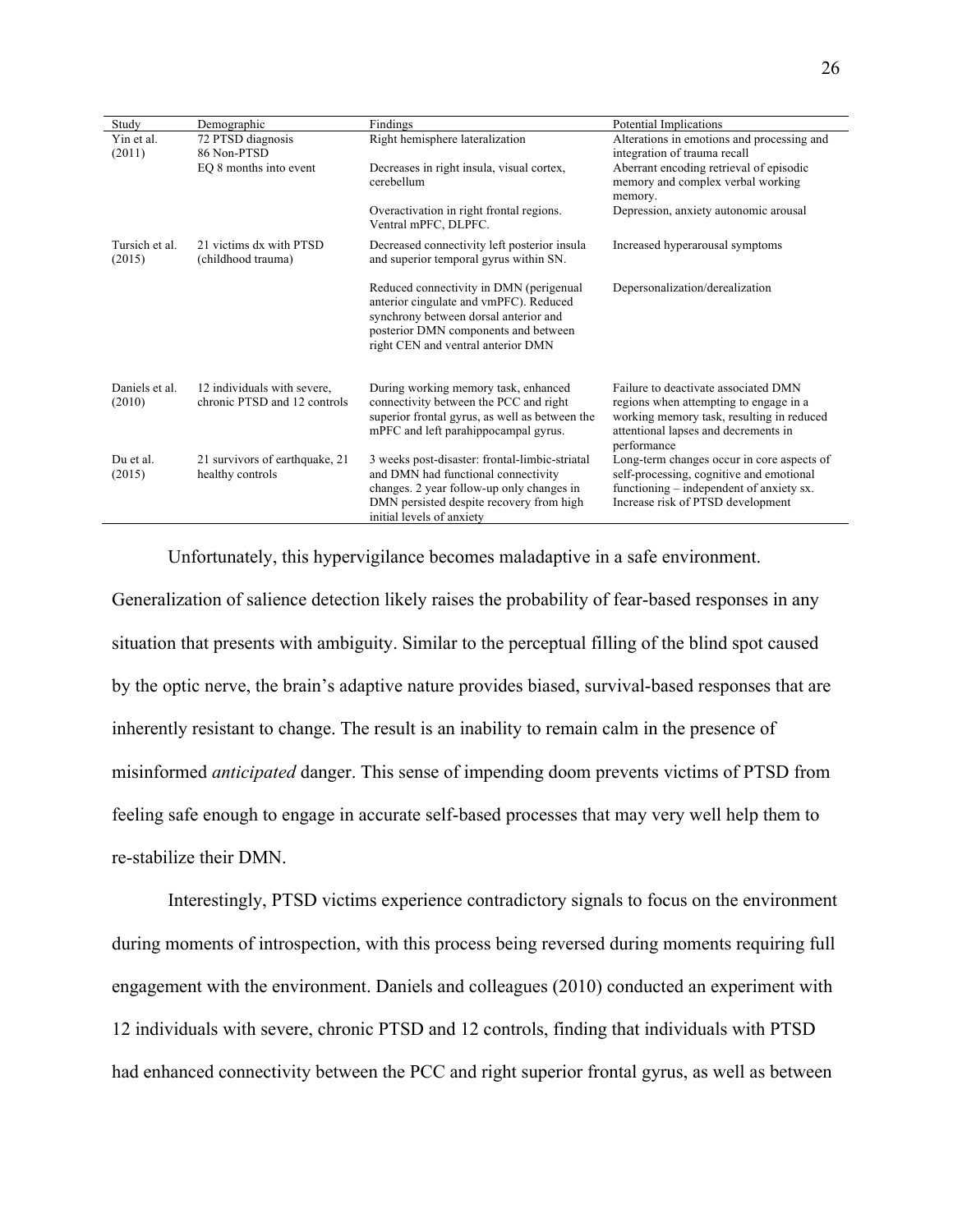| Study | Demographic | Findings | Potential Implications |
|---|---|---|---|
| Yin et al. (2011) | 72 PTSD diagnosis 86 Non-PTSD EQ 8 months into event | Right hemisphere lateralization | Alterations in emotions and processing and integration of trauma recall |
| | | Decreases in right insula, visual cortex, cerebellum | Aberrant encoding retrieval of episodic memory and complex verbal working memory. |
| | | Overactivation in right frontal regions. Ventral mPFC, DLPFC. | Depression, anxiety autonomic arousal |
| Tursich et al. (2015) | 21 victims dx with PTSD (childhood trauma) | Decreased connectivity left posterior insula and superior temporal gyrus within SN. | Increased hyperarousal symptoms |
| | | Reduced connectivity in DMN (perigenual anterior cingulate and vmPFC). Reduced synchrony between dorsal anterior and posterior DMN components and between right CEN and ventral anterior DMN | Depersonalization/derealization |
| Daniels et al. (2010) | 12 individuals with severe, chronic PTSD and 12 controls | During working memory task, enhanced connectivity between the PCC and right superior frontal gyrus, as well as between the mPFC and left parahippocampal gyrus. | Failure to deactivate associated DMN regions when attempting to engage in a working memory task, resulting in reduced attentional lapses and decrements in performance |
| Du et al. (2015) | 21 survivors of earthquake, 21 healthy controls | 3 weeks post-disaster: frontal-limbic-striatal and DMN had functional connectivity changes. 2 year follow-up only changes in DMN persisted despite recovery from high initial levels of anxiety | Long-term changes occur in core aspects of self-processing, cognitive and emotional functioning – independent of anxiety sx. Increase risk of PTSD development |

Unfortunately, this hypervigilance becomes maladaptive in a safe environment. Generalization of salience detection likely raises the probability of fear-based responses in any situation that presents with ambiguity. Similar to the perceptual filling of the blind spot caused by the optic nerve, the brain's adaptive nature provides biased, survival-based responses that are inherently resistant to change. The result is an inability to remain calm in the presence of misinformed *anticipated* danger. This sense of impending doom prevents victims of PTSD from feeling safe enough to engage in accurate self-based processes that may very well help them to re-stabilize their DMN.

Interestingly, PTSD victims experience contradictory signals to focus on the environment during moments of introspection, with this process being reversed during moments requiring full engagement with the environment. Daniels and colleagues (2010) conducted an experiment with 12 individuals with severe, chronic PTSD and 12 controls, finding that individuals with PTSD had enhanced connectivity between the PCC and right superior frontal gyrus, as well as between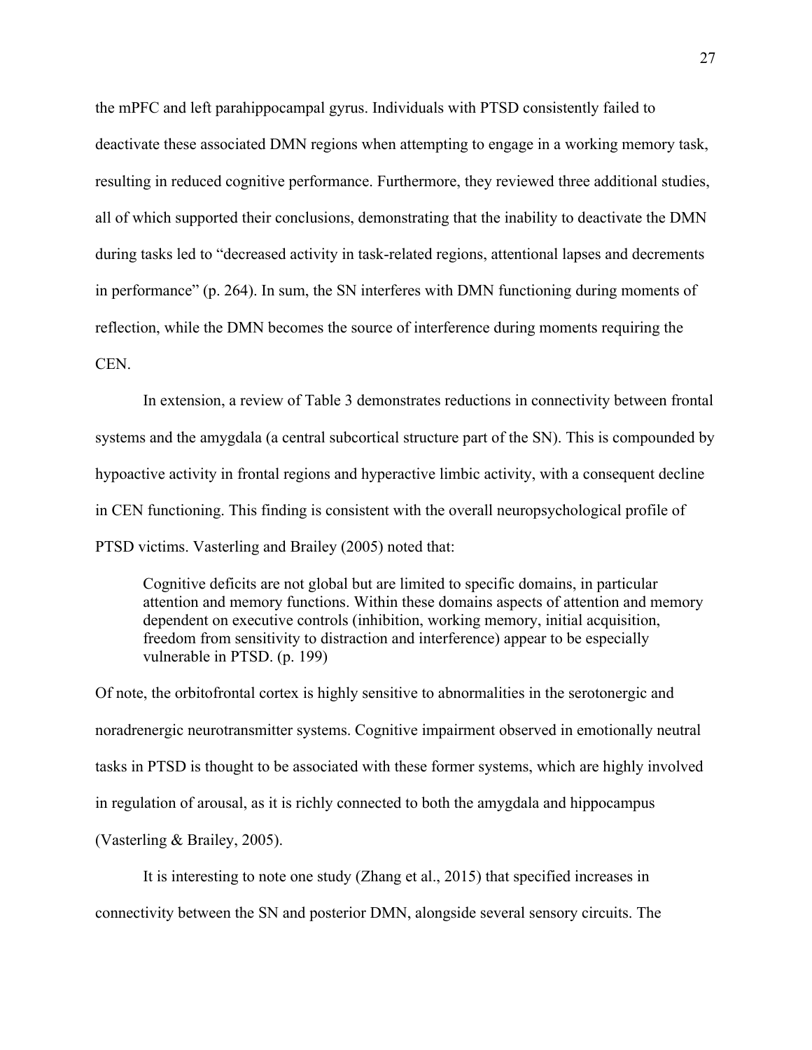the mPFC and left parahippocampal gyrus. Individuals with PTSD consistently failed to deactivate these associated DMN regions when attempting to engage in a working memory task, resulting in reduced cognitive performance. Furthermore, they reviewed three additional studies, all of which supported their conclusions, demonstrating that the inability to deactivate the DMN during tasks led to "decreased activity in task-related regions, attentional lapses and decrements in performance" (p. 264). In sum, the SN interferes with DMN functioning during moments of reflection, while the DMN becomes the source of interference during moments requiring the CEN.

In extension, a review of Table 3 demonstrates reductions in connectivity between frontal systems and the amygdala (a central subcortical structure part of the SN). This is compounded by hypoactive activity in frontal regions and hyperactive limbic activity, with a consequent decline in CEN functioning. This finding is consistent with the overall neuropsychological profile of PTSD victims. Vasterling and Brailey (2005) noted that:

> Cognitive deficits are not global but are limited to specific domains, in particular attention and memory functions. Within these domains aspects of attention and memory dependent on executive controls (inhibition, working memory, initial acquisition, freedom from sensitivity to distraction and interference) appear to be especially vulnerable in PTSD. (p. 199)

Of note, the orbitofrontal cortex is highly sensitive to abnormalities in the serotonergic and noradrenergic neurotransmitter systems. Cognitive impairment observed in emotionally neutral tasks in PTSD is thought to be associated with these former systems, which are highly involved in regulation of arousal, as it is richly connected to both the amygdala and hippocampus (Vasterling & Brailey, 2005).

It is interesting to note one study (Zhang et al., 2015) that specified increases in connectivity between the SN and posterior DMN, alongside several sensory circuits. The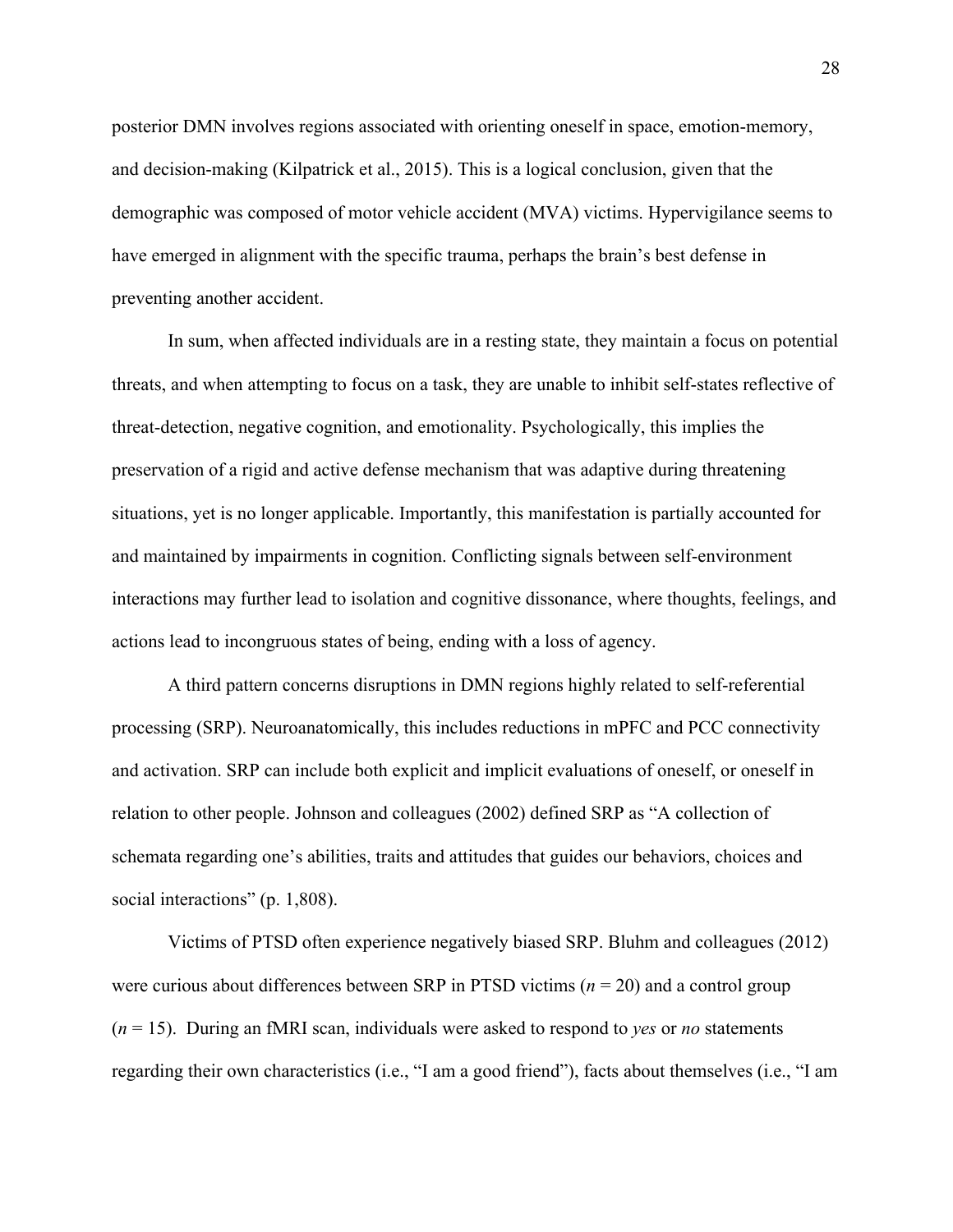posterior DMN involves regions associated with orienting oneself in space, emotion-memory, and decision-making (Kilpatrick et al., 2015). This is a logical conclusion, given that the demographic was composed of motor vehicle accident (MVA) victims. Hypervigilance seems to have emerged in alignment with the specific trauma, perhaps the brain's best defense in preventing another accident.

In sum, when affected individuals are in a resting state, they maintain a focus on potential threats, and when attempting to focus on a task, they are unable to inhibit self-states reflective of threat-detection, negative cognition, and emotionality. Psychologically, this implies the preservation of a rigid and active defense mechanism that was adaptive during threatening situations, yet is no longer applicable. Importantly, this manifestation is partially accounted for and maintained by impairments in cognition. Conflicting signals between self-environment interactions may further lead to isolation and cognitive dissonance, where thoughts, feelings, and actions lead to incongruous states of being, ending with a loss of agency.

A third pattern concerns disruptions in DMN regions highly related to self-referential processing (SRP). Neuroanatomically, this includes reductions in mPFC and PCC connectivity and activation. SRP can include both explicit and implicit evaluations of oneself, or oneself in relation to other people. Johnson and colleagues (2002) defined SRP as "A collection of schemata regarding one's abilities, traits and attitudes that guides our behaviors, choices and social interactions" (p. 1,808).

Victims of PTSD often experience negatively biased SRP. Bluhm and colleagues (2012) were curious about differences between SRP in PTSD victims ($n$ = 20) and a control group ($n$ = 15). During an fMRI scan, individuals were asked to respond to *yes* or *no* statements regarding their own characteristics (i.e., "I am a good friend"), facts about themselves (i.e., "I am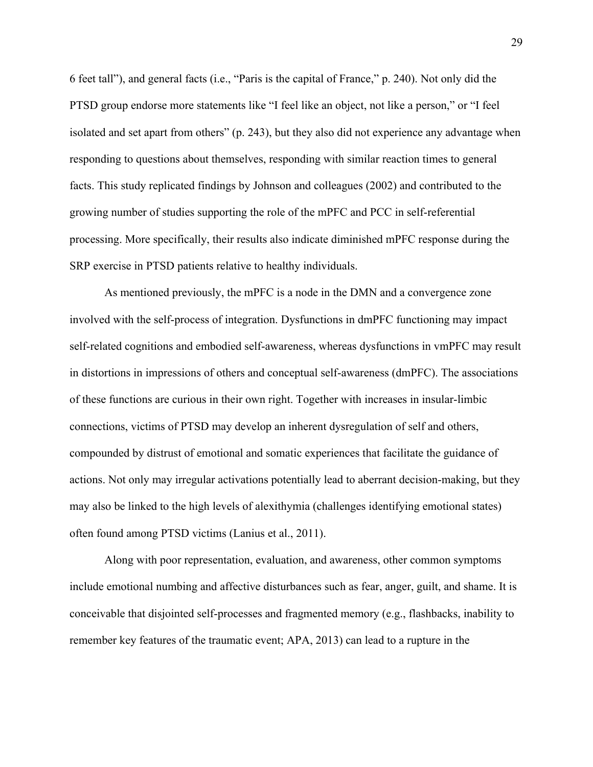6 feet tall"), and general facts (i.e., "Paris is the capital of France," p. 240). Not only did the PTSD group endorse more statements like "I feel like an object, not like a person," or "I feel isolated and set apart from others" (p. 243), but they also did not experience any advantage when responding to questions about themselves, responding with similar reaction times to general facts. This study replicated findings by Johnson and colleagues (2002) and contributed to the growing number of studies supporting the role of the mPFC and PCC in self-referential processing. More specifically, their results also indicate diminished mPFC response during the SRP exercise in PTSD patients relative to healthy individuals.

As mentioned previously, the mPFC is a node in the DMN and a convergence zone involved with the self-process of integration. Dysfunctions in dmPFC functioning may impact self-related cognitions and embodied self-awareness, whereas dysfunctions in vmPFC may result in distortions in impressions of others and conceptual self-awareness (dmPFC). The associations of these functions are curious in their own right. Together with increases in insular-limbic connections, victims of PTSD may develop an inherent dysregulation of self and others, compounded by distrust of emotional and somatic experiences that facilitate the guidance of actions. Not only may irregular activations potentially lead to aberrant decision-making, but they may also be linked to the high levels of alexithymia (challenges identifying emotional states) often found among PTSD victims (Lanius et al., 2011).

Along with poor representation, evaluation, and awareness, other common symptoms include emotional numbing and affective disturbances such as fear, anger, guilt, and shame. It is conceivable that disjointed self-processes and fragmented memory (e.g., flashbacks, inability to remember key features of the traumatic event; APA, 2013) can lead to a rupture in the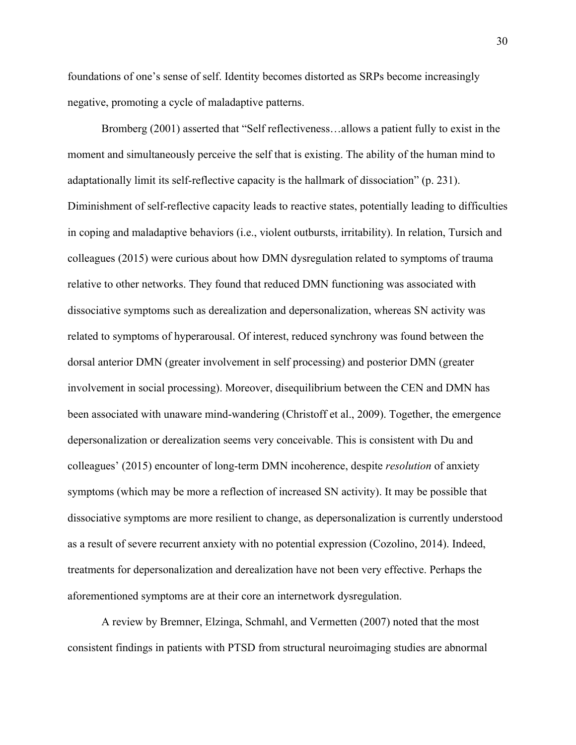foundations of one's sense of self. Identity becomes distorted as SRPs become increasingly negative, promoting a cycle of maladaptive patterns.

Bromberg (2001) asserted that "Self reflectiveness…allows a patient fully to exist in the moment and simultaneously perceive the self that is existing. The ability of the human mind to adaptationally limit its self-reflective capacity is the hallmark of dissociation" (p. 231). Diminishment of self-reflective capacity leads to reactive states, potentially leading to difficulties in coping and maladaptive behaviors (i.e., violent outbursts, irritability). In relation, Tursich and colleagues (2015) were curious about how DMN dysregulation related to symptoms of trauma relative to other networks. They found that reduced DMN functioning was associated with dissociative symptoms such as derealization and depersonalization, whereas SN activity was related to symptoms of hyperarousal. Of interest, reduced synchrony was found between the dorsal anterior DMN (greater involvement in self processing) and posterior DMN (greater involvement in social processing). Moreover, disequilibrium between the CEN and DMN has been associated with unaware mind-wandering (Christoff et al., 2009). Together, the emergence depersonalization or derealization seems very conceivable. This is consistent with Du and colleagues' (2015) encounter of long-term DMN incoherence, despite *resolution* of anxiety symptoms (which may be more a reflection of increased SN activity). It may be possible that dissociative symptoms are more resilient to change, as depersonalization is currently understood as a result of severe recurrent anxiety with no potential expression (Cozolino, 2014). Indeed, treatments for depersonalization and derealization have not been very effective. Perhaps the aforementioned symptoms are at their core an internetwork dysregulation.

A review by Bremner, Elzinga, Schmahl, and Vermetten (2007) noted that the most consistent findings in patients with PTSD from structural neuroimaging studies are abnormal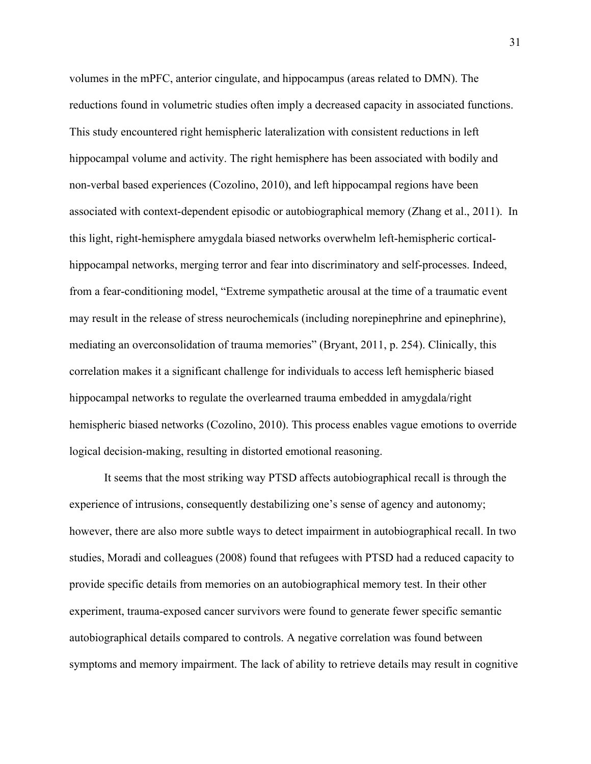volumes in the mPFC, anterior cingulate, and hippocampus (areas related to DMN). The reductions found in volumetric studies often imply a decreased capacity in associated functions. This study encountered right hemispheric lateralization with consistent reductions in left hippocampal volume and activity. The right hemisphere has been associated with bodily and non-verbal based experiences (Cozolino, 2010), and left hippocampal regions have been associated with context-dependent episodic or autobiographical memory (Zhang et al., 2011). In this light, right-hemisphere amygdala biased networks overwhelm left-hemispheric cortical-hippocampal networks, merging terror and fear into discriminatory and self-processes. Indeed, from a fear-conditioning model, "Extreme sympathetic arousal at the time of a traumatic event may result in the release of stress neurochemicals (including norepinephrine and epinephrine), mediating an overconsolidation of trauma memories" (Bryant, 2011, p. 254). Clinically, this correlation makes it a significant challenge for individuals to access left hemispheric biased hippocampal networks to regulate the overlearned trauma embedded in amygdala/right hemispheric biased networks (Cozolino, 2010). This process enables vague emotions to override logical decision-making, resulting in distorted emotional reasoning.

It seems that the most striking way PTSD affects autobiographical recall is through the experience of intrusions, consequently destabilizing one's sense of agency and autonomy; however, there are also more subtle ways to detect impairment in autobiographical recall. In two studies, Moradi and colleagues (2008) found that refugees with PTSD had a reduced capacity to provide specific details from memories on an autobiographical memory test. In their other experiment, trauma-exposed cancer survivors were found to generate fewer specific semantic autobiographical details compared to controls. A negative correlation was found between symptoms and memory impairment. The lack of ability to retrieve details may result in cognitive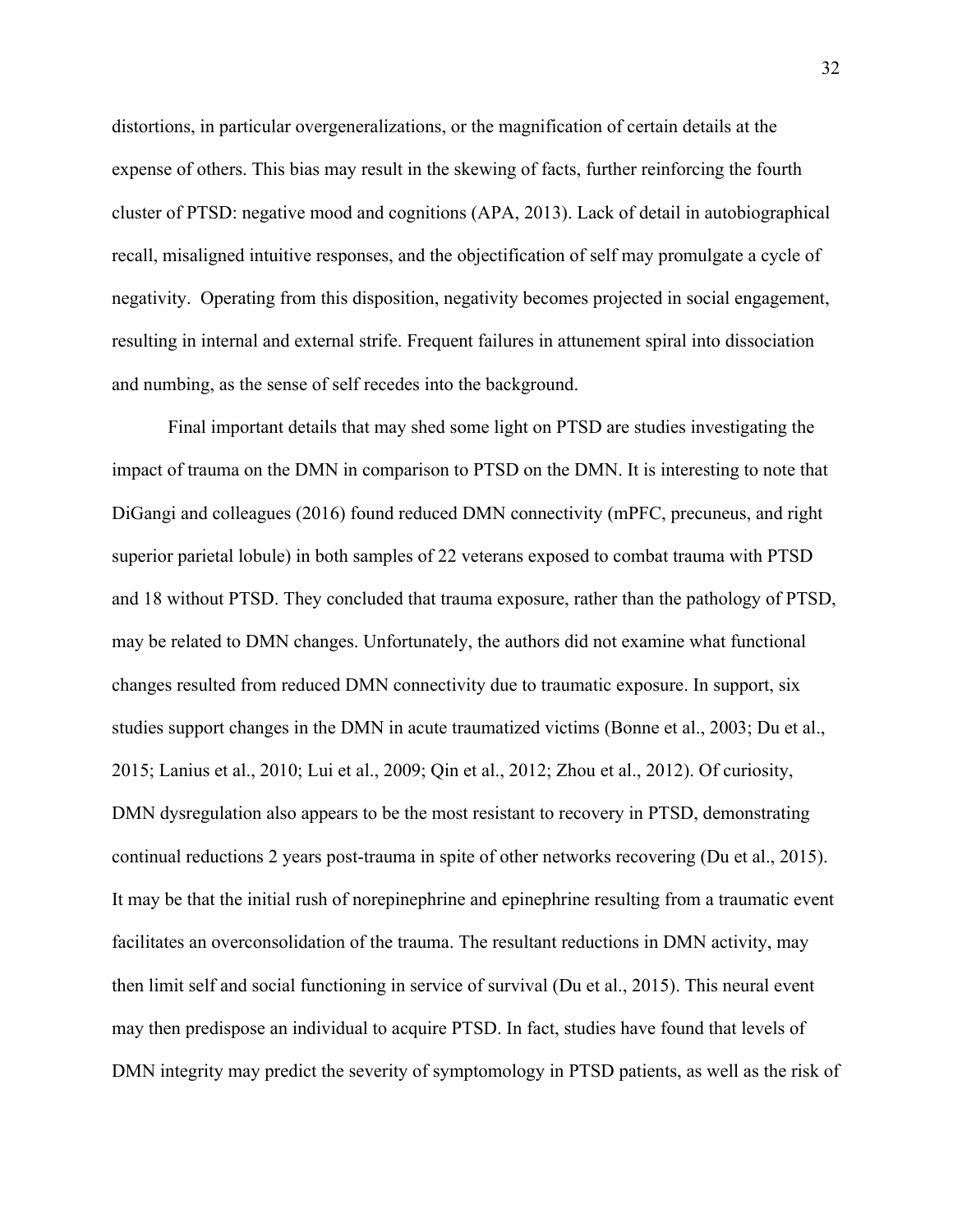distortions, in particular overgeneralizations, or the magnification of certain details at the expense of others. This bias may result in the skewing of facts, further reinforcing the fourth cluster of PTSD: negative mood and cognitions (APA, 2013). Lack of detail in autobiographical recall, misaligned intuitive responses, and the objectification of self may promulgate a cycle of negativity. Operating from this disposition, negativity becomes projected in social engagement, resulting in internal and external strife. Frequent failures in attunement spiral into dissociation and numbing, as the sense of self recedes into the background.

Final important details that may shed some light on PTSD are studies investigating the impact of trauma on the DMN in comparison to PTSD on the DMN. It is interesting to note that DiGangi and colleagues (2016) found reduced DMN connectivity (mPFC, precuneus, and right superior parietal lobule) in both samples of 22 veterans exposed to combat trauma with PTSD and 18 without PTSD. They concluded that trauma exposure, rather than the pathology of PTSD, may be related to DMN changes. Unfortunately, the authors did not examine what functional changes resulted from reduced DMN connectivity due to traumatic exposure. In support, six studies support changes in the DMN in acute traumatized victims (Bonne et al., 2003; Du et al., 2015; Lanius et al., 2010; Lui et al., 2009; Qin et al., 2012; Zhou et al., 2012). Of curiosity, DMN dysregulation also appears to be the most resistant to recovery in PTSD, demonstrating continual reductions 2 years post-trauma in spite of other networks recovering (Du et al., 2015). It may be that the initial rush of norepinephrine and epinephrine resulting from a traumatic event facilitates an overconsolidation of the trauma. The resultant reductions in DMN activity, may then limit self and social functioning in service of survival (Du et al., 2015). This neural event may then predispose an individual to acquire PTSD. In fact, studies have found that levels of DMN integrity may predict the severity of symptomology in PTSD patients, as well as the risk of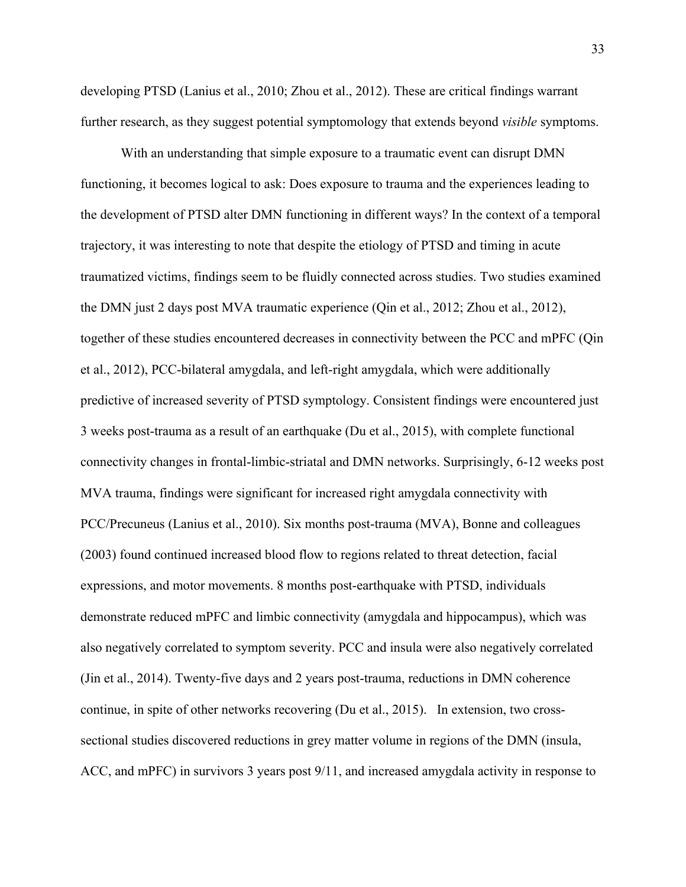developing PTSD (Lanius et al., 2010; Zhou et al., 2012). These are critical findings warrant further research, as they suggest potential symptomology that extends beyond *visible* symptoms.

With an understanding that simple exposure to a traumatic event can disrupt DMN functioning, it becomes logical to ask: Does exposure to trauma and the experiences leading to the development of PTSD alter DMN functioning in different ways? In the context of a temporal trajectory, it was interesting to note that despite the etiology of PTSD and timing in acute traumatized victims, findings seem to be fluidly connected across studies. Two studies examined the DMN just 2 days post MVA traumatic experience (Qin et al., 2012; Zhou et al., 2012), together of these studies encountered decreases in connectivity between the PCC and mPFC (Qin et al., 2012), PCC-bilateral amygdala, and left-right amygdala, which were additionally predictive of increased severity of PTSD symptology. Consistent findings were encountered just 3 weeks post-trauma as a result of an earthquake (Du et al., 2015), with complete functional connectivity changes in frontal-limbic-striatal and DMN networks. Surprisingly, 6-12 weeks post MVA trauma, findings were significant for increased right amygdala connectivity with PCC/Precuneus (Lanius et al., 2010). Six months post-trauma (MVA), Bonne and colleagues (2003) found continued increased blood flow to regions related to threat detection, facial expressions, and motor movements. 8 months post-earthquake with PTSD, individuals demonstrate reduced mPFC and limbic connectivity (amygdala and hippocampus), which was also negatively correlated to symptom severity. PCC and insula were also negatively correlated (Jin et al., 2014). Twenty-five days and 2 years post-trauma, reductions in DMN coherence continue, in spite of other networks recovering (Du et al., 2015). In extension, two cross-sectional studies discovered reductions in grey matter volume in regions of the DMN (insula, ACC, and mPFC) in survivors 3 years post 9/11, and increased amygdala activity in response to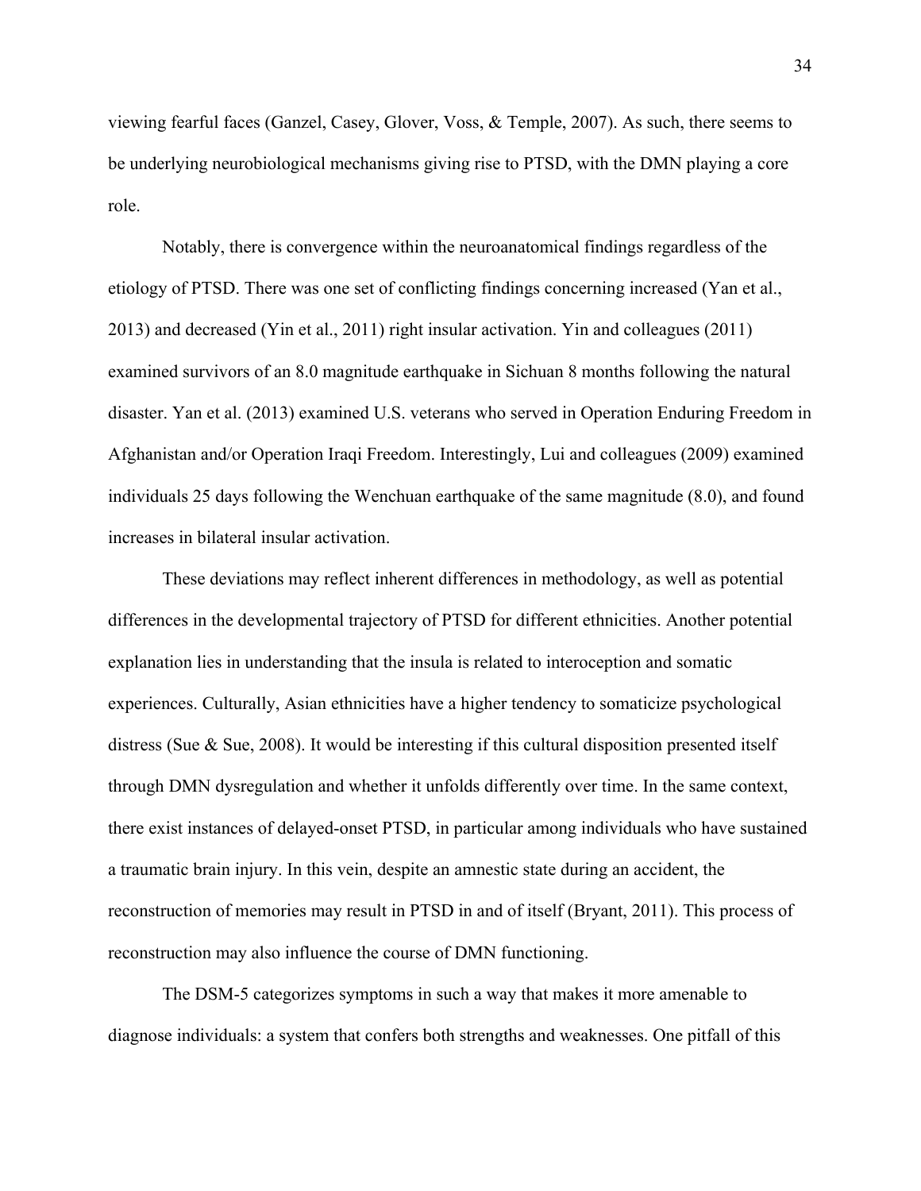viewing fearful faces (Ganzel, Casey, Glover, Voss, & Temple, 2007). As such, there seems to be underlying neurobiological mechanisms giving rise to PTSD, with the DMN playing a core role.

Notably, there is convergence within the neuroanatomical findings regardless of the etiology of PTSD. There was one set of conflicting findings concerning increased (Yan et al., 2013) and decreased (Yin et al., 2011) right insular activation. Yin and colleagues (2011) examined survivors of an 8.0 magnitude earthquake in Sichuan 8 months following the natural disaster. Yan et al. (2013) examined U.S. veterans who served in Operation Enduring Freedom in Afghanistan and/or Operation Iraqi Freedom. Interestingly, Lui and colleagues (2009) examined individuals 25 days following the Wenchuan earthquake of the same magnitude (8.0), and found increases in bilateral insular activation.

These deviations may reflect inherent differences in methodology, as well as potential differences in the developmental trajectory of PTSD for different ethnicities. Another potential explanation lies in understanding that the insula is related to interoception and somatic experiences. Culturally, Asian ethnicities have a higher tendency to somaticize psychological distress (Sue & Sue, 2008). It would be interesting if this cultural disposition presented itself through DMN dysregulation and whether it unfolds differently over time. In the same context, there exist instances of delayed-onset PTSD, in particular among individuals who have sustained a traumatic brain injury. In this vein, despite an amnestic state during an accident, the reconstruction of memories may result in PTSD in and of itself (Bryant, 2011). This process of reconstruction may also influence the course of DMN functioning.

The DSM-5 categorizes symptoms in such a way that makes it more amenable to diagnose individuals: a system that confers both strengths and weaknesses. One pitfall of this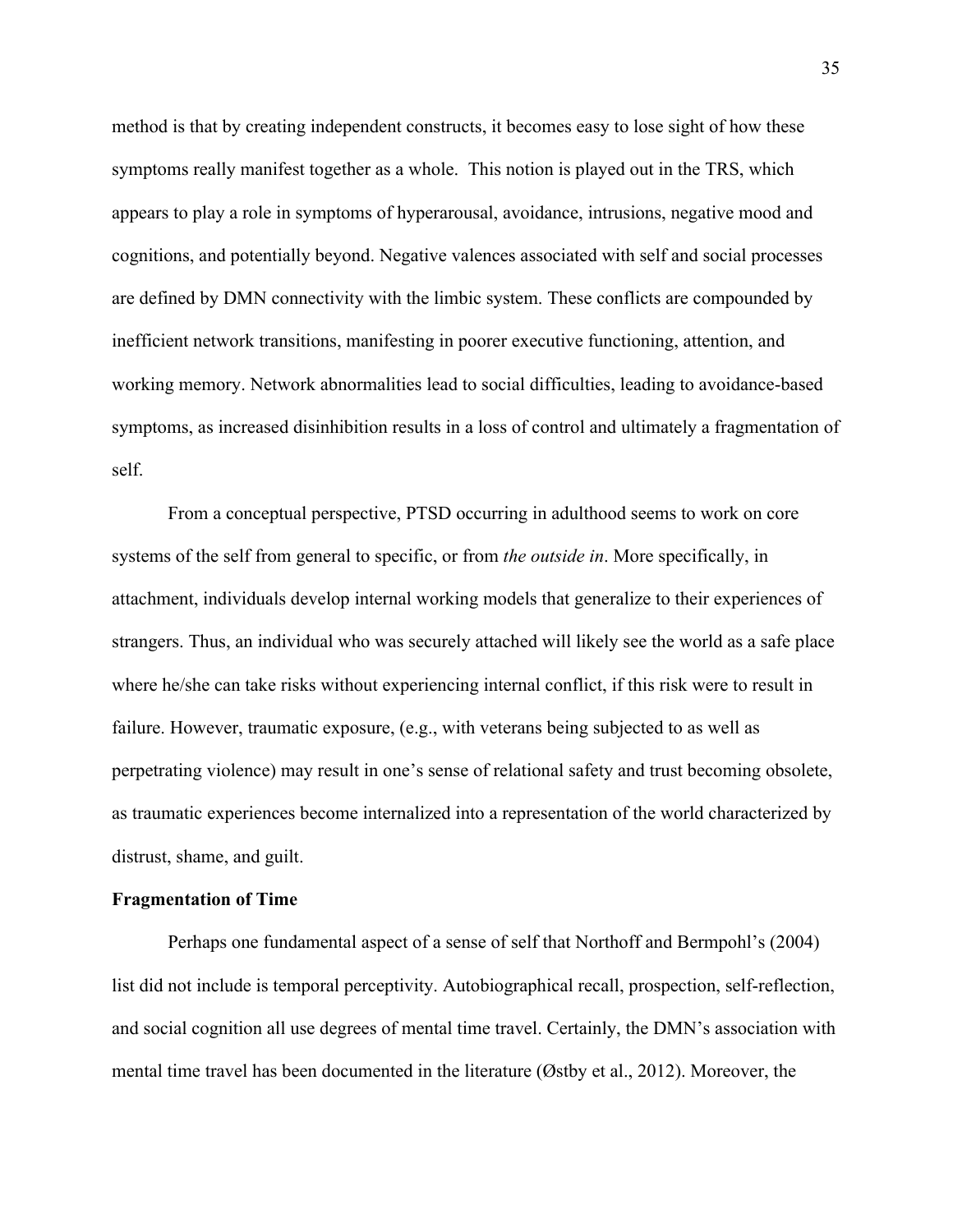method is that by creating independent constructs, it becomes easy to lose sight of how these symptoms really manifest together as a whole. This notion is played out in the TRS, which appears to play a role in symptoms of hyperarousal, avoidance, intrusions, negative mood and cognitions, and potentially beyond. Negative valences associated with self and social processes are defined by DMN connectivity with the limbic system. These conflicts are compounded by inefficient network transitions, manifesting in poorer executive functioning, attention, and working memory. Network abnormalities lead to social difficulties, leading to avoidance-based symptoms, as increased disinhibition results in a loss of control and ultimately a fragmentation of self.

From a conceptual perspective, PTSD occurring in adulthood seems to work on core systems of the self from general to specific, or from *the outside in*. More specifically, in attachment, individuals develop internal working models that generalize to their experiences of strangers. Thus, an individual who was securely attached will likely see the world as a safe place where he/she can take risks without experiencing internal conflict, if this risk were to result in failure. However, traumatic exposure, (e.g., with veterans being subjected to as well as perpetrating violence) may result in one's sense of relational safety and trust becoming obsolete, as traumatic experiences become internalized into a representation of the world characterized by distrust, shame, and guilt.

**Fragmentation of Time**

Perhaps one fundamental aspect of a sense of self that Northoff and Bermpohl's (2004) list did not include is temporal perceptivity. Autobiographical recall, prospection, self-reflection, and social cognition all use degrees of mental time travel. Certainly, the DMN's association with mental time travel has been documented in the literature (Østby et al., 2012). Moreover, the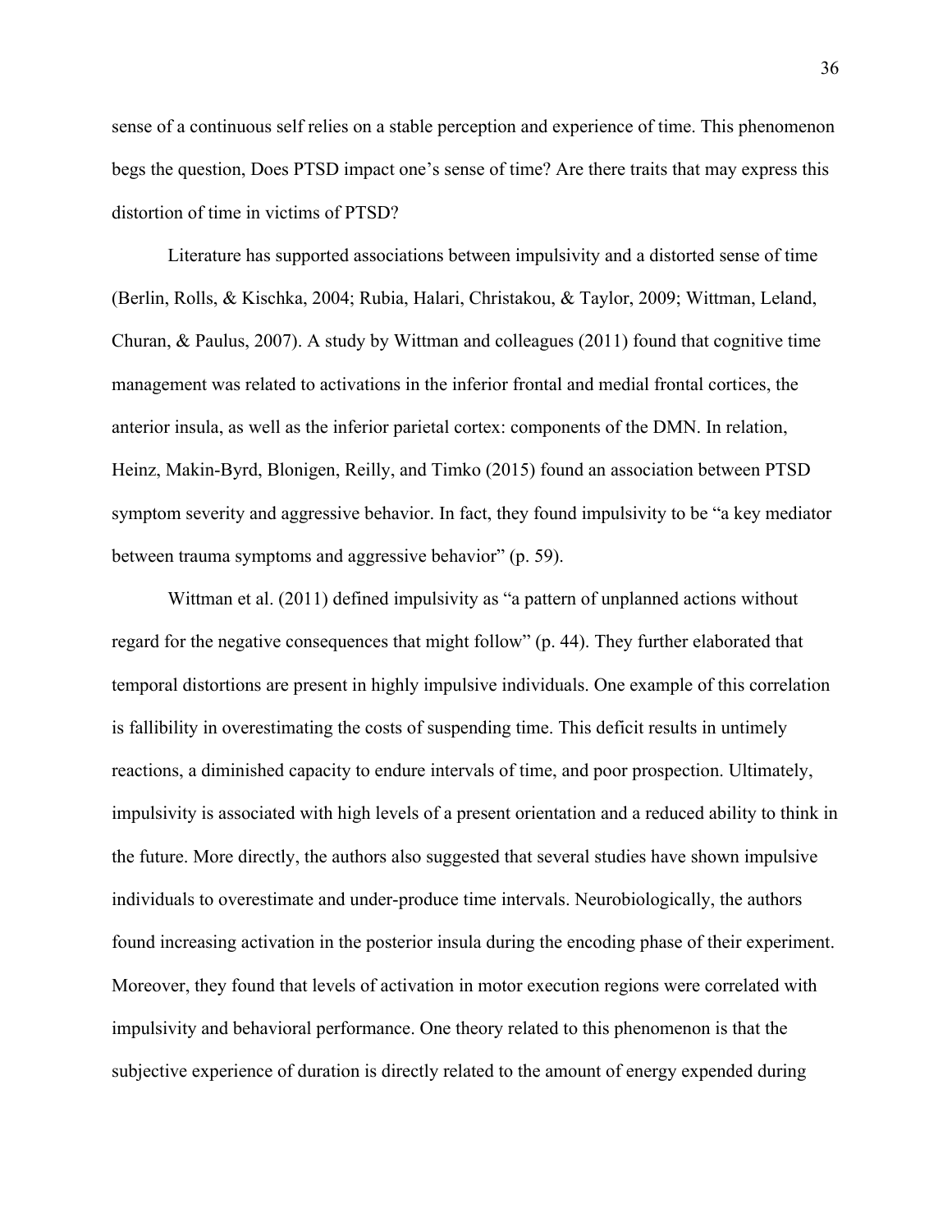sense of a continuous self relies on a stable perception and experience of time. This phenomenon begs the question, Does PTSD impact one's sense of time? Are there traits that may express this distortion of time in victims of PTSD?

Literature has supported associations between impulsivity and a distorted sense of time (Berlin, Rolls, & Kischka, 2004; Rubia, Halari, Christakou, & Taylor, 2009; Wittman, Leland, Churan, & Paulus, 2007). A study by Wittman and colleagues (2011) found that cognitive time management was related to activations in the inferior frontal and medial frontal cortices, the anterior insula, as well as the inferior parietal cortex: components of the DMN. In relation, Heinz, Makin-Byrd, Blonigen, Reilly, and Timko (2015) found an association between PTSD symptom severity and aggressive behavior. In fact, they found impulsivity to be "a key mediator between trauma symptoms and aggressive behavior" (p. 59).

Wittman et al. (2011) defined impulsivity as "a pattern of unplanned actions without regard for the negative consequences that might follow" (p. 44). They further elaborated that temporal distortions are present in highly impulsive individuals. One example of this correlation is fallibility in overestimating the costs of suspending time. This deficit results in untimely reactions, a diminished capacity to endure intervals of time, and poor prospection. Ultimately, impulsivity is associated with high levels of a present orientation and a reduced ability to think in the future. More directly, the authors also suggested that several studies have shown impulsive individuals to overestimate and under-produce time intervals. Neurobiologically, the authors found increasing activation in the posterior insula during the encoding phase of their experiment. Moreover, they found that levels of activation in motor execution regions were correlated with impulsivity and behavioral performance. One theory related to this phenomenon is that the subjective experience of duration is directly related to the amount of energy expended during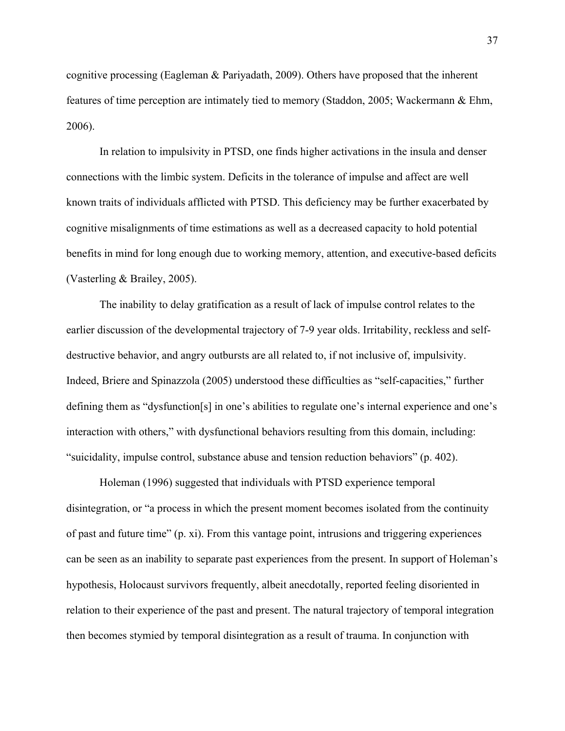cognitive processing (Eagleman & Pariyadath, 2009). Others have proposed that the inherent features of time perception are intimately tied to memory (Staddon, 2005; Wackermann & Ehm, 2006).

In relation to impulsivity in PTSD, one finds higher activations in the insula and denser connections with the limbic system. Deficits in the tolerance of impulse and affect are well known traits of individuals afflicted with PTSD. This deficiency may be further exacerbated by cognitive misalignments of time estimations as well as a decreased capacity to hold potential benefits in mind for long enough due to working memory, attention, and executive-based deficits (Vasterling & Brailey, 2005).

The inability to delay gratification as a result of lack of impulse control relates to the earlier discussion of the developmental trajectory of 7-9 year olds. Irritability, reckless and self-destructive behavior, and angry outbursts are all related to, if not inclusive of, impulsivity. Indeed, Briere and Spinazzola (2005) understood these difficulties as "self-capacities," further defining them as "dysfunction[s] in one's abilities to regulate one's internal experience and one's interaction with others," with dysfunctional behaviors resulting from this domain, including: "suicidality, impulse control, substance abuse and tension reduction behaviors" (p. 402).

Holeman (1996) suggested that individuals with PTSD experience temporal disintegration, or "a process in which the present moment becomes isolated from the continuity of past and future time" (p. xi). From this vantage point, intrusions and triggering experiences can be seen as an inability to separate past experiences from the present. In support of Holeman's hypothesis, Holocaust survivors frequently, albeit anecdotally, reported feeling disoriented in relation to their experience of the past and present. The natural trajectory of temporal integration then becomes stymied by temporal disintegration as a result of trauma. In conjunction with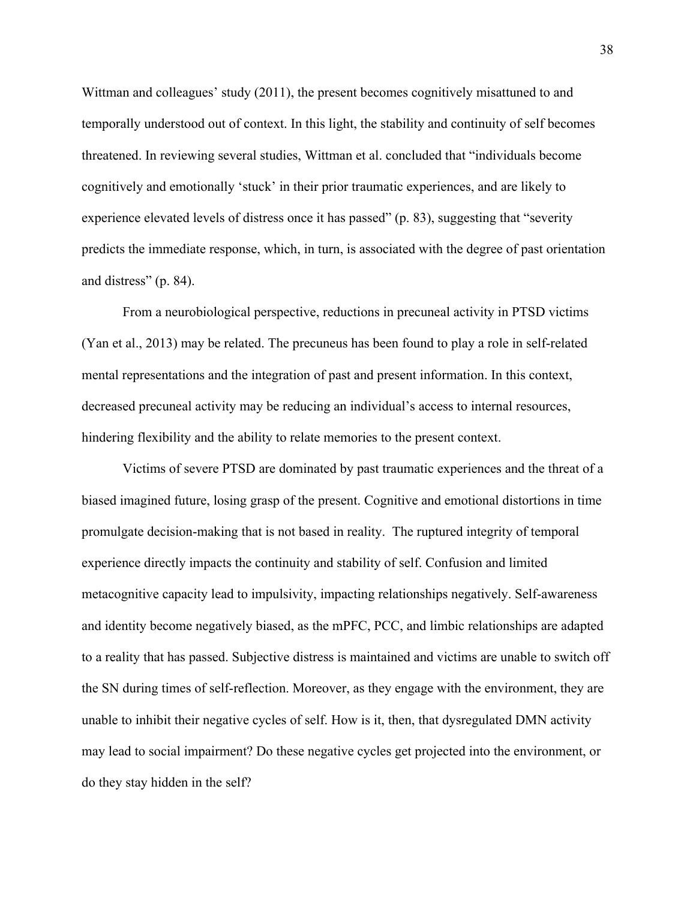Wittman and colleagues' study (2011), the present becomes cognitively misattuned to and temporally understood out of context. In this light, the stability and continuity of self becomes threatened. In reviewing several studies, Wittman et al. concluded that "individuals become cognitively and emotionally 'stuck' in their prior traumatic experiences, and are likely to experience elevated levels of distress once it has passed" (p. 83), suggesting that "severity predicts the immediate response, which, in turn, is associated with the degree of past orientation and distress" (p. 84).

From a neurobiological perspective, reductions in precuneal activity in PTSD victims (Yan et al., 2013) may be related. The precuneus has been found to play a role in self-related mental representations and the integration of past and present information. In this context, decreased precuneal activity may be reducing an individual's access to internal resources, hindering flexibility and the ability to relate memories to the present context.

Victims of severe PTSD are dominated by past traumatic experiences and the threat of a biased imagined future, losing grasp of the present. Cognitive and emotional distortions in time promulgate decision-making that is not based in reality. The ruptured integrity of temporal experience directly impacts the continuity and stability of self. Confusion and limited metacognitive capacity lead to impulsivity, impacting relationships negatively. Self-awareness and identity become negatively biased, as the mPFC, PCC, and limbic relationships are adapted to a reality that has passed. Subjective distress is maintained and victims are unable to switch off the SN during times of self-reflection. Moreover, as they engage with the environment, they are unable to inhibit their negative cycles of self. How is it, then, that dysregulated DMN activity may lead to social impairment? Do these negative cycles get projected into the environment, or do they stay hidden in the self?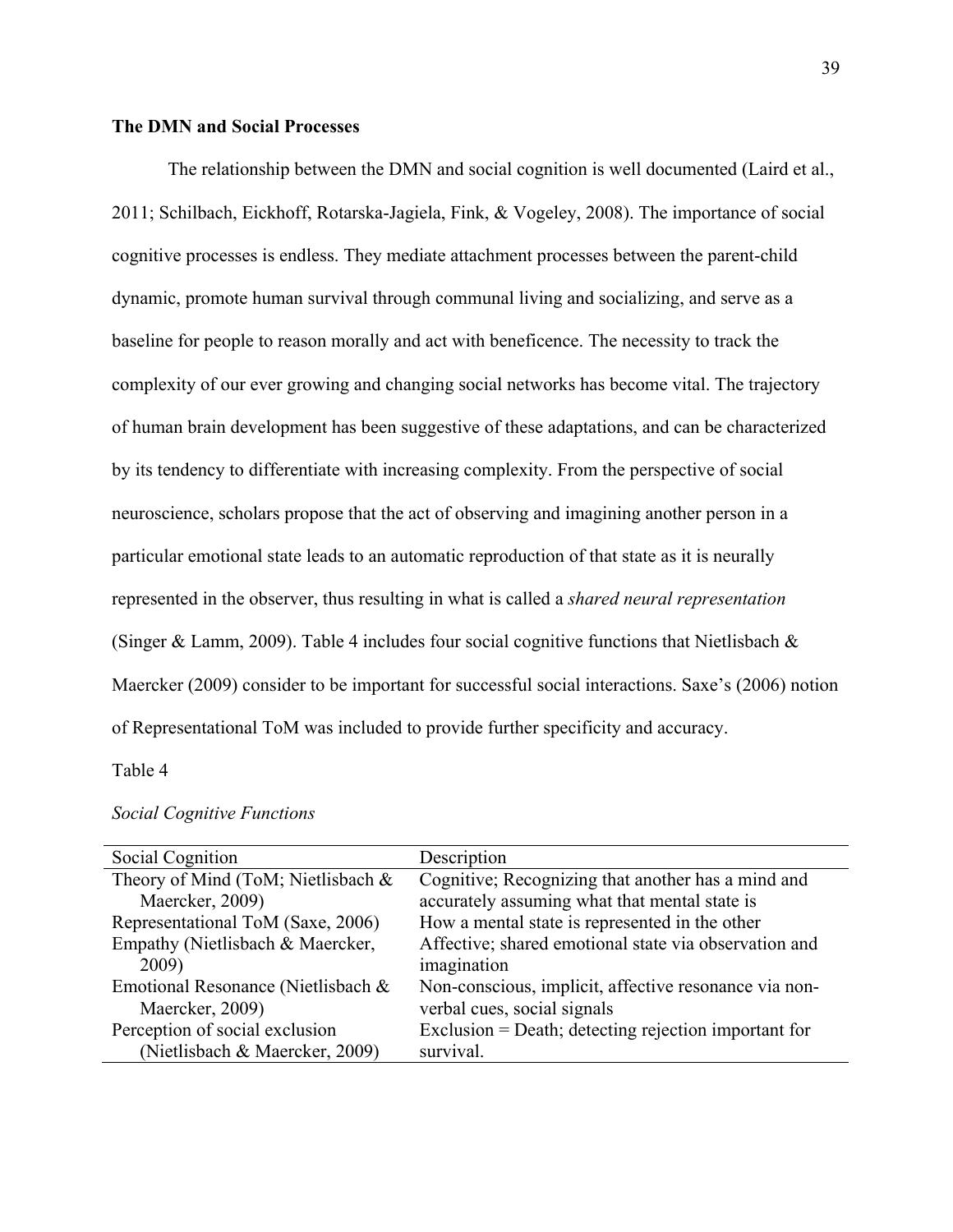**The DMN and Social Processes**

The relationship between the DMN and social cognition is well documented (Laird et al., 2011; Schilbach, Eickhoff, Rotarska-Jagiela, Fink, & Vogeley, 2008). The importance of social cognitive processes is endless. They mediate attachment processes between the parent-child dynamic, promote human survival through communal living and socializing, and serve as a baseline for people to reason morally and act with beneficence. The necessity to track the complexity of our ever growing and changing social networks has become vital. The trajectory of human brain development has been suggestive of these adaptations, and can be characterized by its tendency to differentiate with increasing complexity. From the perspective of social neuroscience, scholars propose that the act of observing and imagining another person in a particular emotional state leads to an automatic reproduction of that state as it is neurally represented in the observer, thus resulting in what is called a *shared neural representation* (Singer & Lamm, 2009). Table 4 includes four social cognitive functions that Nietlisbach & Maercker (2009) consider to be important for successful social interactions. Saxe's (2006) notion of Representational ToM was included to provide further specificity and accuracy.

Table 4

*Social Cognitive Functions*

| Social Cognition | Description |
| --- | --- |
| Theory of Mind (ToM; Nietlisbach & Maercker, 2009) | Cognitive; Recognizing that another has a mind and accurately assuming what that mental state is |
| Representational ToM (Saxe, 2006) | How a mental state is represented in the other |
| Empathy (Nietlisbach & Maercker, 2009) | Affective; shared emotional state via observation and imagination |
| Emotional Resonance (Nietlisbach & Maercker, 2009) | Non-conscious, implicit, affective resonance via non-verbal cues, social signals |
| Perception of social exclusion (Nietlisbach & Maercker, 2009) | Exclusion = Death; detecting rejection important for survival. |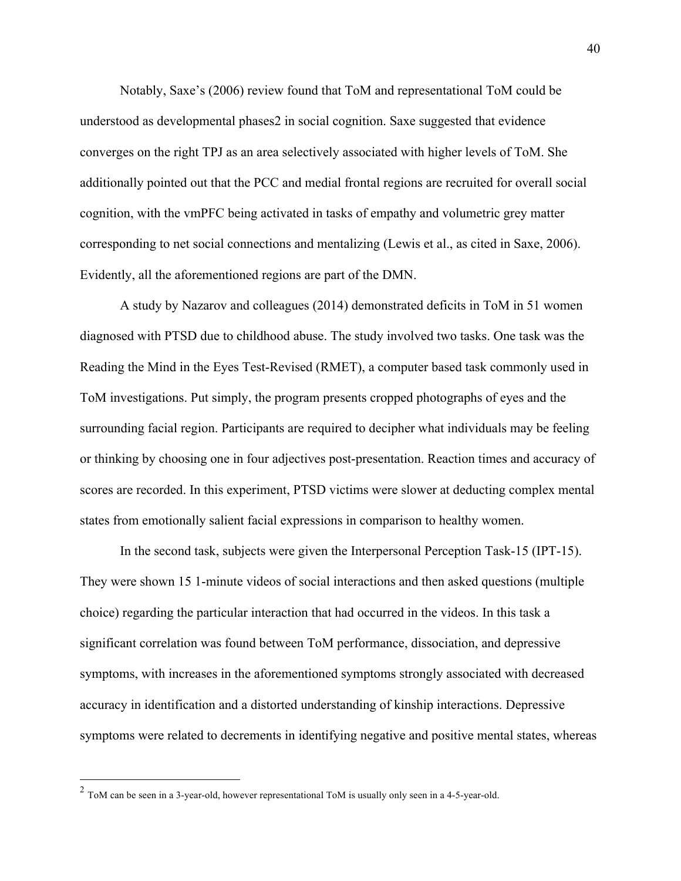Notably, Saxe's (2006) review found that ToM and representational ToM could be understood as developmental phases[2] in social cognition. Saxe suggested that evidence converges on the right TPJ as an area selectively associated with higher levels of ToM. She additionally pointed out that the PCC and medial frontal regions are recruited for overall social cognition, with the vmPFC being activated in tasks of empathy and volumetric grey matter corresponding to net social connections and mentalizing (Lewis et al., as cited in Saxe, 2006). Evidently, all the aforementioned regions are part of the DMN.

A study by Nazarov and colleagues (2014) demonstrated deficits in ToM in 51 women diagnosed with PTSD due to childhood abuse. The study involved two tasks. One task was the Reading the Mind in the Eyes Test-Revised (RMET), a computer based task commonly used in ToM investigations. Put simply, the program presents cropped photographs of eyes and the surrounding facial region. Participants are required to decipher what individuals may be feeling or thinking by choosing one in four adjectives post-presentation. Reaction times and accuracy of scores are recorded. In this experiment, PTSD victims were slower at deducting complex mental states from emotionally salient facial expressions in comparison to healthy women.

In the second task, subjects were given the Interpersonal Perception Task-15 (IPT-15). They were shown 15 1-minute videos of social interactions and then asked questions (multiple choice) regarding the particular interaction that had occurred in the videos. In this task a significant correlation was found between ToM performance, dissociation, and depressive symptoms, with increases in the aforementioned symptoms strongly associated with decreased accuracy in identification and a distorted understanding of kinship interactions. Depressive symptoms were related to decrements in identifying negative and positive mental states, whereas

---

[2] ToM can be seen in a 3-year-old, however representational ToM is usually only seen in a 4-5-year-old.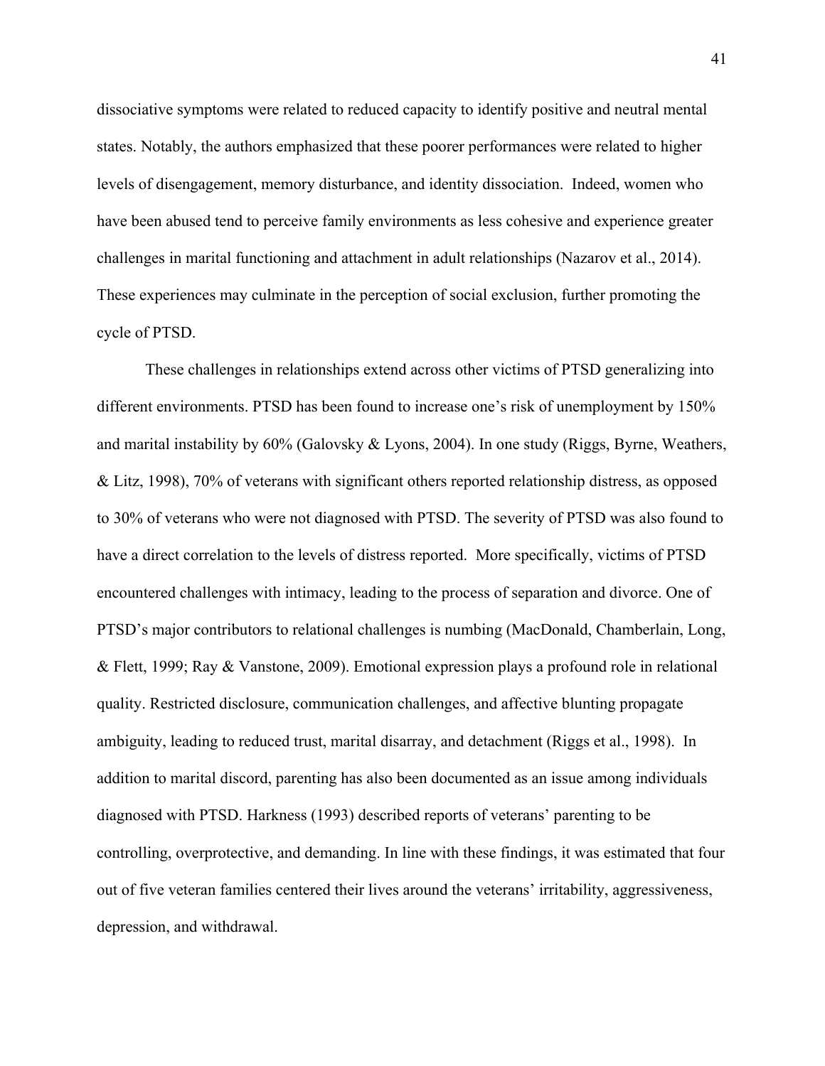dissociative symptoms were related to reduced capacity to identify positive and neutral mental states. Notably, the authors emphasized that these poorer performances were related to higher levels of disengagement, memory disturbance, and identity dissociation.  Indeed, women who have been abused tend to perceive family environments as less cohesive and experience greater challenges in marital functioning and attachment in adult relationships (Nazarov et al., 2014). These experiences may culminate in the perception of social exclusion, further promoting the cycle of PTSD.

These challenges in relationships extend across other victims of PTSD generalizing into different environments. PTSD has been found to increase one's risk of unemployment by 150% and marital instability by 60% (Galovsky & Lyons, 2004). In one study (Riggs, Byrne, Weathers, & Litz, 1998), 70% of veterans with significant others reported relationship distress, as opposed to 30% of veterans who were not diagnosed with PTSD. The severity of PTSD was also found to have a direct correlation to the levels of distress reported.  More specifically, victims of PTSD encountered challenges with intimacy, leading to the process of separation and divorce. One of PTSD's major contributors to relational challenges is numbing (MacDonald, Chamberlain, Long, & Flett, 1999; Ray & Vanstone, 2009). Emotional expression plays a profound role in relational quality. Restricted disclosure, communication challenges, and affective blunting propagate ambiguity, leading to reduced trust, marital disarray, and detachment (Riggs et al., 1998).  In addition to marital discord, parenting has also been documented as an issue among individuals diagnosed with PTSD. Harkness (1993) described reports of veterans' parenting to be controlling, overprotective, and demanding. In line with these findings, it was estimated that four out of five veteran families centered their lives around the veterans' irritability, aggressiveness, depression, and withdrawal.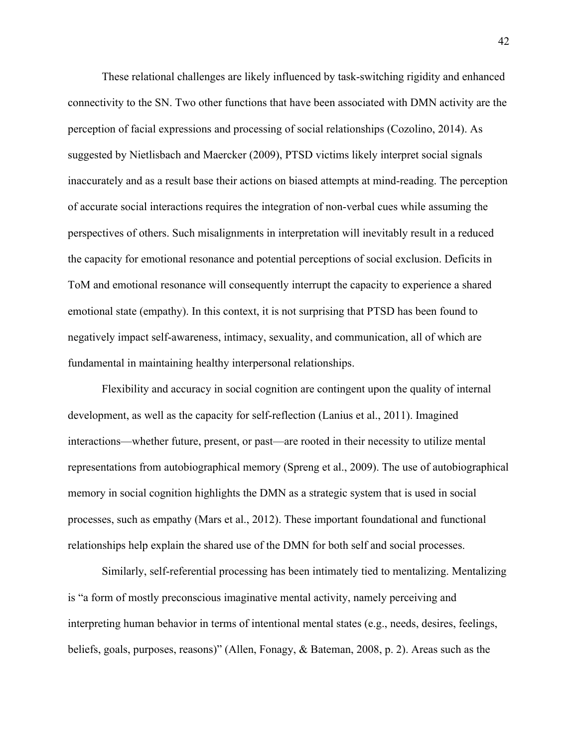These relational challenges are likely influenced by task-switching rigidity and enhanced connectivity to the SN. Two other functions that have been associated with DMN activity are the perception of facial expressions and processing of social relationships (Cozolino, 2014). As suggested by Nietlisbach and Maercker (2009), PTSD victims likely interpret social signals inaccurately and as a result base their actions on biased attempts at mind-reading. The perception of accurate social interactions requires the integration of non-verbal cues while assuming the perspectives of others. Such misalignments in interpretation will inevitably result in a reduced the capacity for emotional resonance and potential perceptions of social exclusion. Deficits in ToM and emotional resonance will consequently interrupt the capacity to experience a shared emotional state (empathy). In this context, it is not surprising that PTSD has been found to negatively impact self-awareness, intimacy, sexuality, and communication, all of which are fundamental in maintaining healthy interpersonal relationships.

Flexibility and accuracy in social cognition are contingent upon the quality of internal development, as well as the capacity for self-reflection (Lanius et al., 2011). Imagined interactions—whether future, present, or past—are rooted in their necessity to utilize mental representations from autobiographical memory (Spreng et al., 2009). The use of autobiographical memory in social cognition highlights the DMN as a strategic system that is used in social processes, such as empathy (Mars et al., 2012). These important foundational and functional relationships help explain the shared use of the DMN for both self and social processes.

Similarly, self-referential processing has been intimately tied to mentalizing. Mentalizing is "a form of mostly preconscious imaginative mental activity, namely perceiving and interpreting human behavior in terms of intentional mental states (e.g., needs, desires, feelings, beliefs, goals, purposes, reasons)" (Allen, Fonagy, & Bateman, 2008, p. 2). Areas such as the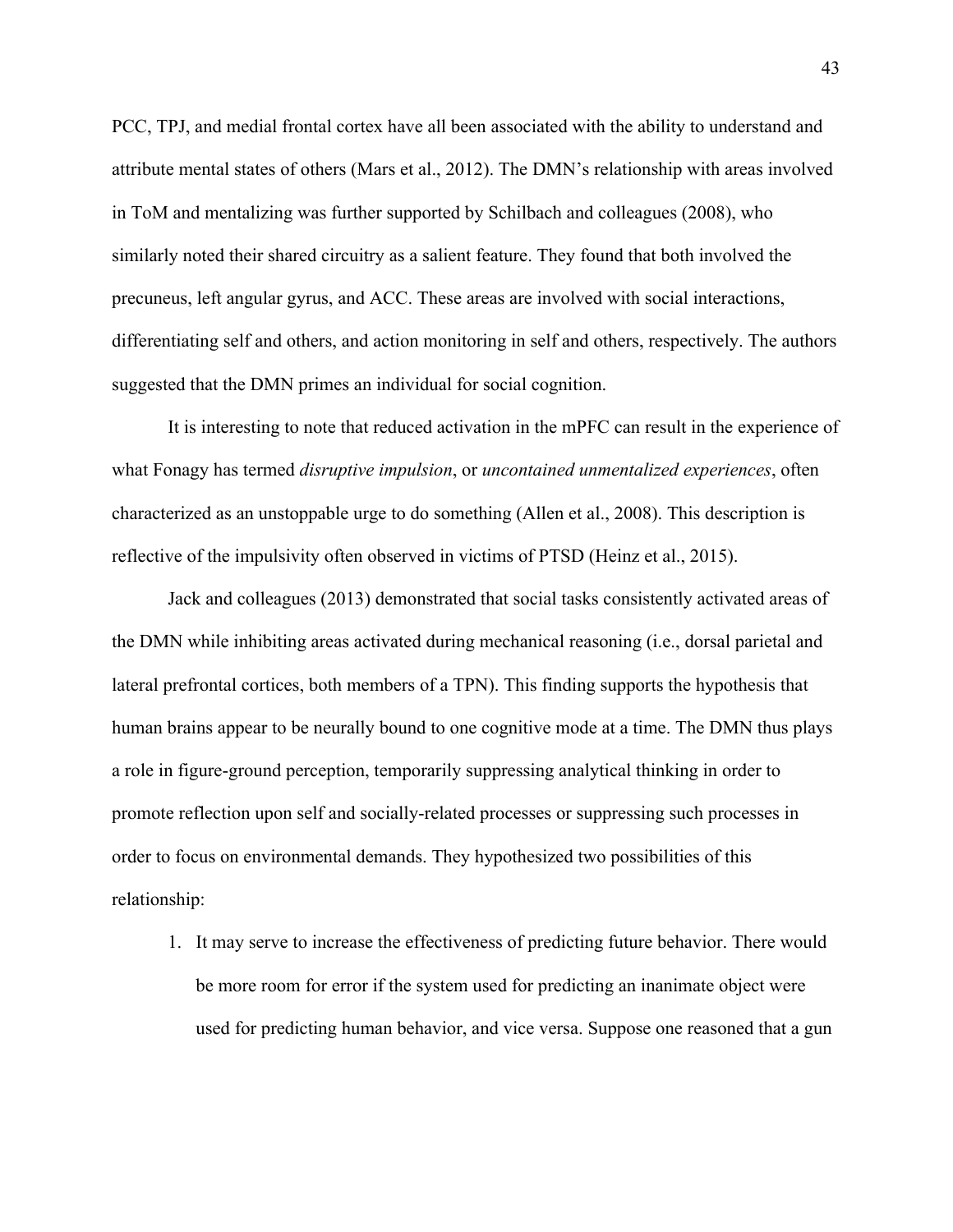PCC, TPJ, and medial frontal cortex have all been associated with the ability to understand and attribute mental states of others (Mars et al., 2012). The DMN's relationship with areas involved in ToM and mentalizing was further supported by Schilbach and colleagues (2008), who similarly noted their shared circuitry as a salient feature. They found that both involved the precuneus, left angular gyrus, and ACC. These areas are involved with social interactions, differentiating self and others, and action monitoring in self and others, respectively. The authors suggested that the DMN primes an individual for social cognition.

It is interesting to note that reduced activation in the mPFC can result in the experience of what Fonagy has termed *disruptive impulsion*, or *uncontained unmentalized experiences*, often characterized as an unstoppable urge to do something (Allen et al., 2008). This description is reflective of the impulsivity often observed in victims of PTSD (Heinz et al., 2015).

Jack and colleagues (2013) demonstrated that social tasks consistently activated areas of the DMN while inhibiting areas activated during mechanical reasoning (i.e., dorsal parietal and lateral prefrontal cortices, both members of a TPN). This finding supports the hypothesis that human brains appear to be neurally bound to one cognitive mode at a time. The DMN thus plays a role in figure-ground perception, temporarily suppressing analytical thinking in order to promote reflection upon self and socially-related processes or suppressing such processes in order to focus on environmental demands. They hypothesized two possibilities of this relationship:

1. It may serve to increase the effectiveness of predicting future behavior. There would be more room for error if the system used for predicting an inanimate object were used for predicting human behavior, and vice versa. Suppose one reasoned that a gun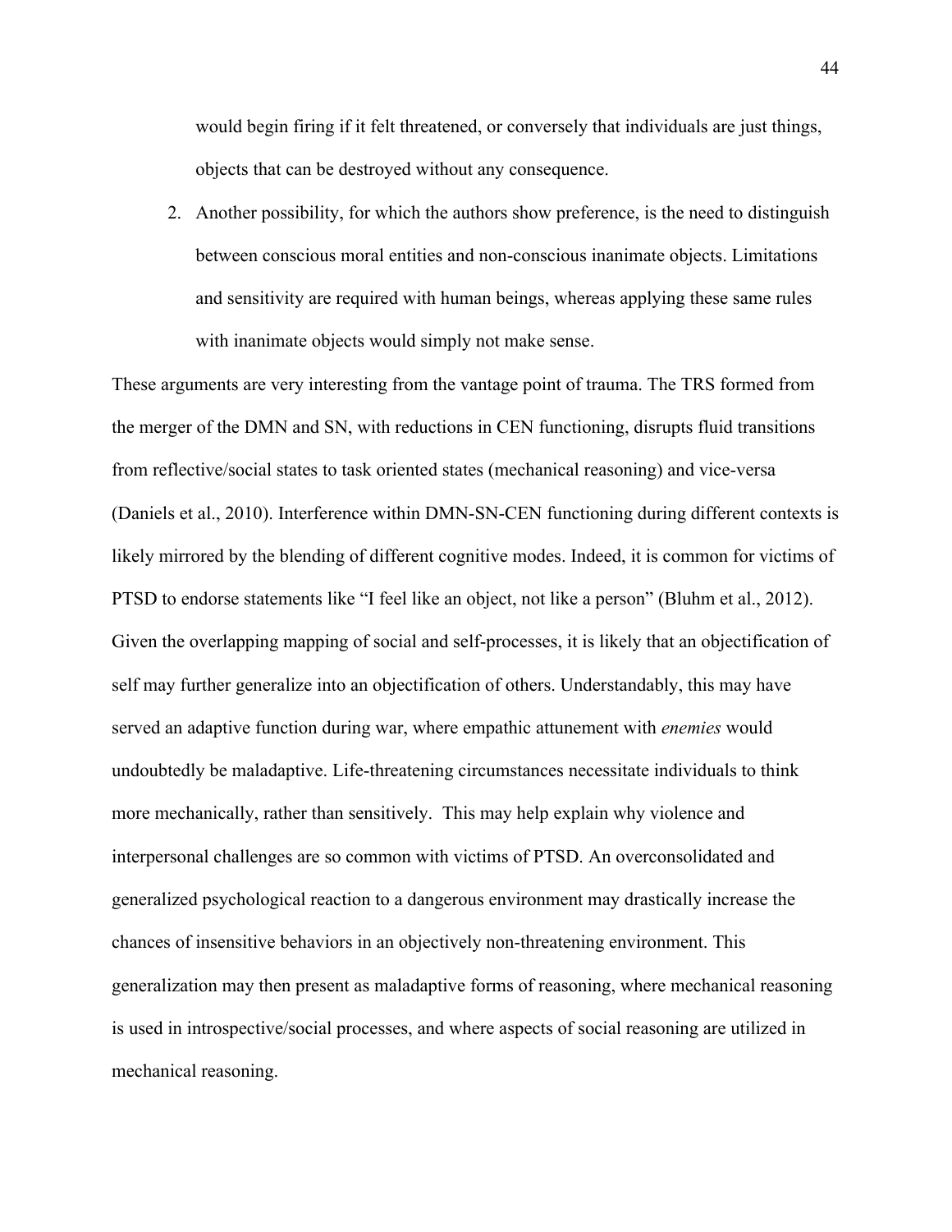would begin firing if it felt threatened, or conversely that individuals are just things, objects that can be destroyed without any consequence.

2. Another possibility, for which the authors show preference, is the need to distinguish between conscious moral entities and non-conscious inanimate objects. Limitations and sensitivity are required with human beings, whereas applying these same rules with inanimate objects would simply not make sense.

These arguments are very interesting from the vantage point of trauma. The TRS formed from the merger of the DMN and SN, with reductions in CEN functioning, disrupts fluid transitions from reflective/social states to task oriented states (mechanical reasoning) and vice-versa (Daniels et al., 2010). Interference within DMN-SN-CEN functioning during different contexts is likely mirrored by the blending of different cognitive modes. Indeed, it is common for victims of PTSD to endorse statements like "I feel like an object, not like a person" (Bluhm et al., 2012). Given the overlapping mapping of social and self-processes, it is likely that an objectification of self may further generalize into an objectification of others. Understandably, this may have served an adaptive function during war, where empathic attunement with *enemies* would undoubtedly be maladaptive. Life-threatening circumstances necessitate individuals to think more mechanically, rather than sensitively. This may help explain why violence and interpersonal challenges are so common with victims of PTSD. An overconsolidated and generalized psychological reaction to a dangerous environment may drastically increase the chances of insensitive behaviors in an objectively non-threatening environment. This generalization may then present as maladaptive forms of reasoning, where mechanical reasoning is used in introspective/social processes, and where aspects of social reasoning are utilized in mechanical reasoning.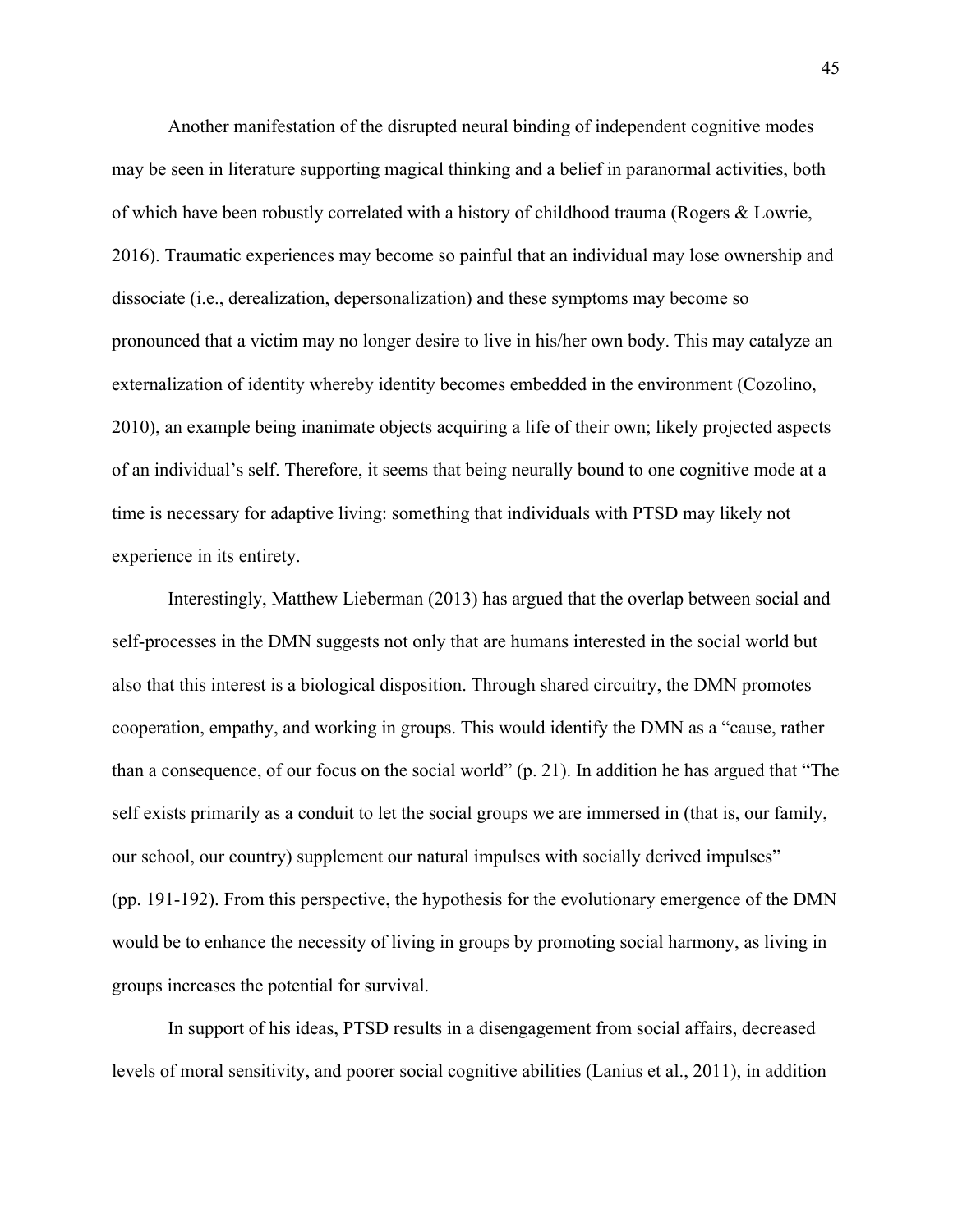Another manifestation of the disrupted neural binding of independent cognitive modes may be seen in literature supporting magical thinking and a belief in paranormal activities, both of which have been robustly correlated with a history of childhood trauma (Rogers & Lowrie, 2016). Traumatic experiences may become so painful that an individual may lose ownership and dissociate (i.e., derealization, depersonalization) and these symptoms may become so pronounced that a victim may no longer desire to live in his/her own body. This may catalyze an externalization of identity whereby identity becomes embedded in the environment (Cozolino, 2010), an example being inanimate objects acquiring a life of their own; likely projected aspects of an individual's self. Therefore, it seems that being neurally bound to one cognitive mode at a time is necessary for adaptive living: something that individuals with PTSD may likely not experience in its entirety.

Interestingly, Matthew Lieberman (2013) has argued that the overlap between social and self-processes in the DMN suggests not only that are humans interested in the social world but also that this interest is a biological disposition. Through shared circuitry, the DMN promotes cooperation, empathy, and working in groups. This would identify the DMN as a "cause, rather than a consequence, of our focus on the social world" (p. 21). In addition he has argued that "The self exists primarily as a conduit to let the social groups we are immersed in (that is, our family, our school, our country) supplement our natural impulses with socially derived impulses" (pp. 191-192). From this perspective, the hypothesis for the evolutionary emergence of the DMN would be to enhance the necessity of living in groups by promoting social harmony, as living in groups increases the potential for survival.

In support of his ideas, PTSD results in a disengagement from social affairs, decreased levels of moral sensitivity, and poorer social cognitive abilities (Lanius et al., 2011), in addition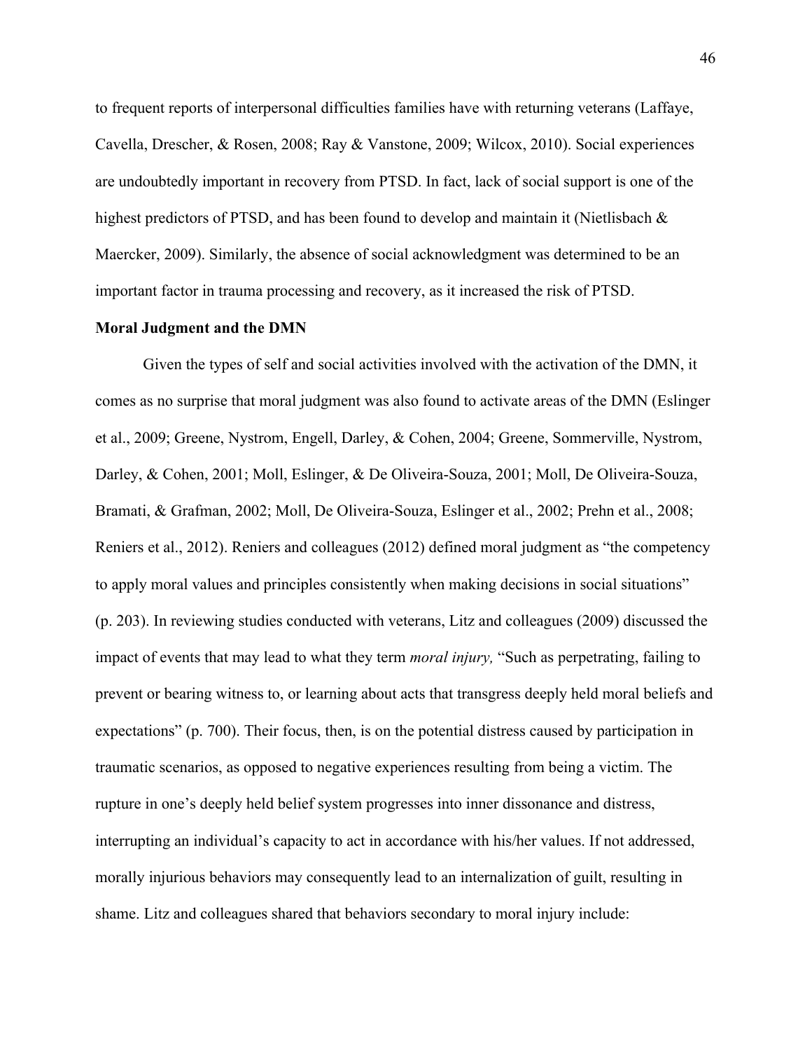to frequent reports of interpersonal difficulties families have with returning veterans (Laffaye, Cavella, Drescher, & Rosen, 2008; Ray & Vanstone, 2009; Wilcox, 2010). Social experiences are undoubtedly important in recovery from PTSD. In fact, lack of social support is one of the highest predictors of PTSD, and has been found to develop and maintain it (Nietlisbach & Maercker, 2009). Similarly, the absence of social acknowledgment was determined to be an important factor in trauma processing and recovery, as it increased the risk of PTSD.

**Moral Judgment and the DMN**

Given the types of self and social activities involved with the activation of the DMN, it comes as no surprise that moral judgment was also found to activate areas of the DMN (Eslinger et al., 2009; Greene, Nystrom, Engell, Darley, & Cohen, 2004; Greene, Sommerville, Nystrom, Darley, & Cohen, 2001; Moll, Eslinger, & De Oliveira-Souza, 2001; Moll, De Oliveira-Souza, Bramati, & Grafman, 2002; Moll, De Oliveira-Souza, Eslinger et al., 2002; Prehn et al., 2008; Reniers et al., 2012). Reniers and colleagues (2012) defined moral judgment as "the competency to apply moral values and principles consistently when making decisions in social situations" (p. 203). In reviewing studies conducted with veterans, Litz and colleagues (2009) discussed the impact of events that may lead to what they term *moral injury,* "Such as perpetrating, failing to prevent or bearing witness to, or learning about acts that transgress deeply held moral beliefs and expectations" (p. 700). Their focus, then, is on the potential distress caused by participation in traumatic scenarios, as opposed to negative experiences resulting from being a victim. The rupture in one's deeply held belief system progresses into inner dissonance and distress, interrupting an individual's capacity to act in accordance with his/her values. If not addressed, morally injurious behaviors may consequently lead to an internalization of guilt, resulting in shame. Litz and colleagues shared that behaviors secondary to moral injury include: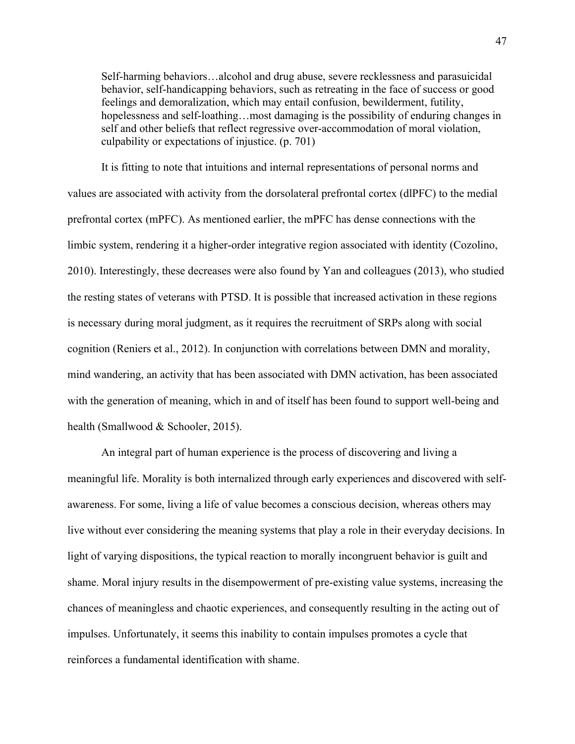> Self-harming behaviors…alcohol and drug abuse, severe recklessness and parasuicidal behavior, self-handicapping behaviors, such as retreating in the face of success or good feelings and demoralization, which may entail confusion, bewilderment, futility, hopelessness and self-loathing…most damaging is the possibility of enduring changes in self and other beliefs that reflect regressive over-accommodation of moral violation, culpability or expectations of injustice. (p. 701)

It is fitting to note that intuitions and internal representations of personal norms and values are associated with activity from the dorsolateral prefrontal cortex (dlPFC) to the medial prefrontal cortex (mPFC). As mentioned earlier, the mPFC has dense connections with the limbic system, rendering it a higher-order integrative region associated with identity (Cozolino, 2010). Interestingly, these decreases were also found by Yan and colleagues (2013), who studied the resting states of veterans with PTSD. It is possible that increased activation in these regions is necessary during moral judgment, as it requires the recruitment of SRPs along with social cognition (Reniers et al., 2012). In conjunction with correlations between DMN and morality, mind wandering, an activity that has been associated with DMN activation, has been associated with the generation of meaning, which in and of itself has been found to support well-being and health (Smallwood & Schooler, 2015).

An integral part of human experience is the process of discovering and living a meaningful life. Morality is both internalized through early experiences and discovered with self-awareness. For some, living a life of value becomes a conscious decision, whereas others may live without ever considering the meaning systems that play a role in their everyday decisions. In light of varying dispositions, the typical reaction to morally incongruent behavior is guilt and shame. Moral injury results in the disempowerment of pre-existing value systems, increasing the chances of meaningless and chaotic experiences, and consequently resulting in the acting out of impulses. Unfortunately, it seems this inability to contain impulses promotes a cycle that reinforces a fundamental identification with shame.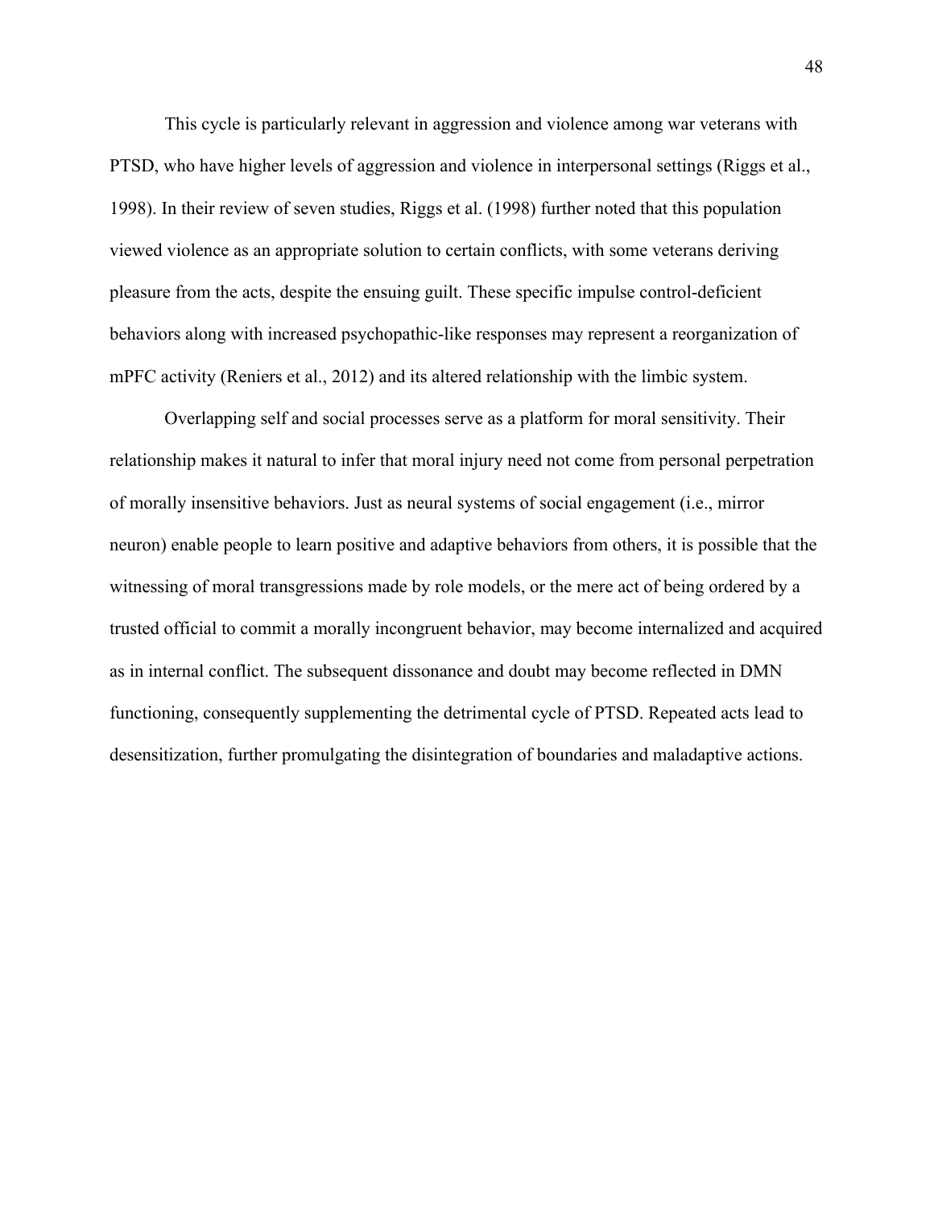This cycle is particularly relevant in aggression and violence among war veterans with PTSD, who have higher levels of aggression and violence in interpersonal settings (Riggs et al., 1998). In their review of seven studies, Riggs et al. (1998) further noted that this population viewed violence as an appropriate solution to certain conflicts, with some veterans deriving pleasure from the acts, despite the ensuing guilt. These specific impulse control-deficient behaviors along with increased psychopathic-like responses may represent a reorganization of mPFC activity (Reniers et al., 2012) and its altered relationship with the limbic system.

Overlapping self and social processes serve as a platform for moral sensitivity. Their relationship makes it natural to infer that moral injury need not come from personal perpetration of morally insensitive behaviors. Just as neural systems of social engagement (i.e., mirror neuron) enable people to learn positive and adaptive behaviors from others, it is possible that the witnessing of moral transgressions made by role models, or the mere act of being ordered by a trusted official to commit a morally incongruent behavior, may become internalized and acquired as in internal conflict. The subsequent dissonance and doubt may become reflected in DMN functioning, consequently supplementing the detrimental cycle of PTSD. Repeated acts lead to desensitization, further promulgating the disintegration of boundaries and maladaptive actions.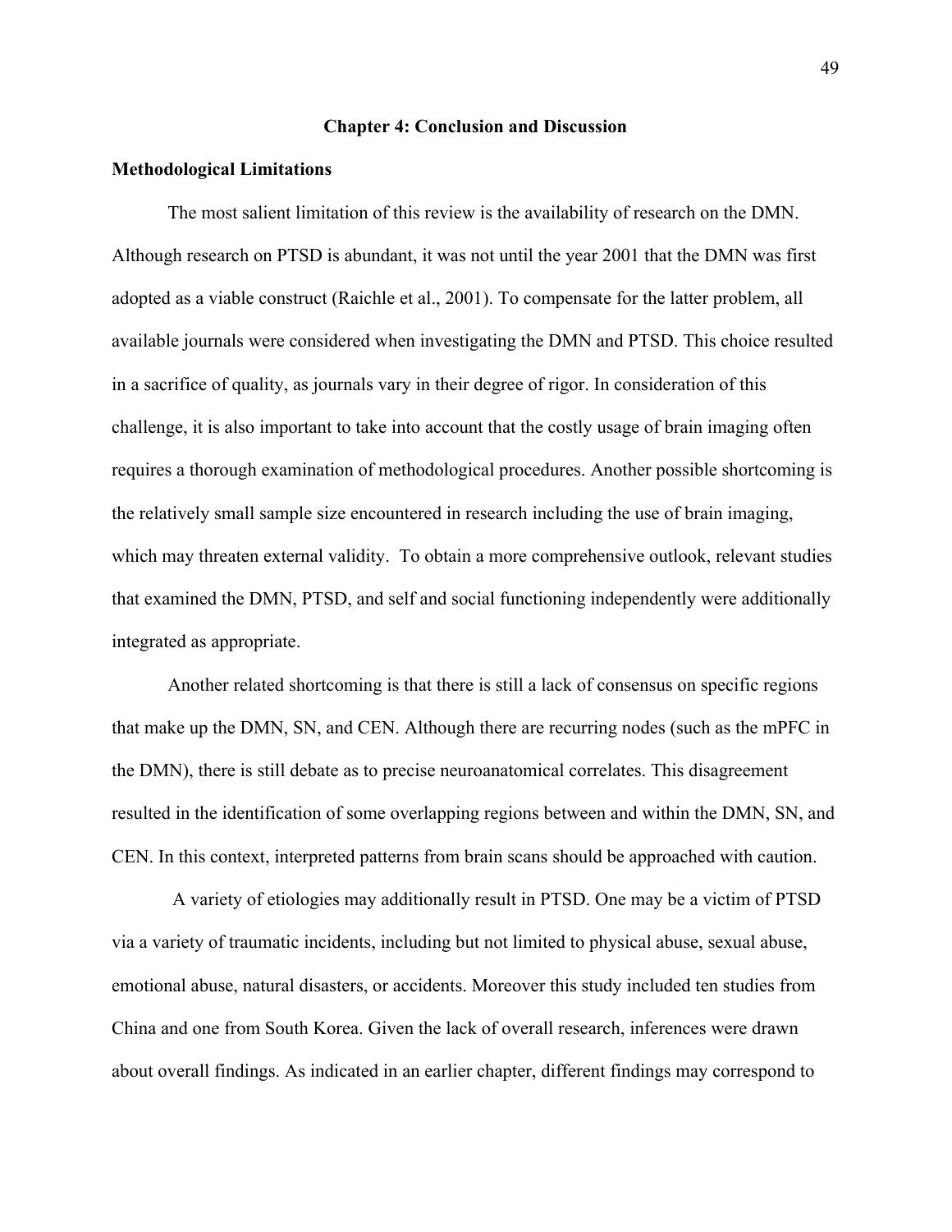# Chapter 4: Conclusion and Discussion

## Methodological Limitations

The most salient limitation of this review is the availability of research on the DMN. Although research on PTSD is abundant, it was not until the year 2001 that the DMN was first adopted as a viable construct (Raichle et al., 2001). To compensate for the latter problem, all available journals were considered when investigating the DMN and PTSD. This choice resulted in a sacrifice of quality, as journals vary in their degree of rigor. In consideration of this challenge, it is also important to take into account that the costly usage of brain imaging often requires a thorough examination of methodological procedures. Another possible shortcoming is the relatively small sample size encountered in research including the use of brain imaging, which may threaten external validity. To obtain a more comprehensive outlook, relevant studies that examined the DMN, PTSD, and self and social functioning independently were additionally integrated as appropriate.

Another related shortcoming is that there is still a lack of consensus on specific regions that make up the DMN, SN, and CEN. Although there are recurring nodes (such as the mPFC in the DMN), there is still debate as to precise neuroanatomical correlates. This disagreement resulted in the identification of some overlapping regions between and within the DMN, SN, and CEN. In this context, interpreted patterns from brain scans should be approached with caution.

A variety of etiologies may additionally result in PTSD. One may be a victim of PTSD via a variety of traumatic incidents, including but not limited to physical abuse, sexual abuse, emotional abuse, natural disasters, or accidents. Moreover this study included ten studies from China and one from South Korea. Given the lack of overall research, inferences were drawn about overall findings. As indicated in an earlier chapter, different findings may correspond to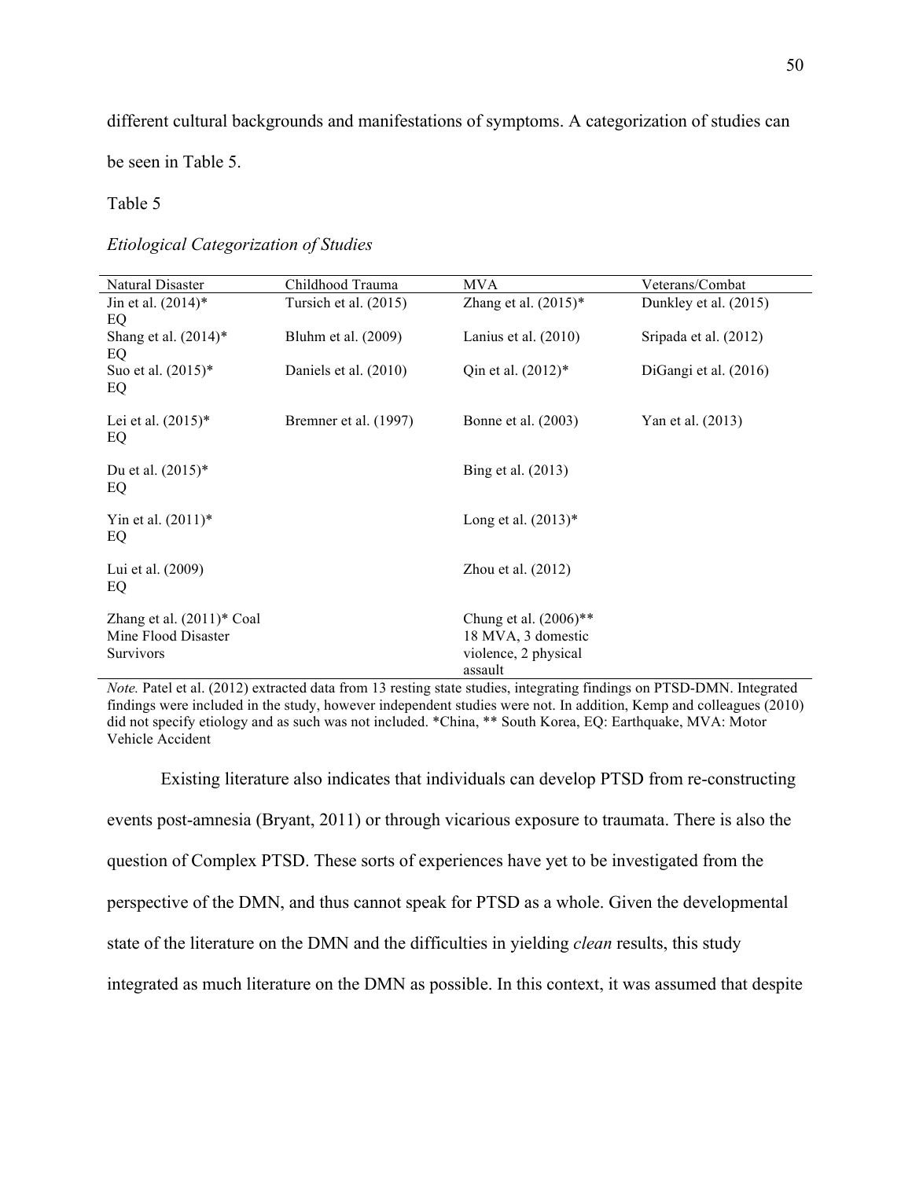different cultural backgrounds and manifestations of symptoms. A categorization of studies can be seen in Table 5.

Table 5

*Etiological Categorization of Studies*

| Natural Disaster | Childhood Trauma | MVA | Veterans/Combat |
|---|---|---|---|
| Jin et al. (2014)* EQ | Tursich et al. (2015) | Zhang et al. (2015)* | Dunkley et al. (2015) |
| Shang et al. (2014)* EQ | Bluhm et al. (2009) | Lanius et al. (2010) | Sripada et al. (2012) |
| Suo et al. (2015)* EQ | Daniels et al. (2010) | Qin et al. (2012)* | DiGangi et al. (2016) |
| Lei et al. (2015)* EQ | Bremner et al. (1997) | Bonne et al. (2003) | Yan et al. (2013) |
| Du et al. (2015)* EQ | | Bing et al. (2013) | |
| Yin et al. (2011)* EQ | | Long et al. (2013)* | |
| Lui et al. (2009) EQ | | Zhou et al. (2012) | |
| Zhang et al. (2011)* Coal Mine Flood Disaster Survivors | | Chung et al. (2006)** 18 MVA, 3 domestic violence, 2 physical assault | |

*Note.* Patel et al. (2012) extracted data from 13 resting state studies, integrating findings on PTSD-DMN. Integrated findings were included in the study, however independent studies were not. In addition, Kemp and colleagues (2010) did not specify etiology and as such was not included. *China, ** South Korea, EQ: Earthquake, MVA: Motor Vehicle Accident

Existing literature also indicates that individuals can develop PTSD from re-constructing events post-amnesia (Bryant, 2011) or through vicarious exposure to traumata. There is also the question of Complex PTSD. These sorts of experiences have yet to be investigated from the perspective of the DMN, and thus cannot speak for PTSD as a whole. Given the developmental state of the literature on the DMN and the difficulties in yielding *clean* results, this study integrated as much literature on the DMN as possible. In this context, it was assumed that despite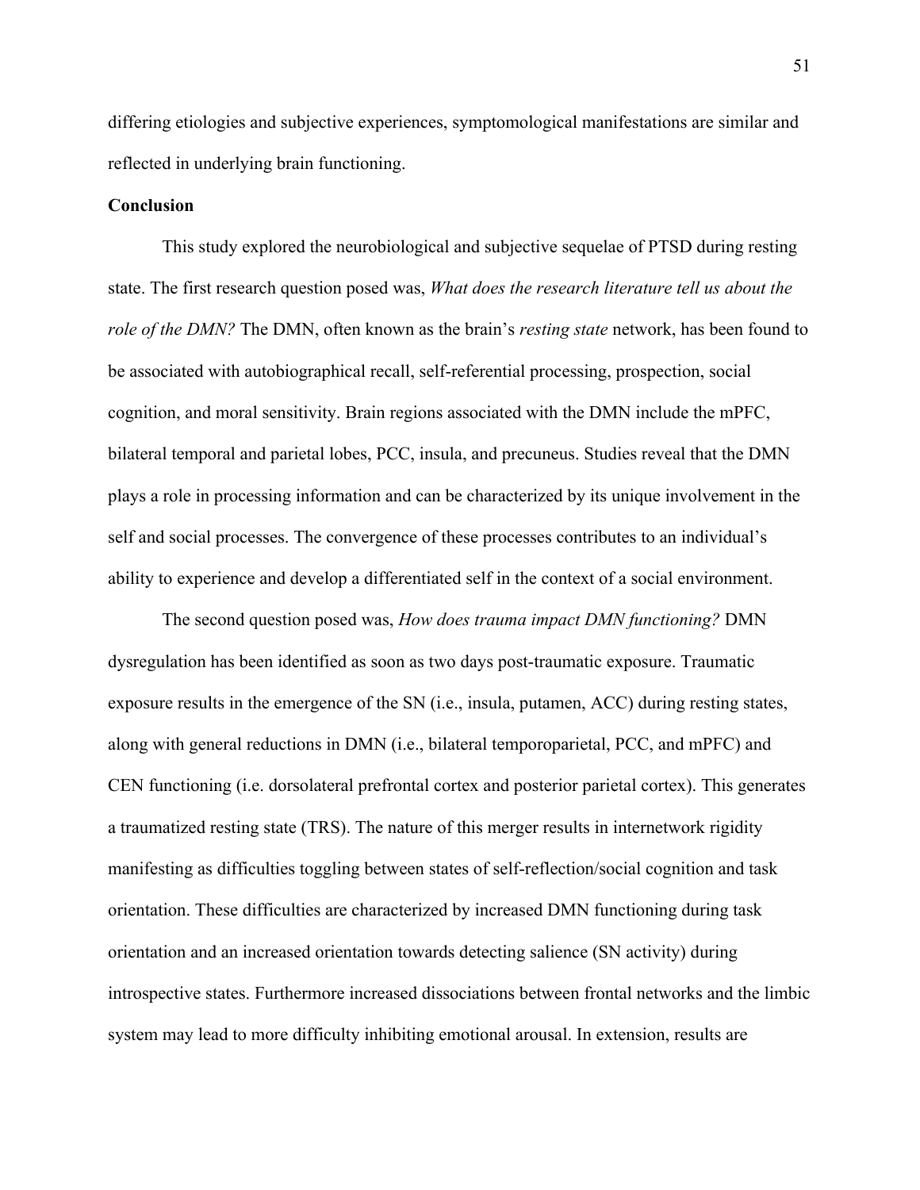differing etiologies and subjective experiences, symptomological manifestations are similar and reflected in underlying brain functioning.

## Conclusion

This study explored the neurobiological and subjective sequelae of PTSD during resting state. The first research question posed was, *What does the research literature tell us about the role of the DMN?* The DMN, often known as the brain's *resting state* network, has been found to be associated with autobiographical recall, self-referential processing, prospection, social cognition, and moral sensitivity. Brain regions associated with the DMN include the mPFC, bilateral temporal and parietal lobes, PCC, insula, and precuneus. Studies reveal that the DMN plays a role in processing information and can be characterized by its unique involvement in the self and social processes. The convergence of these processes contributes to an individual's ability to experience and develop a differentiated self in the context of a social environment.

The second question posed was, *How does trauma impact DMN functioning?* DMN dysregulation has been identified as soon as two days post-traumatic exposure. Traumatic exposure results in the emergence of the SN (i.e., insula, putamen, ACC) during resting states, along with general reductions in DMN (i.e., bilateral temporoparietal, PCC, and mPFC) and CEN functioning (i.e. dorsolateral prefrontal cortex and posterior parietal cortex). This generates a traumatized resting state (TRS). The nature of this merger results in internetwork rigidity manifesting as difficulties toggling between states of self-reflection/social cognition and task orientation. These difficulties are characterized by increased DMN functioning during task orientation and an increased orientation towards detecting salience (SN activity) during introspective states. Furthermore increased dissociations between frontal networks and the limbic system may lead to more difficulty inhibiting emotional arousal. In extension, results are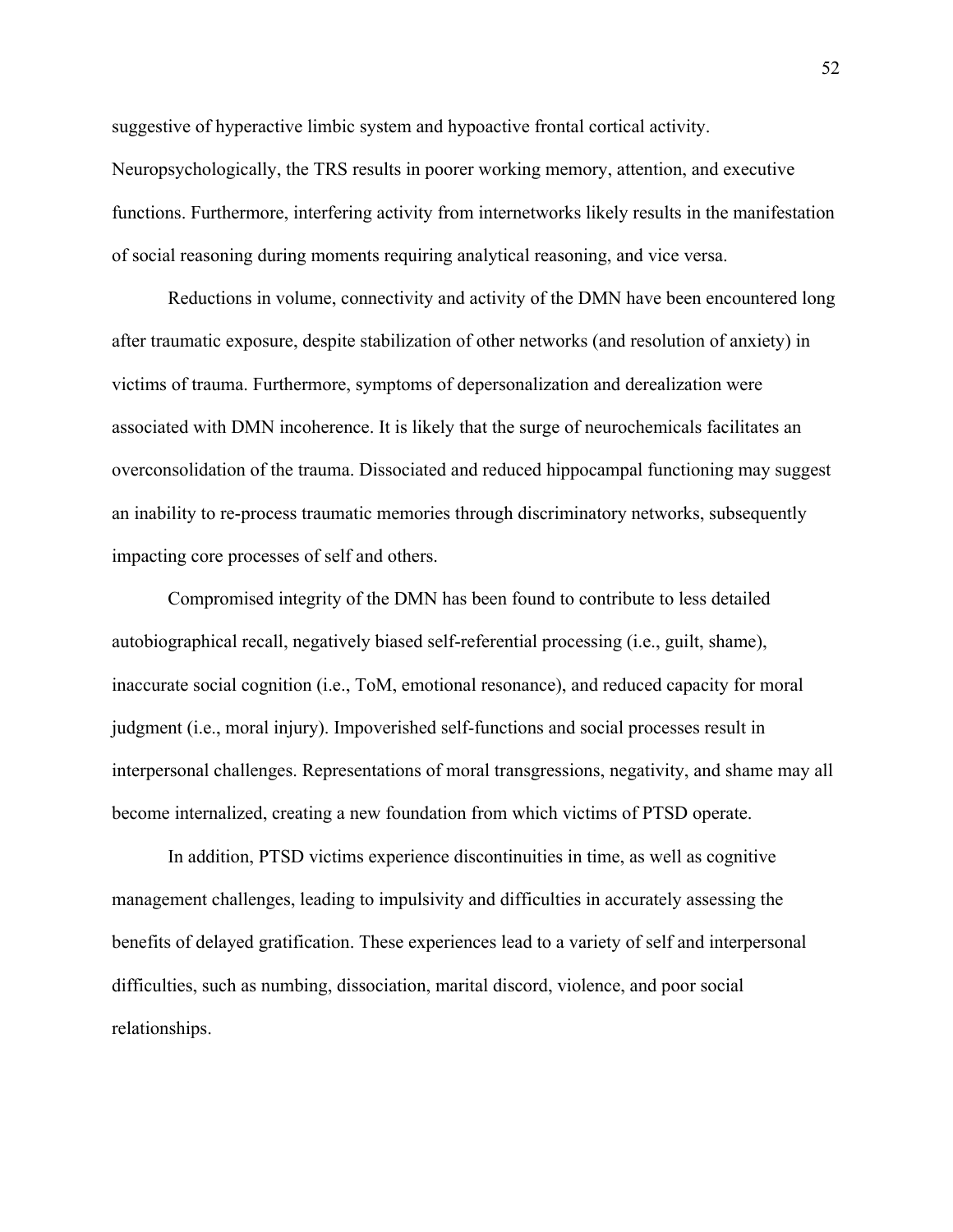suggestive of hyperactive limbic system and hypoactive frontal cortical activity. Neuropsychologically, the TRS results in poorer working memory, attention, and executive functions. Furthermore, interfering activity from internetworks likely results in the manifestation of social reasoning during moments requiring analytical reasoning, and vice versa.

Reductions in volume, connectivity and activity of the DMN have been encountered long after traumatic exposure, despite stabilization of other networks (and resolution of anxiety) in victims of trauma. Furthermore, symptoms of depersonalization and derealization were associated with DMN incoherence. It is likely that the surge of neurochemicals facilitates an overconsolidation of the trauma. Dissociated and reduced hippocampal functioning may suggest an inability to re-process traumatic memories through discriminatory networks, subsequently impacting core processes of self and others.

Compromised integrity of the DMN has been found to contribute to less detailed autobiographical recall, negatively biased self-referential processing (i.e., guilt, shame), inaccurate social cognition (i.e., ToM, emotional resonance), and reduced capacity for moral judgment (i.e., moral injury). Impoverished self-functions and social processes result in interpersonal challenges. Representations of moral transgressions, negativity, and shame may all become internalized, creating a new foundation from which victims of PTSD operate.

In addition, PTSD victims experience discontinuities in time, as well as cognitive management challenges, leading to impulsivity and difficulties in accurately assessing the benefits of delayed gratification. These experiences lead to a variety of self and interpersonal difficulties, such as numbing, dissociation, marital discord, violence, and poor social relationships.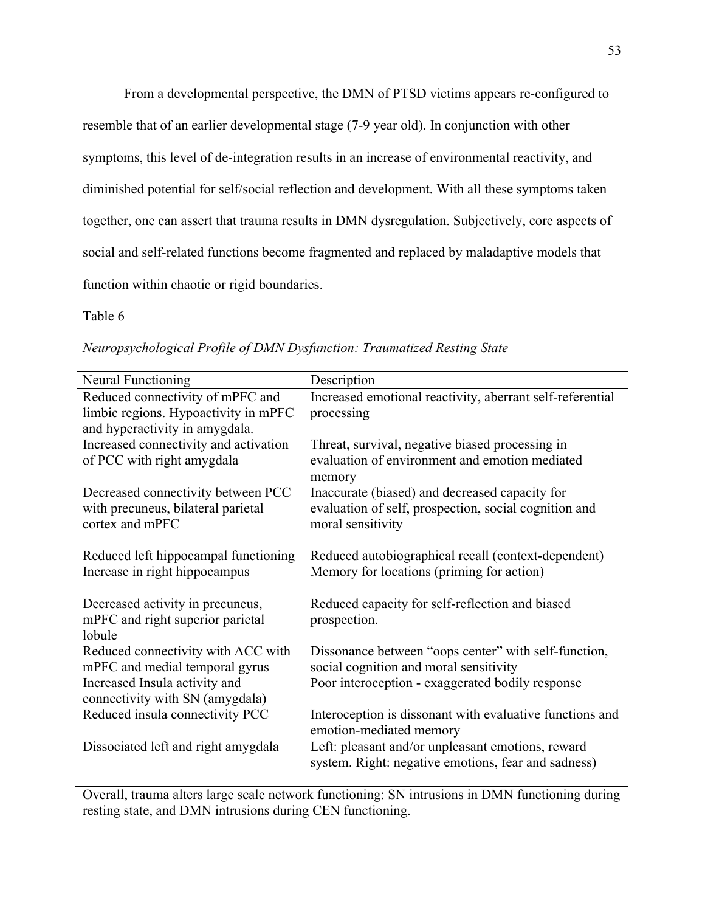From a developmental perspective, the DMN of PTSD victims appears re-configured to resemble that of an earlier developmental stage (7-9 year old). In conjunction with other symptoms, this level of de-integration results in an increase of environmental reactivity, and diminished potential for self/social reflection and development. With all these symptoms taken together, one can assert that trauma results in DMN dysregulation. Subjectively, core aspects of social and self-related functions become fragmented and replaced by maladaptive models that function within chaotic or rigid boundaries.

Table 6

*Neuropsychological Profile of DMN Dysfunction: Traumatized Resting State*

| Neural Functioning | Description |
|---|---|
| Reduced connectivity of mPFC and limbic regions. Hypoactivity in mPFC and hyperactivity in amygdala. | Increased emotional reactivity, aberrant self-referential processing |
| Increased connectivity and activation of PCC with right amygdala | Threat, survival, negative biased processing in evaluation of environment and emotion mediated memory |
| Decreased connectivity between PCC with precuneus, bilateral parietal cortex and mPFC | Inaccurate (biased) and decreased capacity for evaluation of self, prospection, social cognition and moral sensitivity |
| Reduced left hippocampal functioning | Reduced autobiographical recall (context-dependent) |
| Increase in right hippocampus | Memory for locations (priming for action) |
| Decreased activity in precuneus, mPFC and right superior parietal lobule | Reduced capacity for self-reflection and biased prospection. |
| Reduced connectivity with ACC with mPFC and medial temporal gyrus | Dissonance between "oops center" with self-function, social cognition and moral sensitivity |
| Increased Insula activity and connectivity with SN (amygdala) | Poor interoception - exaggerated bodily response |
| Reduced insula connectivity PCC | Interoception is dissonant with evaluative functions and emotion-mediated memory |
| Dissociated left and right amygdala | Left: pleasant and/or unpleasant emotions, reward system. Right: negative emotions, fear and sadness) |

Overall, trauma alters large scale network functioning: SN intrusions in DMN functioning during resting state, and DMN intrusions during CEN functioning.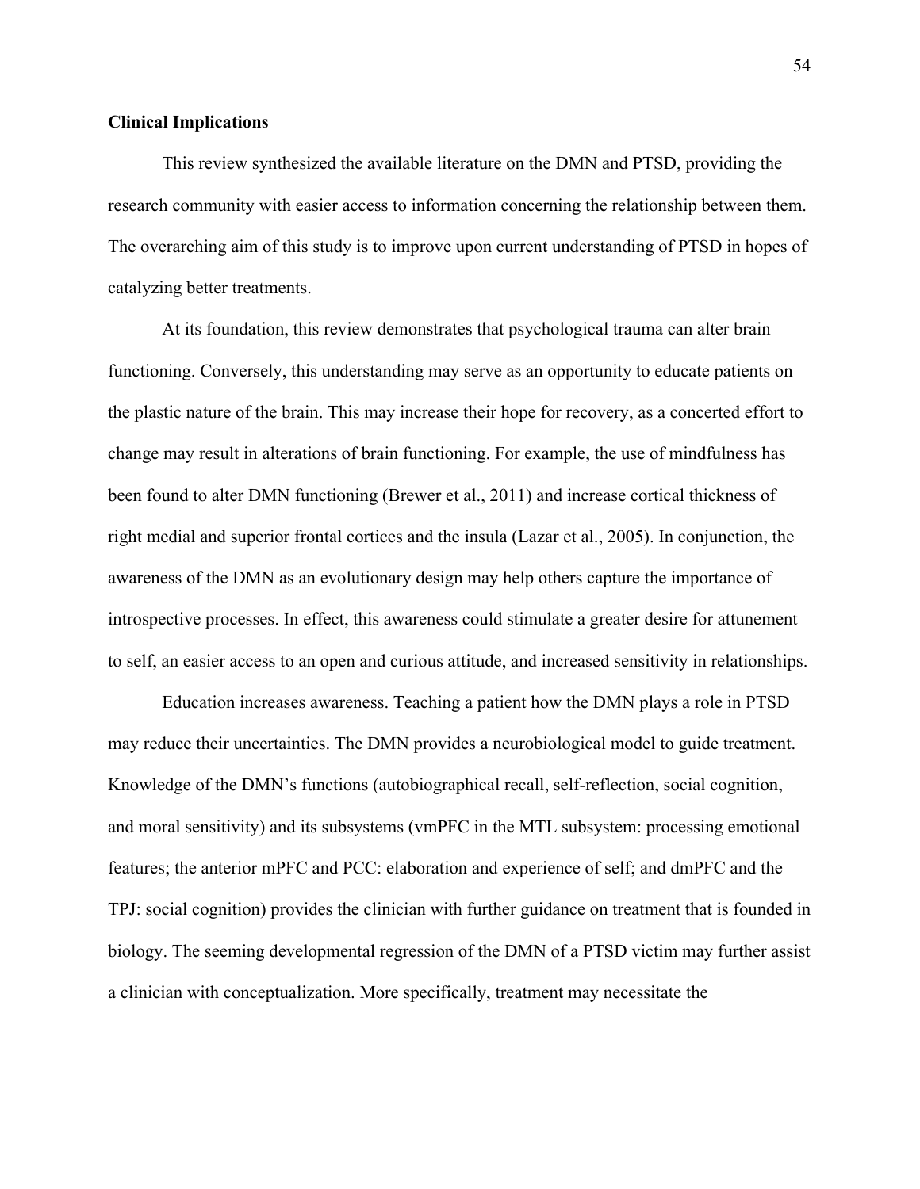**Clinical Implications**

This review synthesized the available literature on the DMN and PTSD, providing the research community with easier access to information concerning the relationship between them. The overarching aim of this study is to improve upon current understanding of PTSD in hopes of catalyzing better treatments.

At its foundation, this review demonstrates that psychological trauma can alter brain functioning. Conversely, this understanding may serve as an opportunity to educate patients on the plastic nature of the brain. This may increase their hope for recovery, as a concerted effort to change may result in alterations of brain functioning. For example, the use of mindfulness has been found to alter DMN functioning (Brewer et al., 2011) and increase cortical thickness of right medial and superior frontal cortices and the insula (Lazar et al., 2005). In conjunction, the awareness of the DMN as an evolutionary design may help others capture the importance of introspective processes. In effect, this awareness could stimulate a greater desire for attunement to self, an easier access to an open and curious attitude, and increased sensitivity in relationships.

Education increases awareness. Teaching a patient how the DMN plays a role in PTSD may reduce their uncertainties. The DMN provides a neurobiological model to guide treatment. Knowledge of the DMN's functions (autobiographical recall, self-reflection, social cognition, and moral sensitivity) and its subsystems (vmPFC in the MTL subsystem: processing emotional features; the anterior mPFC and PCC: elaboration and experience of self; and dmPFC and the TPJ: social cognition) provides the clinician with further guidance on treatment that is founded in biology. The seeming developmental regression of the DMN of a PTSD victim may further assist a clinician with conceptualization. More specifically, treatment may necessitate the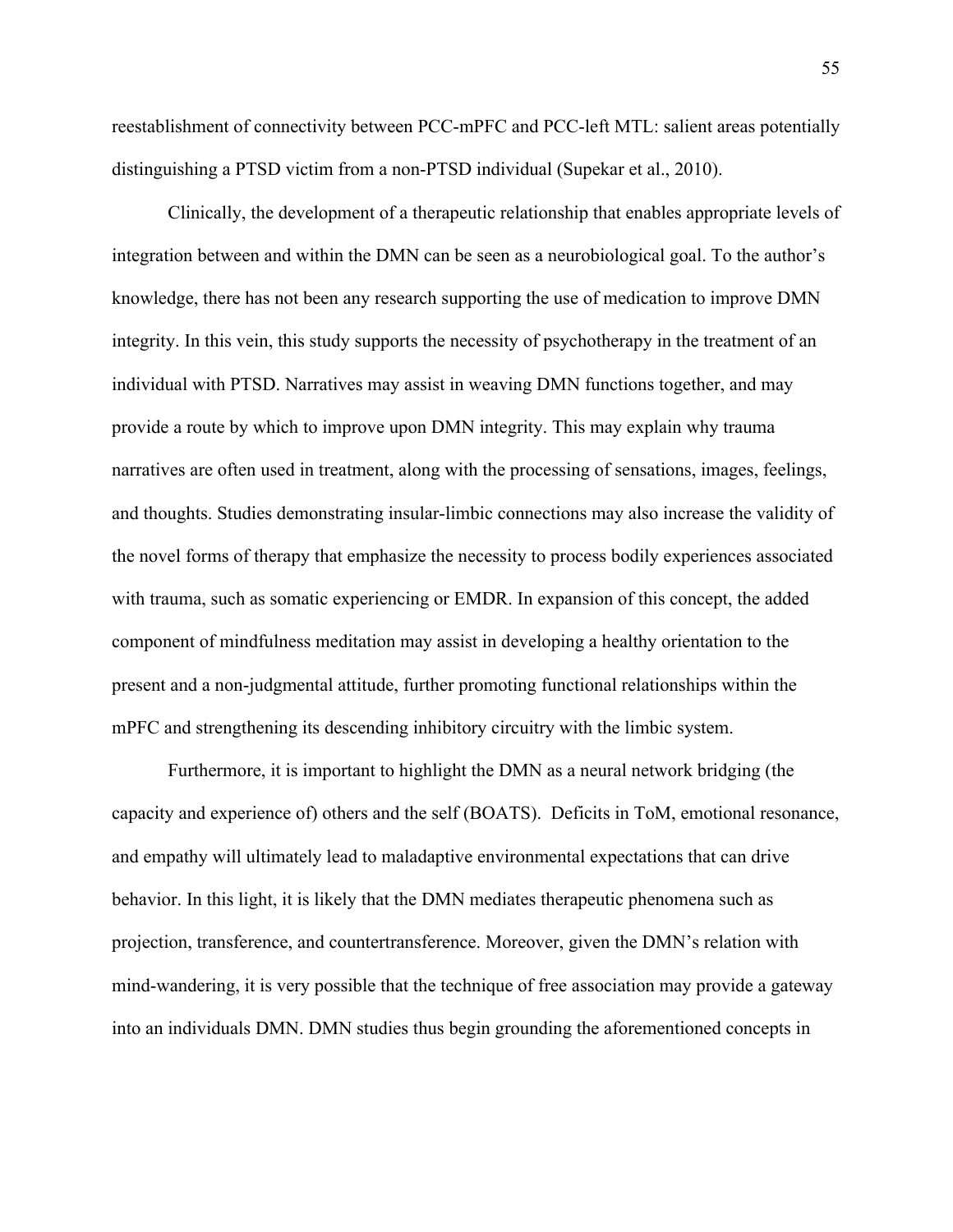reestablishment of connectivity between PCC-mPFC and PCC-left MTL: salient areas potentially distinguishing a PTSD victim from a non-PTSD individual (Supekar et al., 2010).

Clinically, the development of a therapeutic relationship that enables appropriate levels of integration between and within the DMN can be seen as a neurobiological goal. To the author's knowledge, there has not been any research supporting the use of medication to improve DMN integrity. In this vein, this study supports the necessity of psychotherapy in the treatment of an individual with PTSD. Narratives may assist in weaving DMN functions together, and may provide a route by which to improve upon DMN integrity. This may explain why trauma narratives are often used in treatment, along with the processing of sensations, images, feelings, and thoughts. Studies demonstrating insular-limbic connections may also increase the validity of the novel forms of therapy that emphasize the necessity to process bodily experiences associated with trauma, such as somatic experiencing or EMDR. In expansion of this concept, the added component of mindfulness meditation may assist in developing a healthy orientation to the present and a non-judgmental attitude, further promoting functional relationships within the mPFC and strengthening its descending inhibitory circuitry with the limbic system.

Furthermore, it is important to highlight the DMN as a neural network bridging (the capacity and experience of) others and the self (BOATS). Deficits in ToM, emotional resonance, and empathy will ultimately lead to maladaptive environmental expectations that can drive behavior. In this light, it is likely that the DMN mediates therapeutic phenomena such as projection, transference, and countertransference. Moreover, given the DMN's relation with mind-wandering, it is very possible that the technique of free association may provide a gateway into an individuals DMN. DMN studies thus begin grounding the aforementioned concepts in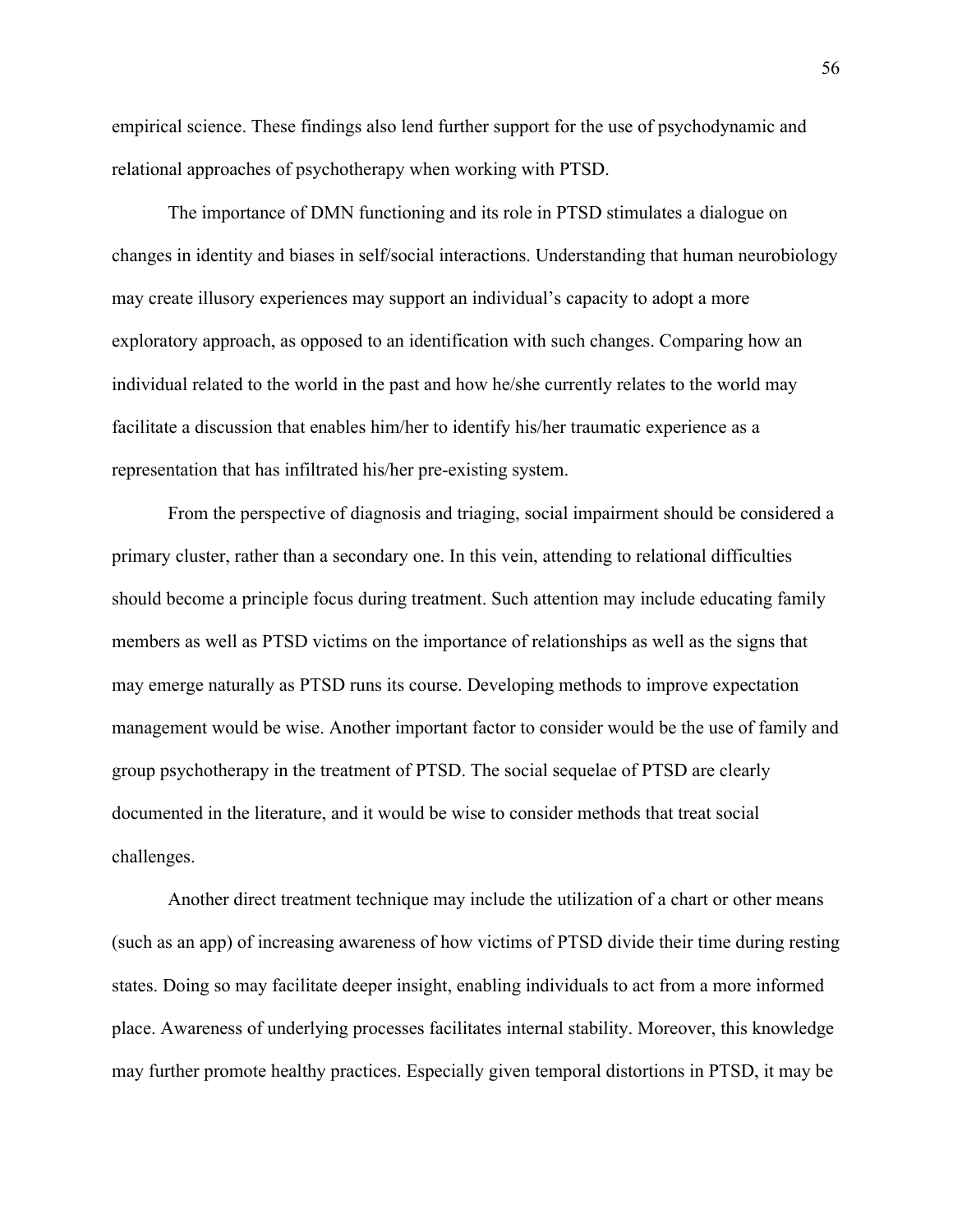empirical science. These findings also lend further support for the use of psychodynamic and relational approaches of psychotherapy when working with PTSD.

The importance of DMN functioning and its role in PTSD stimulates a dialogue on changes in identity and biases in self/social interactions. Understanding that human neurobiology may create illusory experiences may support an individual's capacity to adopt a more exploratory approach, as opposed to an identification with such changes. Comparing how an individual related to the world in the past and how he/she currently relates to the world may facilitate a discussion that enables him/her to identify his/her traumatic experience as a representation that has infiltrated his/her pre-existing system.

From the perspective of diagnosis and triaging, social impairment should be considered a primary cluster, rather than a secondary one. In this vein, attending to relational difficulties should become a principle focus during treatment. Such attention may include educating family members as well as PTSD victims on the importance of relationships as well as the signs that may emerge naturally as PTSD runs its course. Developing methods to improve expectation management would be wise. Another important factor to consider would be the use of family and group psychotherapy in the treatment of PTSD. The social sequelae of PTSD are clearly documented in the literature, and it would be wise to consider methods that treat social challenges.

Another direct treatment technique may include the utilization of a chart or other means (such as an app) of increasing awareness of how victims of PTSD divide their time during resting states. Doing so may facilitate deeper insight, enabling individuals to act from a more informed place. Awareness of underlying processes facilitates internal stability. Moreover, this knowledge may further promote healthy practices. Especially given temporal distortions in PTSD, it may be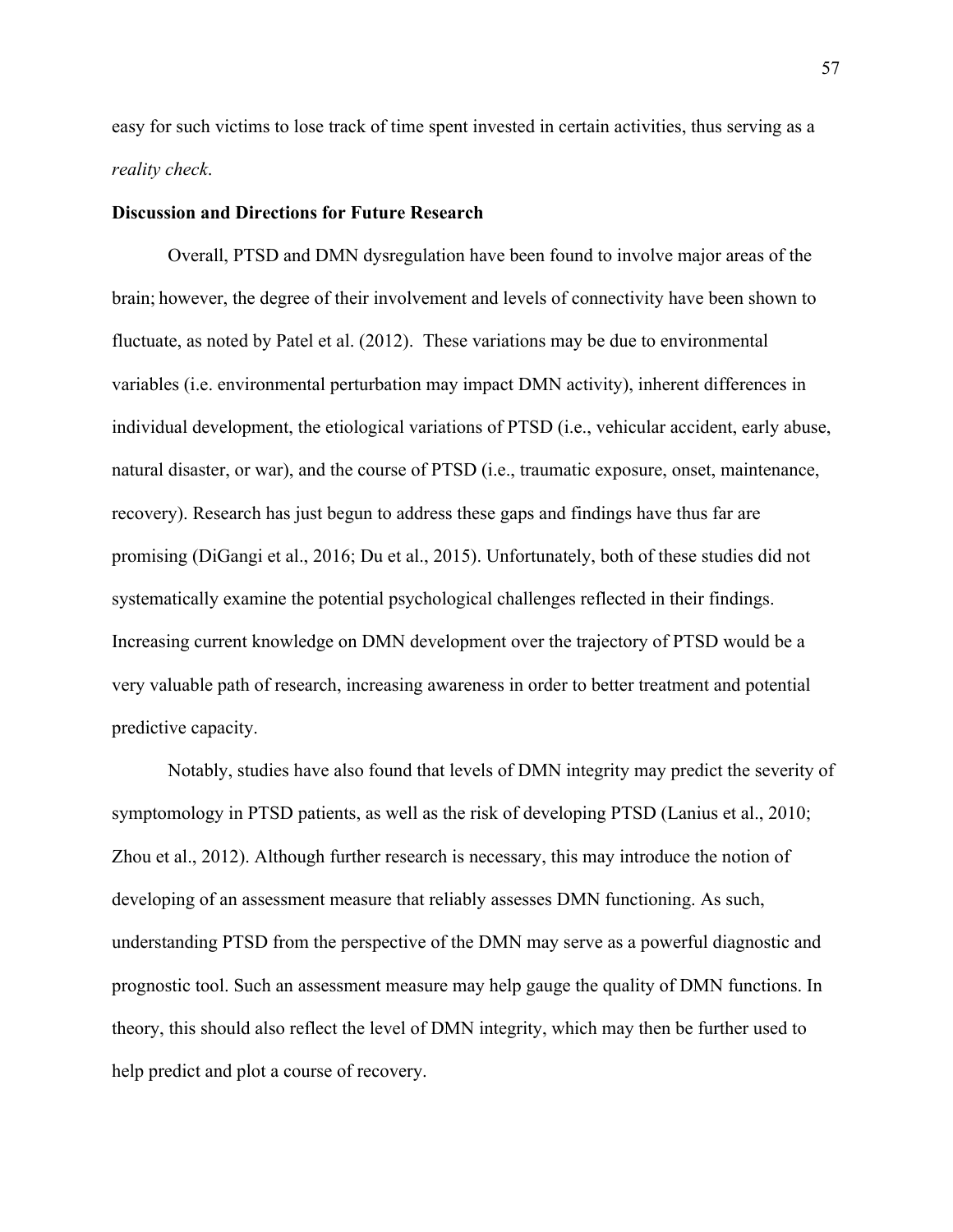easy for such victims to lose track of time spent invested in certain activities, thus serving as a *reality check*.

**Discussion and Directions for Future Research**

Overall, PTSD and DMN dysregulation have been found to involve major areas of the brain; however, the degree of their involvement and levels of connectivity have been shown to fluctuate, as noted by Patel et al. (2012). These variations may be due to environmental variables (i.e. environmental perturbation may impact DMN activity), inherent differences in individual development, the etiological variations of PTSD (i.e., vehicular accident, early abuse, natural disaster, or war), and the course of PTSD (i.e., traumatic exposure, onset, maintenance, recovery). Research has just begun to address these gaps and findings have thus far are promising (DiGangi et al., 2016; Du et al., 2015). Unfortunately, both of these studies did not systematically examine the potential psychological challenges reflected in their findings. Increasing current knowledge on DMN development over the trajectory of PTSD would be a very valuable path of research, increasing awareness in order to better treatment and potential predictive capacity.

Notably, studies have also found that levels of DMN integrity may predict the severity of symptomology in PTSD patients, as well as the risk of developing PTSD (Lanius et al., 2010; Zhou et al., 2012). Although further research is necessary, this may introduce the notion of developing of an assessment measure that reliably assesses DMN functioning. As such, understanding PTSD from the perspective of the DMN may serve as a powerful diagnostic and prognostic tool. Such an assessment measure may help gauge the quality of DMN functions. In theory, this should also reflect the level of DMN integrity, which may then be further used to help predict and plot a course of recovery.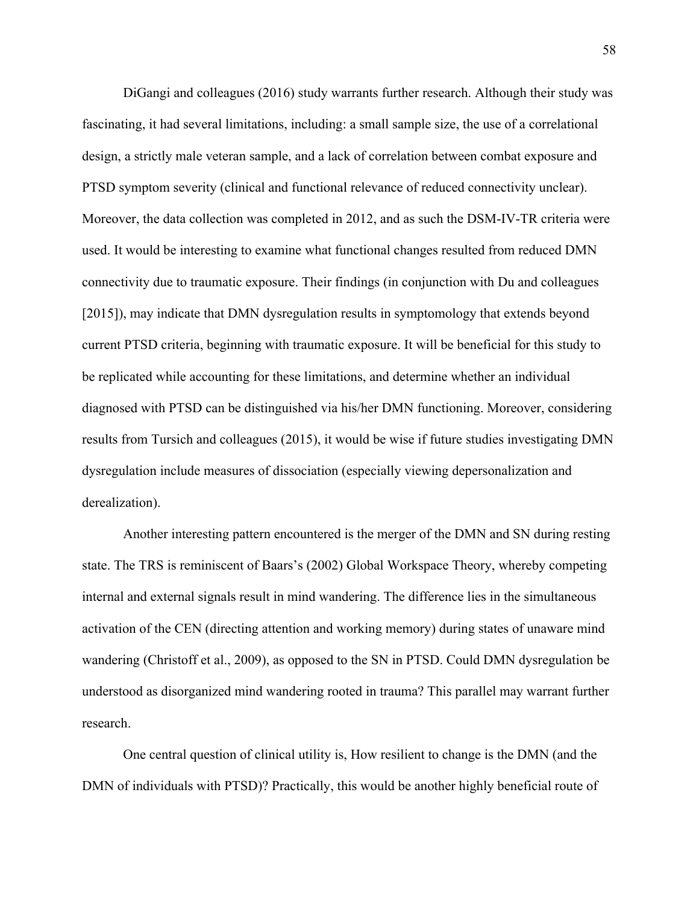DiGangi and colleagues (2016) study warrants further research. Although their study was fascinating, it had several limitations, including: a small sample size, the use of a correlational design, a strictly male veteran sample, and a lack of correlation between combat exposure and PTSD symptom severity (clinical and functional relevance of reduced connectivity unclear). Moreover, the data collection was completed in 2012, and as such the DSM-IV-TR criteria were used. It would be interesting to examine what functional changes resulted from reduced DMN connectivity due to traumatic exposure. Their findings (in conjunction with Du and colleagues [2015]), may indicate that DMN dysregulation results in symptomology that extends beyond current PTSD criteria, beginning with traumatic exposure. It will be beneficial for this study to be replicated while accounting for these limitations, and determine whether an individual diagnosed with PTSD can be distinguished via his/her DMN functioning. Moreover, considering results from Tursich and colleagues (2015), it would be wise if future studies investigating DMN dysregulation include measures of dissociation (especially viewing depersonalization and derealization).

Another interesting pattern encountered is the merger of the DMN and SN during resting state. The TRS is reminiscent of Baars's (2002) Global Workspace Theory, whereby competing internal and external signals result in mind wandering. The difference lies in the simultaneous activation of the CEN (directing attention and working memory) during states of unaware mind wandering (Christoff et al., 2009), as opposed to the SN in PTSD. Could DMN dysregulation be understood as disorganized mind wandering rooted in trauma? This parallel may warrant further research.

One central question of clinical utility is, How resilient to change is the DMN (and the DMN of individuals with PTSD)? Practically, this would be another highly beneficial route of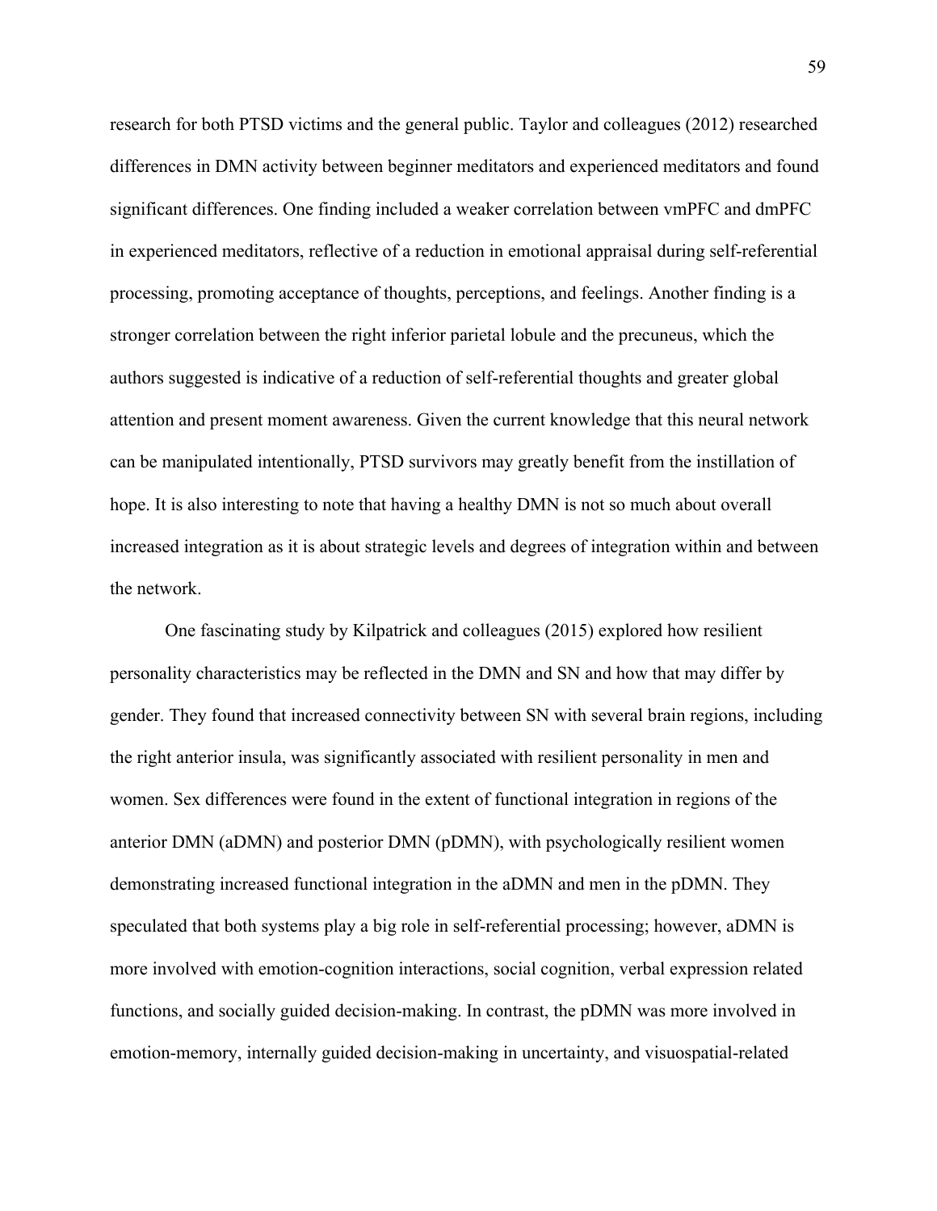research for both PTSD victims and the general public. Taylor and colleagues (2012) researched differences in DMN activity between beginner meditators and experienced meditators and found significant differences. One finding included a weaker correlation between vmPFC and dmPFC in experienced meditators, reflective of a reduction in emotional appraisal during self-referential processing, promoting acceptance of thoughts, perceptions, and feelings. Another finding is a stronger correlation between the right inferior parietal lobule and the precuneus, which the authors suggested is indicative of a reduction of self-referential thoughts and greater global attention and present moment awareness. Given the current knowledge that this neural network can be manipulated intentionally, PTSD survivors may greatly benefit from the instillation of hope. It is also interesting to note that having a healthy DMN is not so much about overall increased integration as it is about strategic levels and degrees of integration within and between the network.

One fascinating study by Kilpatrick and colleagues (2015) explored how resilient personality characteristics may be reflected in the DMN and SN and how that may differ by gender. They found that increased connectivity between SN with several brain regions, including the right anterior insula, was significantly associated with resilient personality in men and women. Sex differences were found in the extent of functional integration in regions of the anterior DMN (aDMN) and posterior DMN (pDMN), with psychologically resilient women demonstrating increased functional integration in the aDMN and men in the pDMN. They speculated that both systems play a big role in self-referential processing; however, aDMN is more involved with emotion-cognition interactions, social cognition, verbal expression related functions, and socially guided decision-making. In contrast, the pDMN was more involved in emotion-memory, internally guided decision-making in uncertainty, and visuospatial-related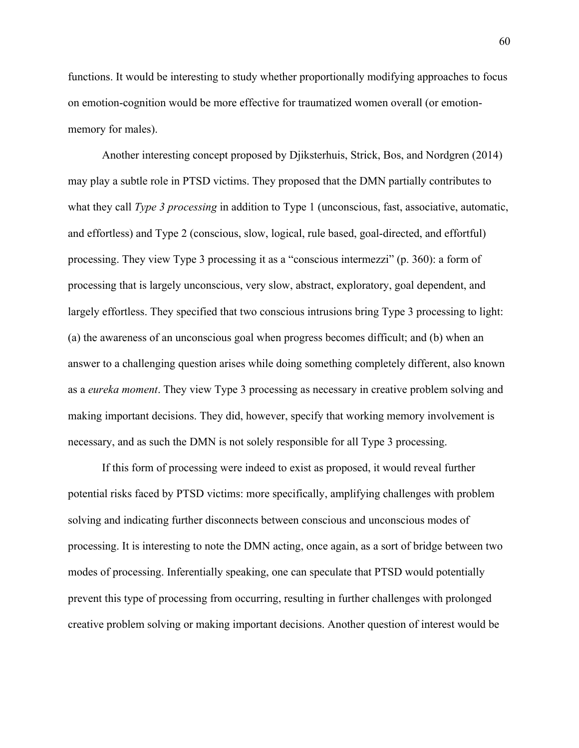functions. It would be interesting to study whether proportionally modifying approaches to focus on emotion-cognition would be more effective for traumatized women overall (or emotion-memory for males).

Another interesting concept proposed by Djiksterhuis, Strick, Bos, and Nordgren (2014) may play a subtle role in PTSD victims. They proposed that the DMN partially contributes to what they call *Type 3 processing* in addition to Type 1 (unconscious, fast, associative, automatic, and effortless) and Type 2 (conscious, slow, logical, rule based, goal-directed, and effortful) processing. They view Type 3 processing it as a "conscious intermezzi" (p. 360): a form of processing that is largely unconscious, very slow, abstract, exploratory, goal dependent, and largely effortless. They specified that two conscious intrusions bring Type 3 processing to light: (a) the awareness of an unconscious goal when progress becomes difficult; and (b) when an answer to a challenging question arises while doing something completely different, also known as a *eureka moment*. They view Type 3 processing as necessary in creative problem solving and making important decisions. They did, however, specify that working memory involvement is necessary, and as such the DMN is not solely responsible for all Type 3 processing.

If this form of processing were indeed to exist as proposed, it would reveal further potential risks faced by PTSD victims: more specifically, amplifying challenges with problem solving and indicating further disconnects between conscious and unconscious modes of processing. It is interesting to note the DMN acting, once again, as a sort of bridge between two modes of processing. Inferentially speaking, one can speculate that PTSD would potentially prevent this type of processing from occurring, resulting in further challenges with prolonged creative problem solving or making important decisions. Another question of interest would be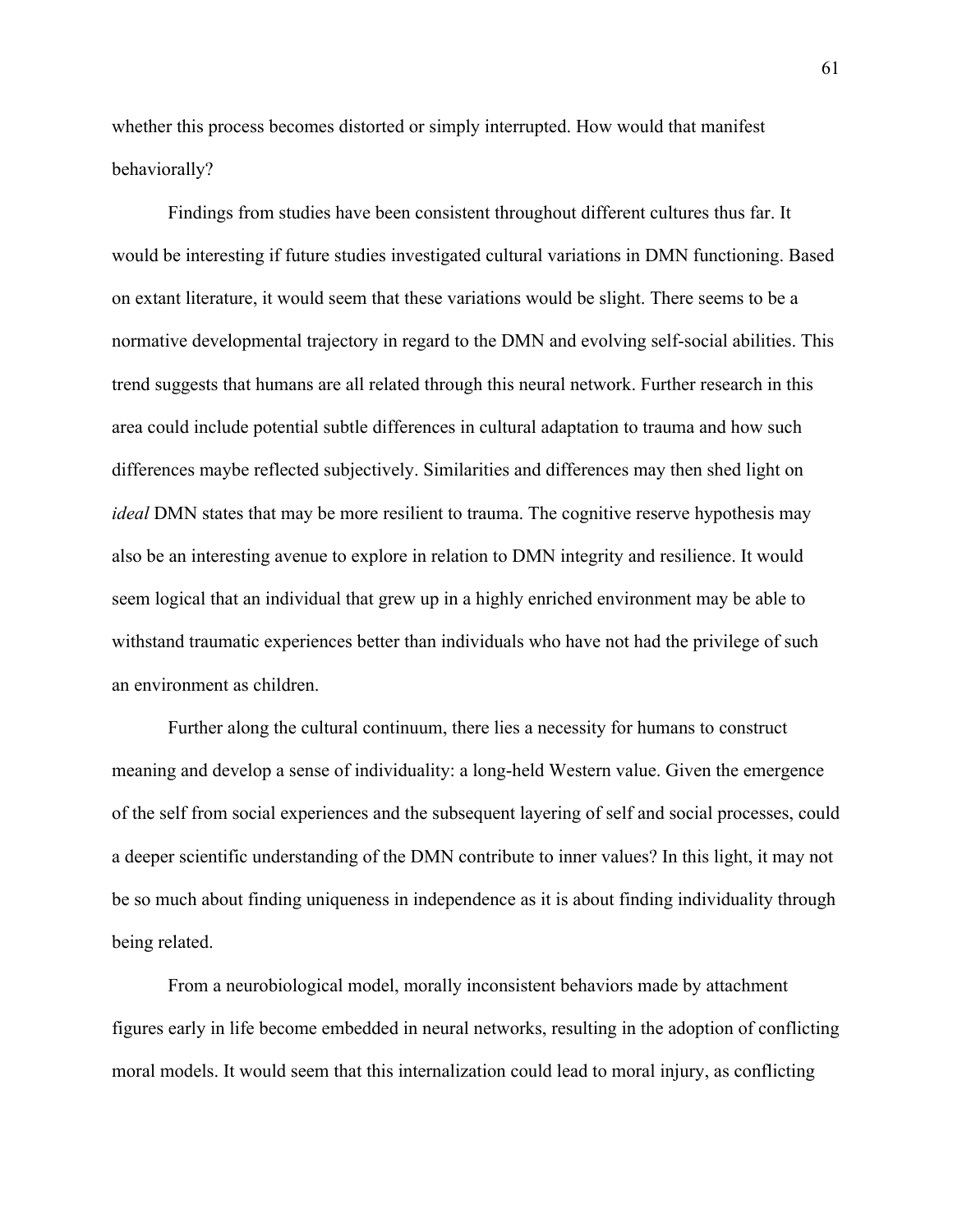whether this process becomes distorted or simply interrupted. How would that manifest behaviorally?

Findings from studies have been consistent throughout different cultures thus far. It would be interesting if future studies investigated cultural variations in DMN functioning. Based on extant literature, it would seem that these variations would be slight. There seems to be a normative developmental trajectory in regard to the DMN and evolving self-social abilities. This trend suggests that humans are all related through this neural network. Further research in this area could include potential subtle differences in cultural adaptation to trauma and how such differences maybe reflected subjectively. Similarities and differences may then shed light on *ideal* DMN states that may be more resilient to trauma. The cognitive reserve hypothesis may also be an interesting avenue to explore in relation to DMN integrity and resilience. It would seem logical that an individual that grew up in a highly enriched environment may be able to withstand traumatic experiences better than individuals who have not had the privilege of such an environment as children.

Further along the cultural continuum, there lies a necessity for humans to construct meaning and develop a sense of individuality: a long-held Western value. Given the emergence of the self from social experiences and the subsequent layering of self and social processes, could a deeper scientific understanding of the DMN contribute to inner values? In this light, it may not be so much about finding uniqueness in independence as it is about finding individuality through being related.

From a neurobiological model, morally inconsistent behaviors made by attachment figures early in life become embedded in neural networks, resulting in the adoption of conflicting moral models. It would seem that this internalization could lead to moral injury, as conflicting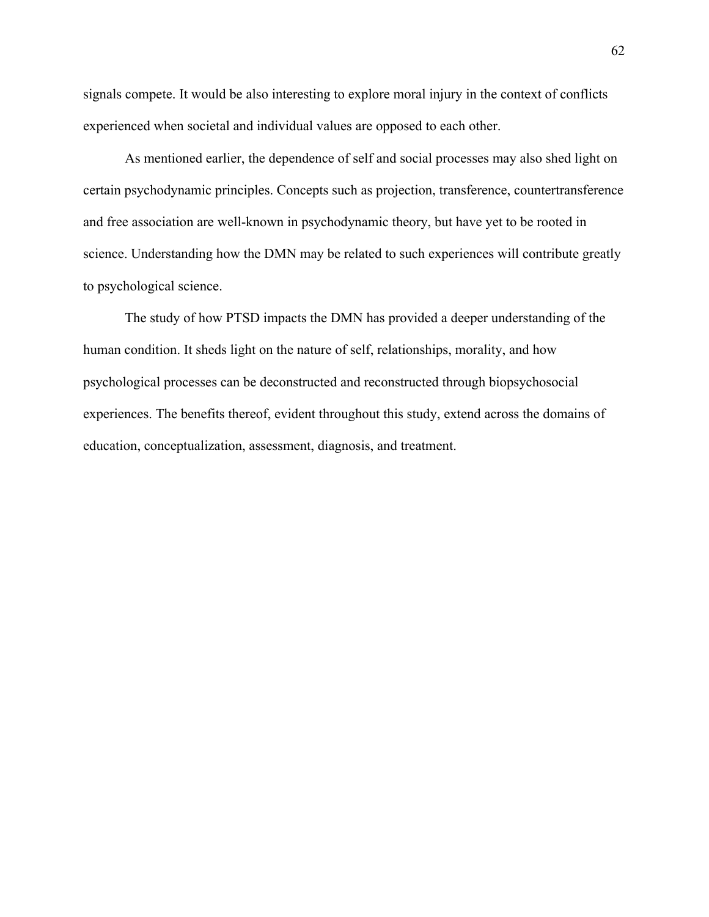signals compete. It would be also interesting to explore moral injury in the context of conflicts experienced when societal and individual values are opposed to each other.

As mentioned earlier, the dependence of self and social processes may also shed light on certain psychodynamic principles. Concepts such as projection, transference, countertransference and free association are well-known in psychodynamic theory, but have yet to be rooted in science. Understanding how the DMN may be related to such experiences will contribute greatly to psychological science.

The study of how PTSD impacts the DMN has provided a deeper understanding of the human condition. It sheds light on the nature of self, relationships, morality, and how psychological processes can be deconstructed and reconstructed through biopsychosocial experiences. The benefits thereof, evident throughout this study, extend across the domains of education, conceptualization, assessment, diagnosis, and treatment.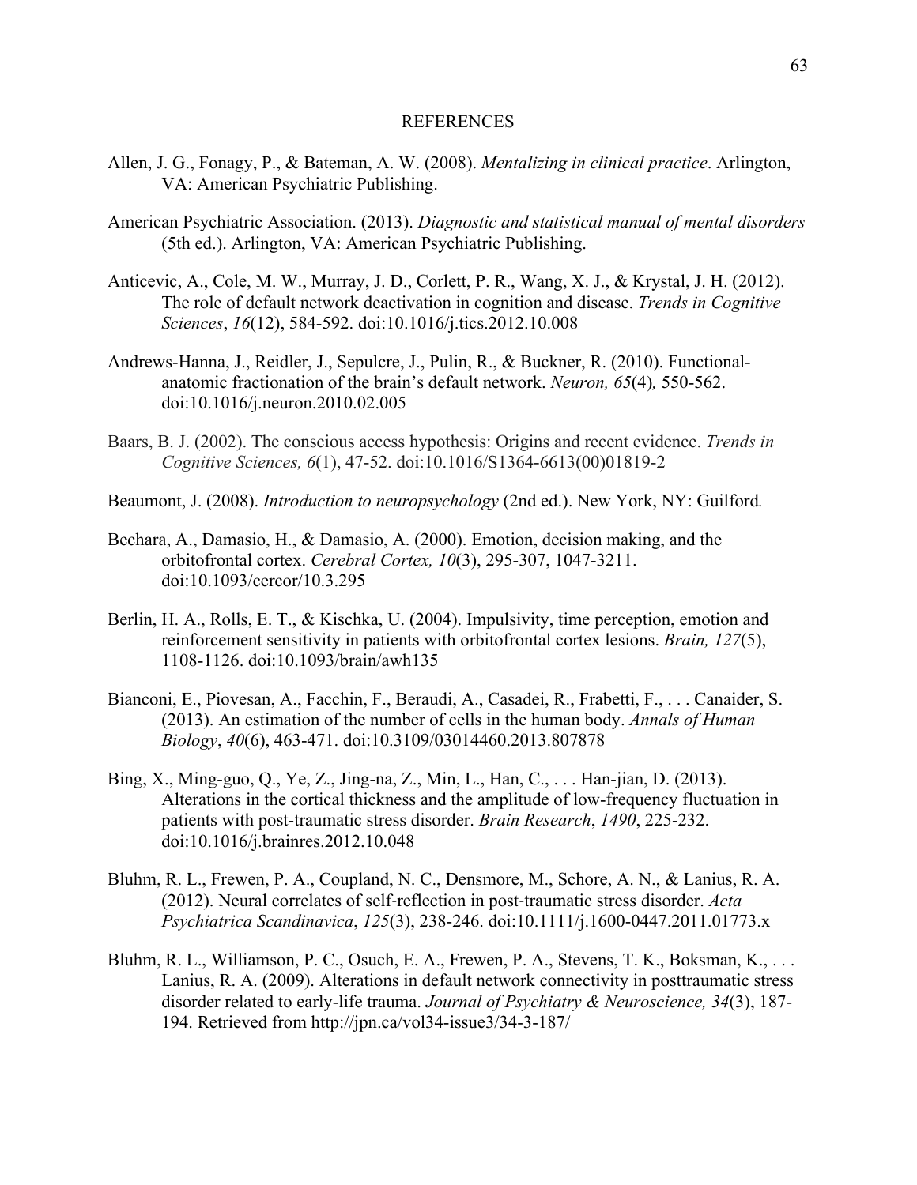# REFERENCES

Allen, J. G., Fonagy, P., & Bateman, A. W. (2008). *Mentalizing in clinical practice*. Arlington, VA: American Psychiatric Publishing.

American Psychiatric Association. (2013). *Diagnostic and statistical manual of mental disorders* (5th ed.). Arlington, VA: American Psychiatric Publishing.

Anticevic, A., Cole, M. W., Murray, J. D., Corlett, P. R., Wang, X. J., & Krystal, J. H. (2012). The role of default network deactivation in cognition and disease. *Trends in Cognitive Sciences*, *16*(12), 584-592. doi:10.1016/j.tics.2012.10.008

Andrews-Hanna, J., Reidler, J., Sepulcre, J., Pulin, R., & Buckner, R. (2010). Functional-anatomic fractionation of the brain's default network. *Neuron, 65*(4)*,* 550-562. doi:10.1016/j.neuron.2010.02.005

Baars, B. J. (2002). The conscious access hypothesis: Origins and recent evidence. *Trends in Cognitive Sciences, 6*(1), 47-52. doi:10.1016/S1364-6613(00)01819-2

Beaumont, J. (2008). *Introduction to neuropsychology* (2nd ed.). New York, NY: Guilford*.*

Bechara, A., Damasio, H., & Damasio, A. (2000). Emotion, decision making, and the orbitofrontal cortex. *Cerebral Cortex, 10*(3), 295-307, 1047-3211. doi:10.1093/cercor/10.3.295

Berlin, H. A., Rolls, E. T., & Kischka, U. (2004). Impulsivity, time perception, emotion and reinforcement sensitivity in patients with orbitofrontal cortex lesions. *Brain, 127*(5), 1108-1126. doi:10.1093/brain/awh135

Bianconi, E., Piovesan, A., Facchin, F., Beraudi, A., Casadei, R., Frabetti, F., . . . Canaider, S. (2013). An estimation of the number of cells in the human body. *Annals of Human Biology*, *40*(6), 463-471. doi:10.3109/03014460.2013.807878

Bing, X., Ming-guo, Q., Ye, Z., Jing-na, Z., Min, L., Han, C., . . . Han-jian, D. (2013). Alterations in the cortical thickness and the amplitude of low-frequency fluctuation in patients with post-traumatic stress disorder. *Brain Research*, *1490*, 225-232. doi:10.1016/j.brainres.2012.10.048

Bluhm, R. L., Frewen, P. A., Coupland, N. C., Densmore, M., Schore, A. N., & Lanius, R. A. (2012). Neural correlates of self-reflection in post-traumatic stress disorder. *Acta Psychiatrica Scandinavica*, *125*(3), 238-246. doi:10.1111/j.1600-0447.2011.01773.x

Bluhm, R. L., Williamson, P. C., Osuch, E. A., Frewen, P. A., Stevens, T. K., Boksman, K., . . . Lanius, R. A. (2009). Alterations in default network connectivity in posttraumatic stress disorder related to early-life trauma. *Journal of Psychiatry & Neuroscience, 34*(3), 187-194. Retrieved from http://jpn.ca/vol34-issue3/34-3-187/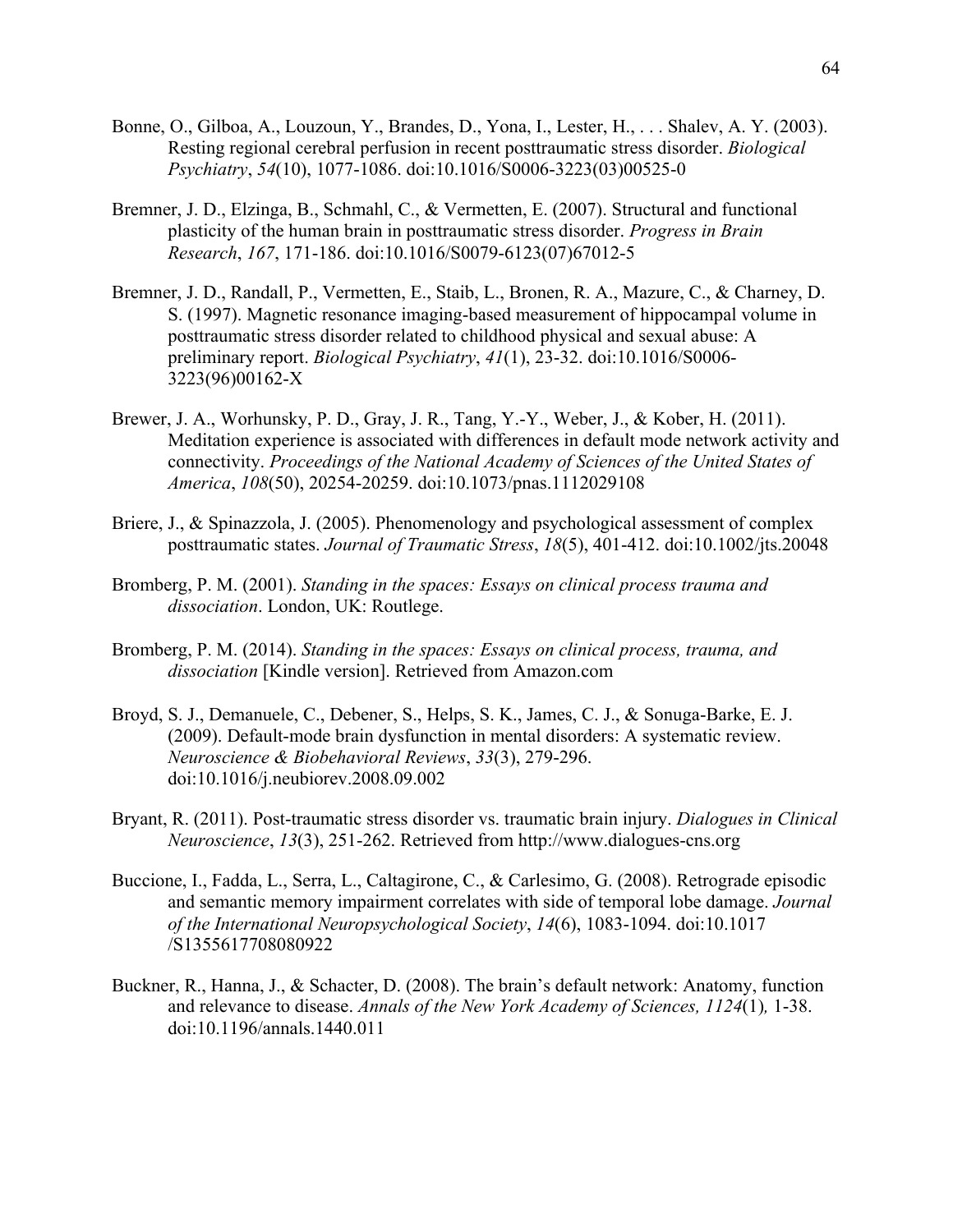Bonne, O., Gilboa, A., Louzoun, Y., Brandes, D., Yona, I., Lester, H., . . . Shalev, A. Y. (2003). Resting regional cerebral perfusion in recent posttraumatic stress disorder. *Biological Psychiatry*, *54*(10), 1077-1086. doi:10.1016/S0006-3223(03)00525-0

Bremner, J. D., Elzinga, B., Schmahl, C., & Vermetten, E. (2007). Structural and functional plasticity of the human brain in posttraumatic stress disorder. *Progress in Brain Research*, *167*, 171-186. doi:10.1016/S0079-6123(07)67012-5

Bremner, J. D., Randall, P., Vermetten, E., Staib, L., Bronen, R. A., Mazure, C., & Charney, D. S. (1997). Magnetic resonance imaging-based measurement of hippocampal volume in posttraumatic stress disorder related to childhood physical and sexual abuse: A preliminary report. *Biological Psychiatry*, *41*(1), 23-32. doi:10.1016/S0006-3223(96)00162-X

Brewer, J. A., Worhunsky, P. D., Gray, J. R., Tang, Y.-Y., Weber, J., & Kober, H. (2011). Meditation experience is associated with differences in default mode network activity and connectivity. *Proceedings of the National Academy of Sciences of the United States of America*, *108*(50), 20254-20259. doi:10.1073/pnas.1112029108

Briere, J., & Spinazzola, J. (2005). Phenomenology and psychological assessment of complex posttraumatic states. *Journal of Traumatic Stress*, *18*(5), 401-412. doi:10.1002/jts.20048

Bromberg, P. M. (2001). *Standing in the spaces: Essays on clinical process trauma and dissociation*. London, UK: Routlege.

Bromberg, P. M. (2014). *Standing in the spaces: Essays on clinical process, trauma, and dissociation* [Kindle version]. Retrieved from Amazon.com

Broyd, S. J., Demanuele, C., Debener, S., Helps, S. K., James, C. J., & Sonuga-Barke, E. J. (2009). Default-mode brain dysfunction in mental disorders: A systematic review. *Neuroscience & Biobehavioral Reviews*, *33*(3), 279-296. doi:10.1016/j.neubiorev.2008.09.002

Bryant, R. (2011). Post-traumatic stress disorder vs. traumatic brain injury. *Dialogues in Clinical Neuroscience*, *13*(3), 251-262. Retrieved from http://www.dialogues-cns.org

Buccione, I., Fadda, L., Serra, L., Caltagirone, C., & Carlesimo, G. (2008). Retrograde episodic and semantic memory impairment correlates with side of temporal lobe damage. *Journal of the International Neuropsychological Society*, *14*(6), 1083-1094. doi:10.1017/S1355617708080922

Buckner, R., Hanna, J., & Schacter, D. (2008). The brain's default network: Anatomy, function and relevance to disease. *Annals of the New York Academy of Sciences, 1124*(1)*,* 1-38. doi:10.1196/annals.1440.011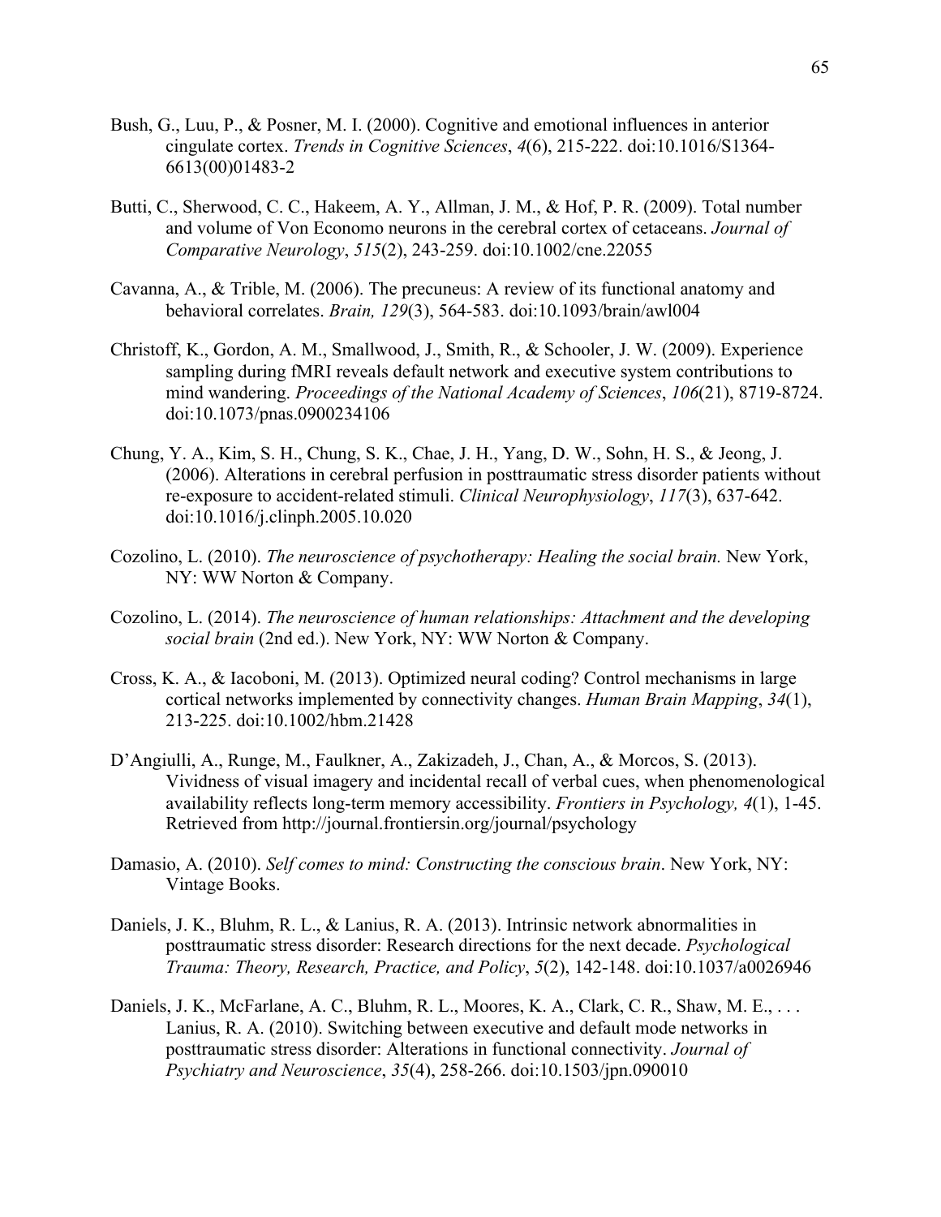Bush, G., Luu, P., & Posner, M. I. (2000). Cognitive and emotional influences in anterior cingulate cortex. *Trends in Cognitive Sciences*, *4*(6), 215-222. doi:10.1016/S1364-6613(00)01483-2

Butti, C., Sherwood, C. C., Hakeem, A. Y., Allman, J. M., & Hof, P. R. (2009). Total number and volume of Von Economo neurons in the cerebral cortex of cetaceans. *Journal of Comparative Neurology*, *515*(2), 243-259. doi:10.1002/cne.22055

Cavanna, A., & Trible, M. (2006). The precuneus: A review of its functional anatomy and behavioral correlates. *Brain, 129*(3), 564-583. doi:10.1093/brain/awl004

Christoff, K., Gordon, A. M., Smallwood, J., Smith, R., & Schooler, J. W. (2009). Experience sampling during fMRI reveals default network and executive system contributions to mind wandering. *Proceedings of the National Academy of Sciences*, *106*(21), 8719-8724. doi:10.1073/pnas.0900234106

Chung, Y. A., Kim, S. H., Chung, S. K., Chae, J. H., Yang, D. W., Sohn, H. S., & Jeong, J. (2006). Alterations in cerebral perfusion in posttraumatic stress disorder patients without re-exposure to accident-related stimuli. *Clinical Neurophysiology*, *117*(3), 637-642. doi:10.1016/j.clinph.2005.10.020

Cozolino, L. (2010). *The neuroscience of psychotherapy: Healing the social brain.* New York, NY: WW Norton & Company.

Cozolino, L. (2014). *The neuroscience of human relationships: Attachment and the developing social brain* (2nd ed.). New York, NY: WW Norton & Company.

Cross, K. A., & Iacoboni, M. (2013). Optimized neural coding? Control mechanisms in large cortical networks implemented by connectivity changes. *Human Brain Mapping*, *34*(1), 213-225. doi:10.1002/hbm.21428

D'Angiulli, A., Runge, M., Faulkner, A., Zakizadeh, J., Chan, A., & Morcos, S. (2013). Vividness of visual imagery and incidental recall of verbal cues, when phenomenological availability reflects long-term memory accessibility. *Frontiers in Psychology, 4*(1), 1-45. Retrieved from http://journal.frontiersin.org/journal/psychology

Damasio, A. (2010). *Self comes to mind: Constructing the conscious brain*. New York, NY: Vintage Books.

Daniels, J. K., Bluhm, R. L., & Lanius, R. A. (2013). Intrinsic network abnormalities in posttraumatic stress disorder: Research directions for the next decade. *Psychological Trauma: Theory, Research, Practice, and Policy*, *5*(2), 142-148. doi:10.1037/a0026946

Daniels, J. K., McFarlane, A. C., Bluhm, R. L., Moores, K. A., Clark, C. R., Shaw, M. E., . . . Lanius, R. A. (2010). Switching between executive and default mode networks in posttraumatic stress disorder: Alterations in functional connectivity. *Journal of Psychiatry and Neuroscience*, *35*(4), 258-266. doi:10.1503/jpn.090010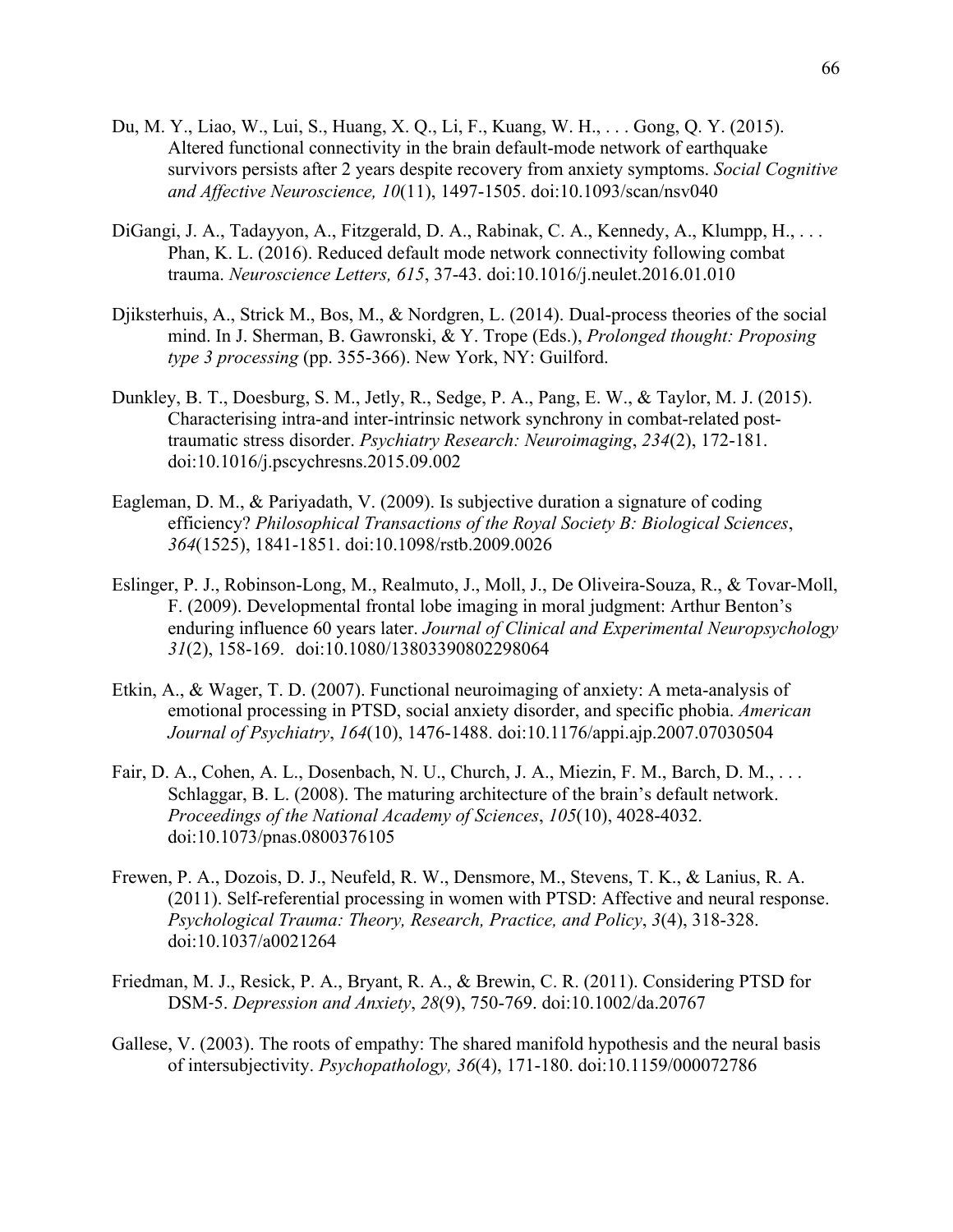Du, M. Y., Liao, W., Lui, S., Huang, X. Q., Li, F., Kuang, W. H., . . . Gong, Q. Y. (2015). Altered functional connectivity in the brain default-mode network of earthquake survivors persists after 2 years despite recovery from anxiety symptoms. *Social Cognitive and Affective Neuroscience, 10*(11), 1497-1505. doi:10.1093/scan/nsv040

DiGangi, J. A., Tadayyon, A., Fitzgerald, D. A., Rabinak, C. A., Kennedy, A., Klumpp, H., . . . Phan, K. L. (2016). Reduced default mode network connectivity following combat trauma. *Neuroscience Letters, 615*, 37-43. doi:10.1016/j.neulet.2016.01.010

Djiksterhuis, A., Strick M., Bos, M., & Nordgren, L. (2014). Dual-process theories of the social mind. In J. Sherman, B. Gawronski, & Y. Trope (Eds.), *Prolonged thought: Proposing type 3 processing* (pp. 355-366). New York, NY: Guilford.

Dunkley, B. T., Doesburg, S. M., Jetly, R., Sedge, P. A., Pang, E. W., & Taylor, M. J. (2015). Characterising intra-and inter-intrinsic network synchrony in combat-related post-traumatic stress disorder. *Psychiatry Research: Neuroimaging*, *234*(2), 172-181. doi:10.1016/j.pscychresns.2015.09.002

Eagleman, D. M., & Pariyadath, V. (2009). Is subjective duration a signature of coding efficiency? *Philosophical Transactions of the Royal Society B: Biological Sciences*, *364*(1525), 1841-1851. doi:10.1098/rstb.2009.0026

Eslinger, P. J., Robinson-Long, M., Realmuto, J., Moll, J., De Oliveira-Souza, R., & Tovar-Moll, F. (2009). Developmental frontal lobe imaging in moral judgment: Arthur Benton's enduring influence 60 years later. *Journal of Clinical and Experimental Neuropsychology 31*(2), 158-169. doi:10.1080/13803390802298064

Etkin, A., & Wager, T. D. (2007). Functional neuroimaging of anxiety: A meta-analysis of emotional processing in PTSD, social anxiety disorder, and specific phobia. *American Journal of Psychiatry*, *164*(10), 1476-1488. doi:10.1176/appi.ajp.2007.07030504

Fair, D. A., Cohen, A. L., Dosenbach, N. U., Church, J. A., Miezin, F. M., Barch, D. M., . . . Schlaggar, B. L. (2008). The maturing architecture of the brain's default network. *Proceedings of the National Academy of Sciences*, *105*(10), 4028-4032. doi:10.1073/pnas.0800376105

Frewen, P. A., Dozois, D. J., Neufeld, R. W., Densmore, M., Stevens, T. K., & Lanius, R. A. (2011). Self-referential processing in women with PTSD: Affective and neural response. *Psychological Trauma: Theory, Research, Practice, and Policy*, *3*(4), 318-328. doi:10.1037/a0021264

Friedman, M. J., Resick, P. A., Bryant, R. A., & Brewin, C. R. (2011). Considering PTSD for DSM-5. *Depression and Anxiety*, *28*(9), 750-769. doi:10.1002/da.20767

Gallese, V. (2003). The roots of empathy: The shared manifold hypothesis and the neural basis of intersubjectivity. *Psychopathology, 36*(4), 171-180. doi:10.1159/000072786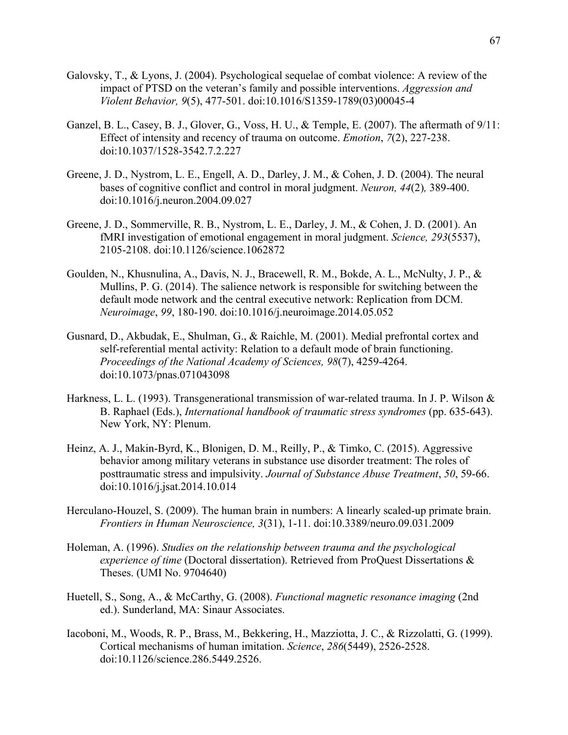Galovsky, T., & Lyons, J. (2004). Psychological sequelae of combat violence: A review of the impact of PTSD on the veteran's family and possible interventions. *Aggression and Violent Behavior, 9*(5), 477-501. doi:10.1016/S1359-1789(03)00045-4

Ganzel, B. L., Casey, B. J., Glover, G., Voss, H. U., & Temple, E. (2007). The aftermath of 9/11: Effect of intensity and recency of trauma on outcome. *Emotion*, *7*(2), 227-238. doi:10.1037/1528-3542.7.2.227

Greene, J. D., Nystrom, L. E., Engell, A. D., Darley, J. M., & Cohen, J. D. (2004). The neural bases of cognitive conflict and control in moral judgment. *Neuron, 44*(2)*,* 389-400. doi:10.1016/j.neuron.2004.09.027

Greene, J. D., Sommerville, R. B., Nystrom, L. E., Darley, J. M., & Cohen, J. D. (2001). An fMRI investigation of emotional engagement in moral judgment. *Science, 293*(5537), 2105-2108. doi:10.1126/science.1062872

Goulden, N., Khusnulina, A., Davis, N. J., Bracewell, R. M., Bokde, A. L., McNulty, J. P., & Mullins, P. G. (2014). The salience network is responsible for switching between the default mode network and the central executive network: Replication from DCM. *Neuroimage*, *99*, 180-190. doi:10.1016/j.neuroimage.2014.05.052

Gusnard, D., Akbudak, E., Shulman, G., & Raichle, M. (2001). Medial prefrontal cortex and self-referential mental activity: Relation to a default mode of brain functioning. *Proceedings of the National Academy of Sciences, 98*(7), 4259-4264. doi:10.1073/pnas.071043098

Harkness, L. L. (1993). Transgenerational transmission of war-related trauma. In J. P. Wilson & B. Raphael (Eds.), *International handbook of traumatic stress syndromes* (pp. 635-643). New York, NY: Plenum.

Heinz, A. J., Makin-Byrd, K., Blonigen, D. M., Reilly, P., & Timko, C. (2015). Aggressive behavior among military veterans in substance use disorder treatment: The roles of posttraumatic stress and impulsivity. *Journal of Substance Abuse Treatment*, *50*, 59-66. doi:10.1016/j.jsat.2014.10.014

Herculano-Houzel, S. (2009). The human brain in numbers: A linearly scaled-up primate brain. *Frontiers in Human Neuroscience, 3*(31), 1-11. doi:10.3389/neuro.09.031.2009

Holeman, A. (1996). *Studies on the relationship between trauma and the psychological experience of time* (Doctoral dissertation). Retrieved from ProQuest Dissertations & Theses. (UMI No. 9704640)

Huetell, S., Song, A., & McCarthy, G. (2008). *Functional magnetic resonance imaging* (2nd ed.). Sunderland, MA: Sinaur Associates.

Iacoboni, M., Woods, R. P., Brass, M., Bekkering, H., Mazziotta, J. C., & Rizzolatti, G. (1999). Cortical mechanisms of human imitation. *Science*, *286*(5449), 2526-2528. doi:10.1126/science.286.5449.2526.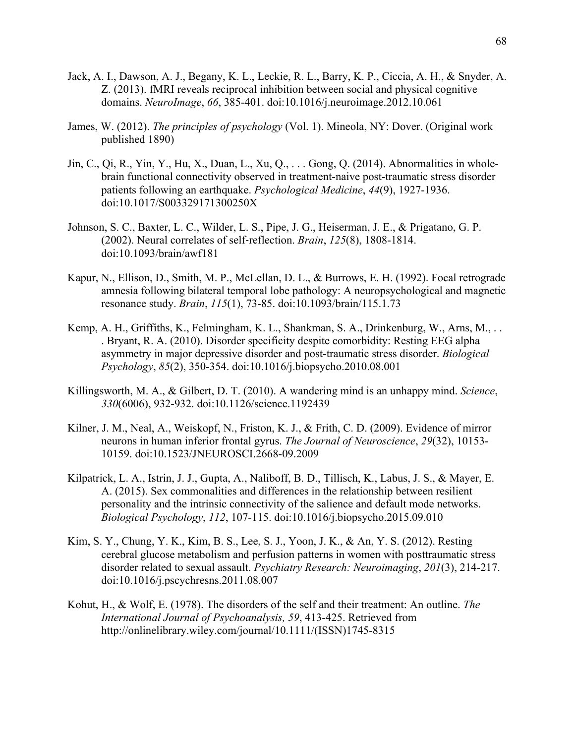Jack, A. I., Dawson, A. J., Begany, K. L., Leckie, R. L., Barry, K. P., Ciccia, A. H., & Snyder, A. Z. (2013). fMRI reveals reciprocal inhibition between social and physical cognitive domains. *NeuroImage*, *66*, 385-401. doi:10.1016/j.neuroimage.2012.10.061

James, W. (2012). *The principles of psychology* (Vol. 1). Mineola, NY: Dover. (Original work published 1890)

Jin, C., Qi, R., Yin, Y., Hu, X., Duan, L., Xu, Q., . . . Gong, Q. (2014). Abnormalities in whole-brain functional connectivity observed in treatment-naive post-traumatic stress disorder patients following an earthquake. *Psychological Medicine*, *44*(9), 1927-1936. doi:10.1017/S003329171300250X

Johnson, S. C., Baxter, L. C., Wilder, L. S., Pipe, J. G., Heiserman, J. E., & Prigatano, G. P. (2002). Neural correlates of self-reflection. *Brain*, *125*(8), 1808-1814. doi:10.1093/brain/awf181

Kapur, N., Ellison, D., Smith, M. P., McLellan, D. L., & Burrows, E. H. (1992). Focal retrograde amnesia following bilateral temporal lobe pathology: A neuropsychological and magnetic resonance study. *Brain*, *115*(1), 73-85. doi:10.1093/brain/115.1.73

Kemp, A. H., Griffiths, K., Felmingham, K. L., Shankman, S. A., Drinkenburg, W., Arns, M., . . . Bryant, R. A. (2010). Disorder specificity despite comorbidity: Resting EEG alpha asymmetry in major depressive disorder and post-traumatic stress disorder. *Biological Psychology*, *85*(2), 350-354. doi:10.1016/j.biopsycho.2010.08.001

Killingsworth, M. A., & Gilbert, D. T. (2010). A wandering mind is an unhappy mind. *Science*, *330*(6006), 932-932. doi:10.1126/science.1192439

Kilner, J. M., Neal, A., Weiskopf, N., Friston, K. J., & Frith, C. D. (2009). Evidence of mirror neurons in human inferior frontal gyrus. *The Journal of Neuroscience*, *29*(32), 10153-10159. doi:10.1523/JNEUROSCI.2668-09.2009

Kilpatrick, L. A., Istrin, J. J., Gupta, A., Naliboff, B. D., Tillisch, K., Labus, J. S., & Mayer, E. A. (2015). Sex commonalities and differences in the relationship between resilient personality and the intrinsic connectivity of the salience and default mode networks. *Biological Psychology*, *112*, 107-115. doi:10.1016/j.biopsycho.2015.09.010

Kim, S. Y., Chung, Y. K., Kim, B. S., Lee, S. J., Yoon, J. K., & An, Y. S. (2012). Resting cerebral glucose metabolism and perfusion patterns in women with posttraumatic stress disorder related to sexual assault. *Psychiatry Research: Neuroimaging*, *201*(3), 214-217. doi:10.1016/j.pscychresns.2011.08.007

Kohut, H., & Wolf, E. (1978). The disorders of the self and their treatment: An outline. *The International Journal of Psychoanalysis, 59*, 413-425. Retrieved from http://onlinelibrary.wiley.com/journal/10.1111/(ISSN)1745-8315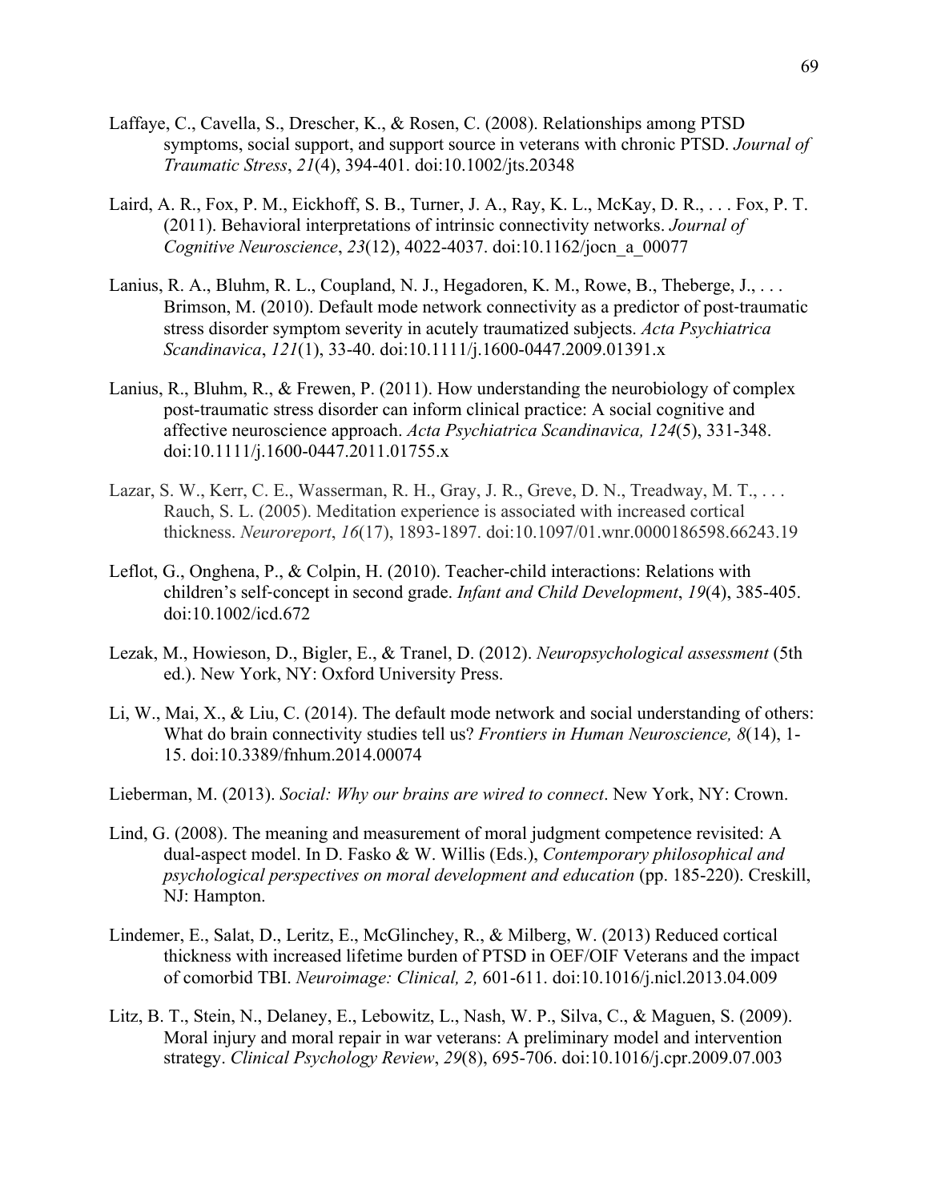Laffaye, C., Cavella, S., Drescher, K., & Rosen, C. (2008). Relationships among PTSD symptoms, social support, and support source in veterans with chronic PTSD. *Journal of Traumatic Stress*, *21*(4), 394-401. doi:10.1002/jts.20348

Laird, A. R., Fox, P. M., Eickhoff, S. B., Turner, J. A., Ray, K. L., McKay, D. R., . . . Fox, P. T. (2011). Behavioral interpretations of intrinsic connectivity networks. *Journal of Cognitive Neuroscience*, *23*(12), 4022-4037. doi:10.1162/jocn_a_00077

Lanius, R. A., Bluhm, R. L., Coupland, N. J., Hegadoren, K. M., Rowe, B., Theberge, J., . . . Brimson, M. (2010). Default mode network connectivity as a predictor of post-traumatic stress disorder symptom severity in acutely traumatized subjects. *Acta Psychiatrica Scandinavica*, *121*(1), 33-40. doi:10.1111/j.1600-0447.2009.01391.x

Lanius, R., Bluhm, R., & Frewen, P. (2011). How understanding the neurobiology of complex post-traumatic stress disorder can inform clinical practice: A social cognitive and affective neuroscience approach. *Acta Psychiatrica Scandinavica, 124*(5), 331-348. doi:10.1111/j.1600-0447.2011.01755.x

Lazar, S. W., Kerr, C. E., Wasserman, R. H., Gray, J. R., Greve, D. N., Treadway, M. T., . . . Rauch, S. L. (2005). Meditation experience is associated with increased cortical thickness. *Neuroreport*, *16*(17), 1893-1897. doi:10.1097/01.wnr.0000186598.66243.19

Leflot, G., Onghena, P., & Colpin, H. (2010). Teacher-child interactions: Relations with children's self-concept in second grade. *Infant and Child Development*, *19*(4), 385-405. doi:10.1002/icd.672

Lezak, M., Howieson, D., Bigler, E., & Tranel, D. (2012). *Neuropsychological assessment* (5th ed.). New York, NY: Oxford University Press.

Li, W., Mai, X., & Liu, C. (2014). The default mode network and social understanding of others: What do brain connectivity studies tell us? *Frontiers in Human Neuroscience, 8*(14), 1-15. doi:10.3389/fnhum.2014.00074

Lieberman, M. (2013). *Social: Why our brains are wired to connect*. New York, NY: Crown.

Lind, G. (2008). The meaning and measurement of moral judgment competence revisited: A dual-aspect model. In D. Fasko & W. Willis (Eds.), *Contemporary philosophical and psychological perspectives on moral development and education* (pp. 185-220). Creskill, NJ: Hampton.

Lindemer, E., Salat, D., Leritz, E., McGlinchey, R., & Milberg, W. (2013) Reduced cortical thickness with increased lifetime burden of PTSD in OEF/OIF Veterans and the impact of comorbid TBI. *Neuroimage: Clinical, 2,* 601-611. doi:10.1016/j.nicl.2013.04.009

Litz, B. T., Stein, N., Delaney, E., Lebowitz, L., Nash, W. P., Silva, C., & Maguen, S. (2009). Moral injury and moral repair in war veterans: A preliminary model and intervention strategy. *Clinical Psychology Review*, *29*(8), 695-706. doi:10.1016/j.cpr.2009.07.003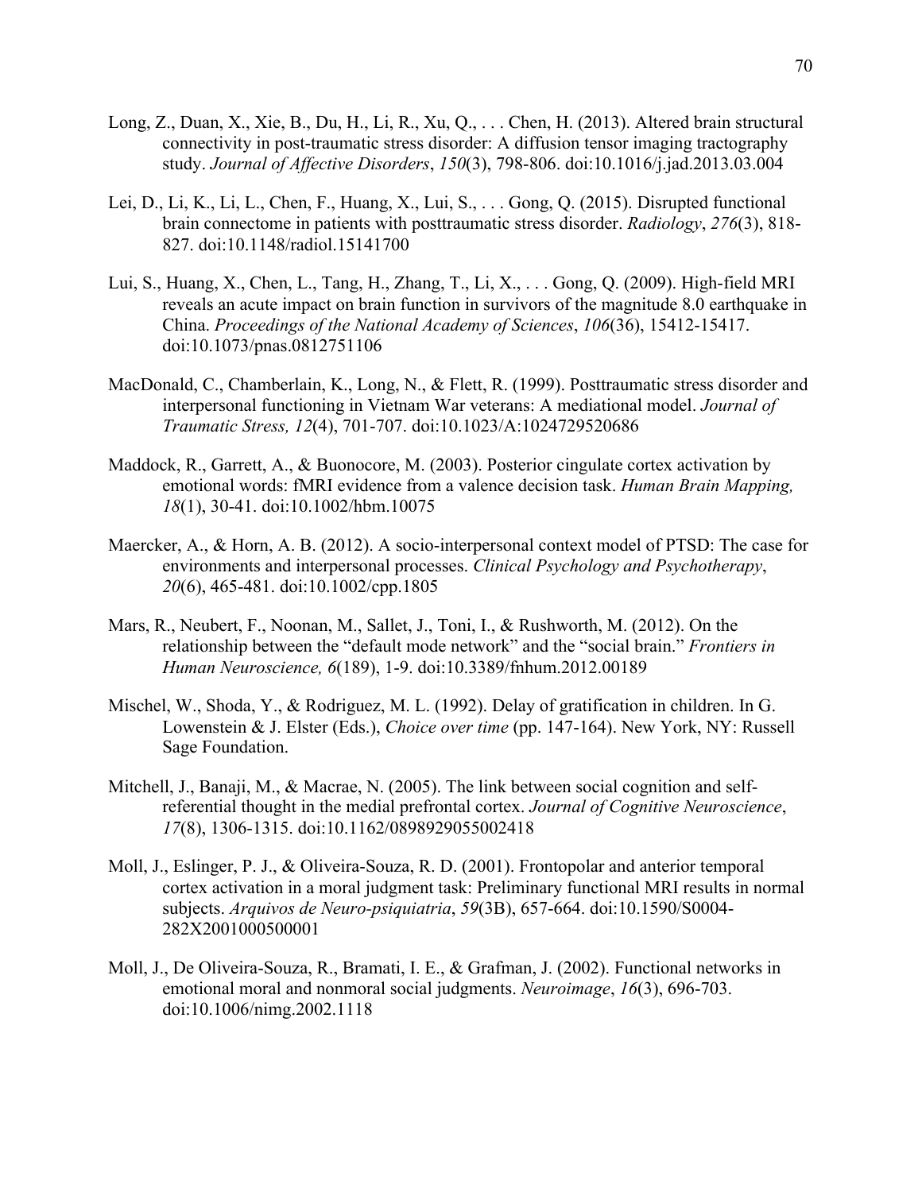Long, Z., Duan, X., Xie, B., Du, H., Li, R., Xu, Q., . . . Chen, H. (2013). Altered brain structural connectivity in post-traumatic stress disorder: A diffusion tensor imaging tractography study. *Journal of Affective Disorders*, *150*(3), 798-806. doi:10.1016/j.jad.2013.03.004

Lei, D., Li, K., Li, L., Chen, F., Huang, X., Lui, S., . . . Gong, Q. (2015). Disrupted functional brain connectome in patients with posttraumatic stress disorder. *Radiology*, *276*(3), 818-827. doi:10.1148/radiol.15141700

Lui, S., Huang, X., Chen, L., Tang, H., Zhang, T., Li, X., . . . Gong, Q. (2009). High-field MRI reveals an acute impact on brain function in survivors of the magnitude 8.0 earthquake in China. *Proceedings of the National Academy of Sciences*, *106*(36), 15412-15417. doi:10.1073/pnas.0812751106

MacDonald, C., Chamberlain, K., Long, N., & Flett, R. (1999). Posttraumatic stress disorder and interpersonal functioning in Vietnam War veterans: A mediational model. *Journal of Traumatic Stress, 12*(4), 701-707. doi:10.1023/A:1024729520686

Maddock, R., Garrett, A., & Buonocore, M. (2003). Posterior cingulate cortex activation by emotional words: fMRI evidence from a valence decision task. *Human Brain Mapping, 18*(1), 30-41. doi:10.1002/hbm.10075

Maercker, A., & Horn, A. B. (2012). A socio-interpersonal context model of PTSD: The case for environments and interpersonal processes. *Clinical Psychology and Psychotherapy*, *20*(6), 465-481. doi:10.1002/cpp.1805

Mars, R., Neubert, F., Noonan, M., Sallet, J., Toni, I., & Rushworth, M. (2012). On the relationship between the "default mode network" and the "social brain." *Frontiers in Human Neuroscience, 6*(189), 1-9. doi:10.3389/fnhum.2012.00189

Mischel, W., Shoda, Y., & Rodriguez, M. L. (1992). Delay of gratification in children. In G. Lowenstein & J. Elster (Eds.), *Choice over time* (pp. 147-164). New York, NY: Russell Sage Foundation.

Mitchell, J., Banaji, M., & Macrae, N. (2005). The link between social cognition and self-referential thought in the medial prefrontal cortex. *Journal of Cognitive Neuroscience*, *17*(8), 1306-1315. doi:10.1162/0898929055002418

Moll, J., Eslinger, P. J., & Oliveira-Souza, R. D. (2001). Frontopolar and anterior temporal cortex activation in a moral judgment task: Preliminary functional MRI results in normal subjects. *Arquivos de Neuro-psiquiatria*, *59*(3B), 657-664. doi:10.1590/S0004-282X2001000500001

Moll, J., De Oliveira-Souza, R., Bramati, I. E., & Grafman, J. (2002). Functional networks in emotional moral and nonmoral social judgments. *Neuroimage*, *16*(3), 696-703. doi:10.1006/nimg.2002.1118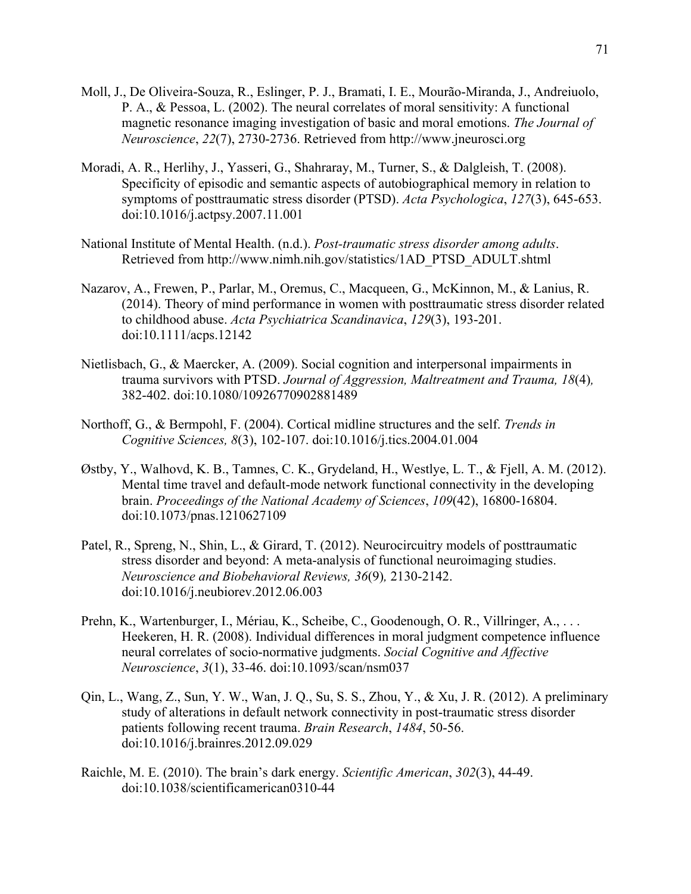Moll, J., De Oliveira-Souza, R., Eslinger, P. J., Bramati, I. E., Mourão-Miranda, J., Andreiuolo, P. A., & Pessoa, L. (2002). The neural correlates of moral sensitivity: A functional magnetic resonance imaging investigation of basic and moral emotions. *The Journal of Neuroscience*, *22*(7), 2730-2736. Retrieved from http://www.jneurosci.org

Moradi, A. R., Herlihy, J., Yasseri, G., Shahraray, M., Turner, S., & Dalgleish, T. (2008). Specificity of episodic and semantic aspects of autobiographical memory in relation to symptoms of posttraumatic stress disorder (PTSD). *Acta Psychologica*, *127*(3), 645-653. doi:10.1016/j.actpsy.2007.11.001

National Institute of Mental Health. (n.d.). *Post-traumatic stress disorder among adults*. Retrieved from http://www.nimh.nih.gov/statistics/1AD_PTSD_ADULT.shtml

Nazarov, A., Frewen, P., Parlar, M., Oremus, C., Macqueen, G., McKinnon, M., & Lanius, R. (2014). Theory of mind performance in women with posttraumatic stress disorder related to childhood abuse. *Acta Psychiatrica Scandinavica*, *129*(3), 193-201. doi:10.1111/acps.12142

Nietlisbach, G., & Maercker, A. (2009). Social cognition and interpersonal impairments in trauma survivors with PTSD. *Journal of Aggression, Maltreatment and Trauma, 18*(4), 382-402. doi:10.1080/10926770902881489

Northoff, G., & Bermpohl, F. (2004). Cortical midline structures and the self. *Trends in Cognitive Sciences, 8*(3), 102-107. doi:10.1016/j.tics.2004.01.004

Østby, Y., Walhovd, K. B., Tamnes, C. K., Grydeland, H., Westlye, L. T., & Fjell, A. M. (2012). Mental time travel and default-mode network functional connectivity in the developing brain. *Proceedings of the National Academy of Sciences*, *109*(42), 16800-16804. doi:10.1073/pnas.1210627109

Patel, R., Spreng, N., Shin, L., & Girard, T. (2012). Neurocircuitry models of posttraumatic stress disorder and beyond: A meta-analysis of functional neuroimaging studies. *Neuroscience and Biobehavioral Reviews, 36*(9), 2130-2142. doi:10.1016/j.neubiorev.2012.06.003

Prehn, K., Wartenburger, I., Mériau, K., Scheibe, C., Goodenough, O. R., Villringer, A., . . . Heekeren, H. R. (2008). Individual differences in moral judgment competence influence neural correlates of socio-normative judgments. *Social Cognitive and Affective Neuroscience*, *3*(1), 33-46. doi:10.1093/scan/nsm037

Qin, L., Wang, Z., Sun, Y. W., Wan, J. Q., Su, S. S., Zhou, Y., & Xu, J. R. (2012). A preliminary study of alterations in default network connectivity in post-traumatic stress disorder patients following recent trauma. *Brain Research*, *1484*, 50-56. doi:10.1016/j.brainres.2012.09.029

Raichle, M. E. (2010). The brain's dark energy. *Scientific American*, *302*(3), 44-49. doi:10.1038/scientificamerican0310-44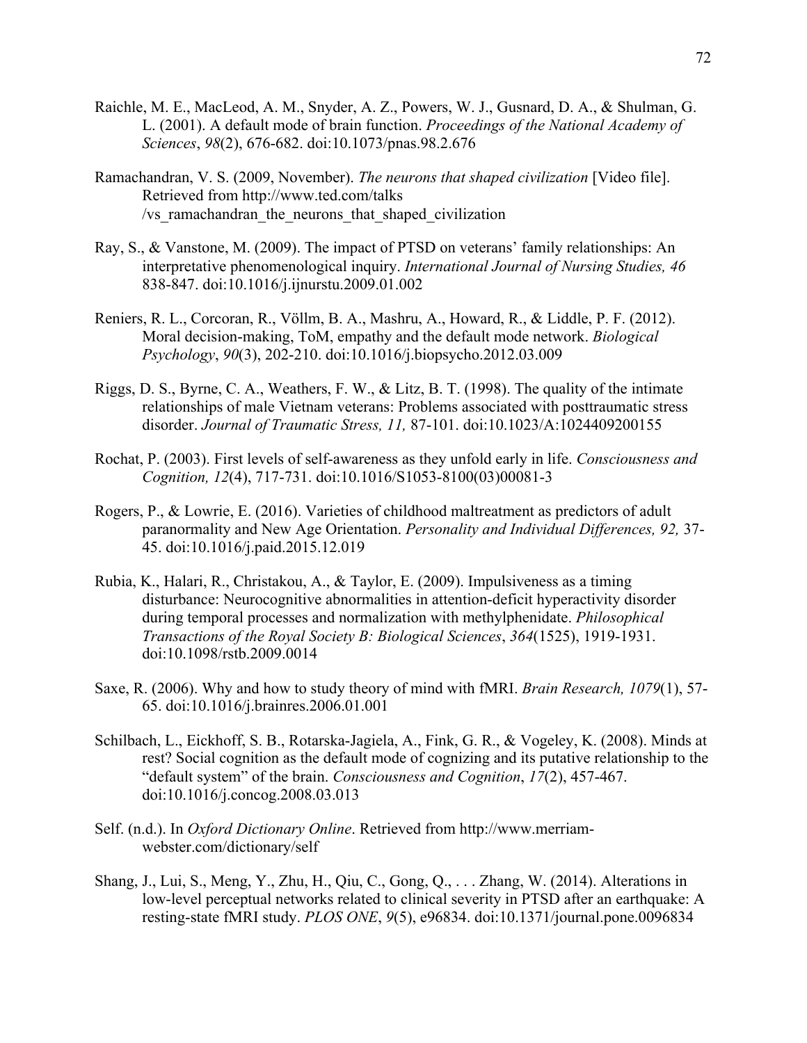Raichle, M. E., MacLeod, A. M., Snyder, A. Z., Powers, W. J., Gusnard, D. A., & Shulman, G. L. (2001). A default mode of brain function. *Proceedings of the National Academy of Sciences*, *98*(2), 676-682. doi:10.1073/pnas.98.2.676

Ramachandran, V. S. (2009, November). *The neurons that shaped civilization* [Video file]. Retrieved from http://www.ted.com/talks /vs_ramachandran_the_neurons_that_shaped_civilization

Ray, S., & Vanstone, M. (2009). The impact of PTSD on veterans' family relationships: An interpretative phenomenological inquiry. *International Journal of Nursing Studies, 46* 838-847. doi:10.1016/j.ijnurstu.2009.01.002

Reniers, R. L., Corcoran, R., Völlm, B. A., Mashru, A., Howard, R., & Liddle, P. F. (2012). Moral decision-making, ToM, empathy and the default mode network. *Biological Psychology*, *90*(3), 202-210. doi:10.1016/j.biopsycho.2012.03.009

Riggs, D. S., Byrne, C. A., Weathers, F. W., & Litz, B. T. (1998). The quality of the intimate relationships of male Vietnam veterans: Problems associated with posttraumatic stress disorder. *Journal of Traumatic Stress, 11,* 87-101. doi:10.1023/A:1024409200155

Rochat, P. (2003). First levels of self-awareness as they unfold early in life. *Consciousness and Cognition, 12*(4), 717-731. doi:10.1016/S1053-8100(03)00081-3

Rogers, P., & Lowrie, E. (2016). Varieties of childhood maltreatment as predictors of adult paranormality and New Age Orientation. *Personality and Individual Differences, 92,* 37-45. doi:10.1016/j.paid.2015.12.019

Rubia, K., Halari, R., Christakou, A., & Taylor, E. (2009). Impulsiveness as a timing disturbance: Neurocognitive abnormalities in attention-deficit hyperactivity disorder during temporal processes and normalization with methylphenidate. *Philosophical Transactions of the Royal Society B: Biological Sciences*, *364*(1525), 1919-1931. doi:10.1098/rstb.2009.0014

Saxe, R. (2006). Why and how to study theory of mind with fMRI. *Brain Research, 1079*(1), 57-65. doi:10.1016/j.brainres.2006.01.001

Schilbach, L., Eickhoff, S. B., Rotarska-Jagiela, A., Fink, G. R., & Vogeley, K. (2008). Minds at rest? Social cognition as the default mode of cognizing and its putative relationship to the "default system" of the brain. *Consciousness and Cognition*, *17*(2), 457-467. doi:10.1016/j.concog.2008.03.013

Self. (n.d.). In *Oxford Dictionary Online*. Retrieved from http://www.merriam-webster.com/dictionary/self

Shang, J., Lui, S., Meng, Y., Zhu, H., Qiu, C., Gong, Q., . . . Zhang, W. (2014). Alterations in low-level perceptual networks related to clinical severity in PTSD after an earthquake: A resting-state fMRI study. *PLOS ONE*, *9*(5), e96834. doi:10.1371/journal.pone.0096834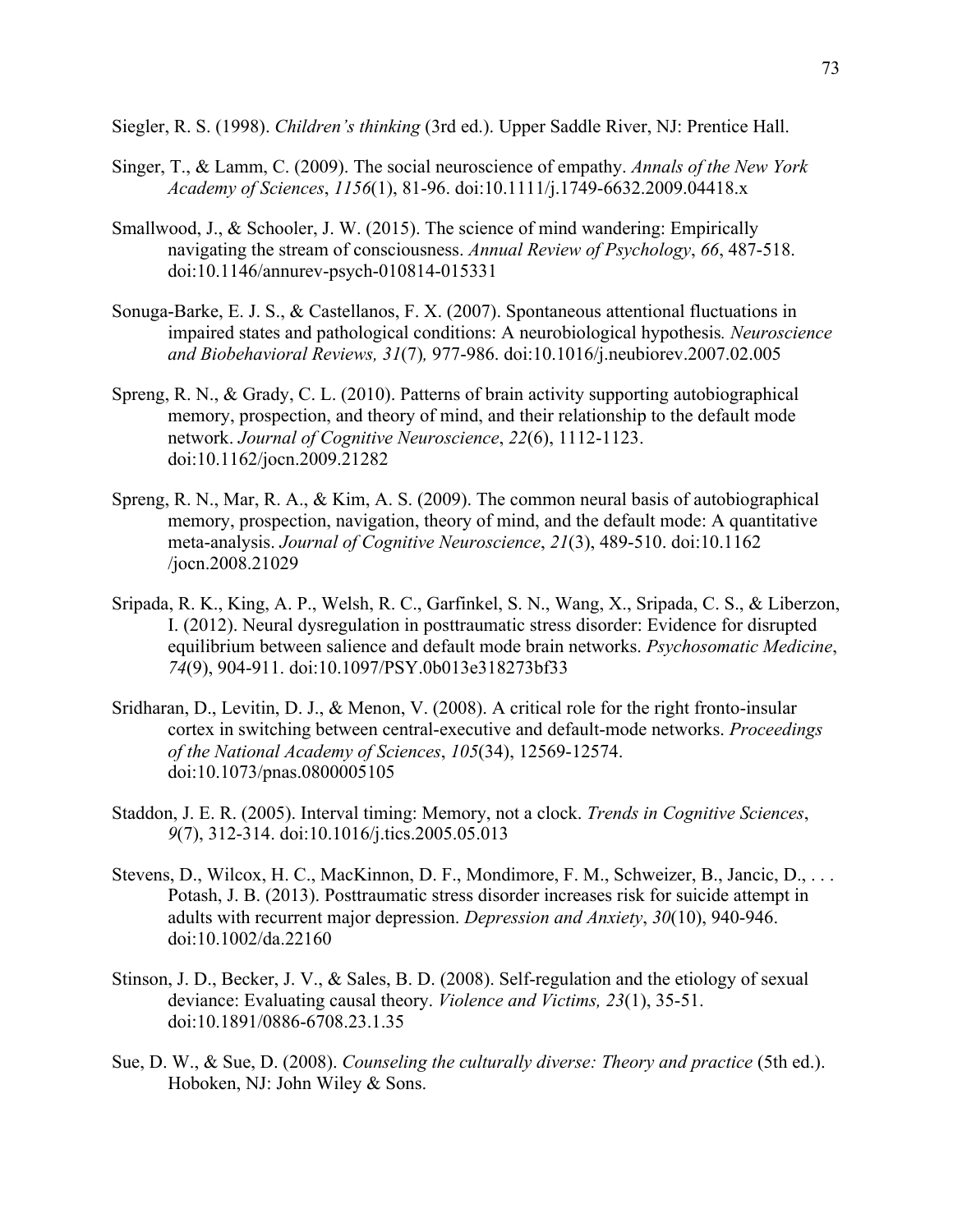Siegler, R. S. (1998). *Children's thinking* (3rd ed.). Upper Saddle River, NJ: Prentice Hall.

Singer, T., & Lamm, C. (2009). The social neuroscience of empathy. *Annals of the New York Academy of Sciences*, *1156*(1), 81-96. doi:10.1111/j.1749-6632.2009.04418.x

Smallwood, J., & Schooler, J. W. (2015). The science of mind wandering: Empirically navigating the stream of consciousness. *Annual Review of Psychology*, *66*, 487-518. doi:10.1146/annurev-psych-010814-015331

Sonuga-Barke, E. J. S., & Castellanos, F. X. (2007). Spontaneous attentional fluctuations in impaired states and pathological conditions: A neurobiological hypothesis*. Neuroscience and Biobehavioral Reviews, 31*(7)*,* 977-986. doi:10.1016/j.neubiorev.2007.02.005

Spreng, R. N., & Grady, C. L. (2010). Patterns of brain activity supporting autobiographical memory, prospection, and theory of mind, and their relationship to the default mode network. *Journal of Cognitive Neuroscience*, *22*(6), 1112-1123. doi:10.1162/jocn.2009.21282

Spreng, R. N., Mar, R. A., & Kim, A. S. (2009). The common neural basis of autobiographical memory, prospection, navigation, theory of mind, and the default mode: A quantitative meta-analysis. *Journal of Cognitive Neuroscience*, *21*(3), 489-510. doi:10.1162 /jocn.2008.21029

Sripada, R. K., King, A. P., Welsh, R. C., Garfinkel, S. N., Wang, X., Sripada, C. S., & Liberzon, I. (2012). Neural dysregulation in posttraumatic stress disorder: Evidence for disrupted equilibrium between salience and default mode brain networks. *Psychosomatic Medicine*, *74*(9), 904-911. doi:10.1097/PSY.0b013e318273bf33

Sridharan, D., Levitin, D. J., & Menon, V. (2008). A critical role for the right fronto-insular cortex in switching between central-executive and default-mode networks. *Proceedings of the National Academy of Sciences*, *105*(34), 12569-12574. doi:10.1073/pnas.0800005105

Staddon, J. E. R. (2005). Interval timing: Memory, not a clock. *Trends in Cognitive Sciences*, *9*(7), 312-314. doi:10.1016/j.tics.2005.05.013

Stevens, D., Wilcox, H. C., MacKinnon, D. F., Mondimore, F. M., Schweizer, B., Jancic, D., . . . Potash, J. B. (2013). Posttraumatic stress disorder increases risk for suicide attempt in adults with recurrent major depression. *Depression and Anxiety*, *30*(10), 940-946. doi:10.1002/da.22160

Stinson, J. D., Becker, J. V., & Sales, B. D. (2008). Self-regulation and the etiology of sexual deviance: Evaluating causal theory. *Violence and Victims, 23*(1), 35-51. doi:10.1891/0886-6708.23.1.35

Sue, D. W., & Sue, D. (2008). *Counseling the culturally diverse: Theory and practice* (5th ed.). Hoboken, NJ: John Wiley & Sons.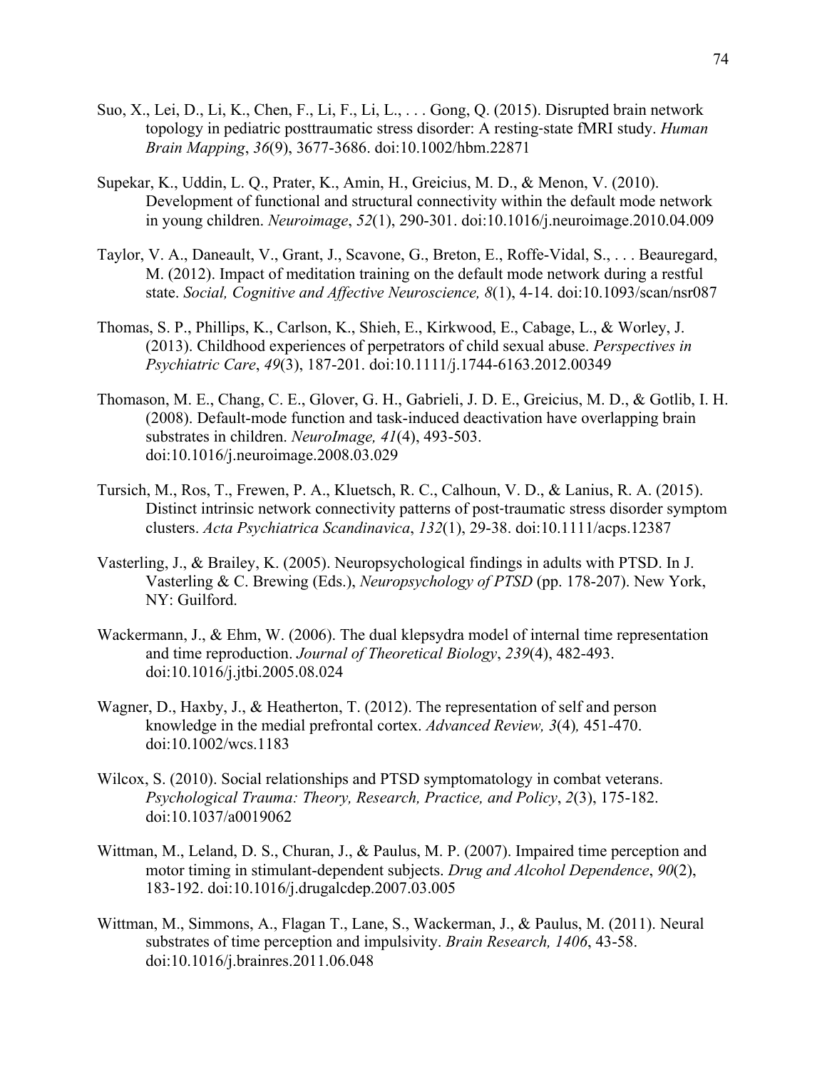Suo, X., Lei, D., Li, K., Chen, F., Li, F., Li, L., . . . Gong, Q. (2015). Disrupted brain network topology in pediatric posttraumatic stress disorder: A resting-state fMRI study. *Human Brain Mapping*, *36*(9), 3677-3686. doi:10.1002/hbm.22871

Supekar, K., Uddin, L. Q., Prater, K., Amin, H., Greicius, M. D., & Menon, V. (2010). Development of functional and structural connectivity within the default mode network in young children. *Neuroimage*, *52*(1), 290-301. doi:10.1016/j.neuroimage.2010.04.009

Taylor, V. A., Daneault, V., Grant, J., Scavone, G., Breton, E., Roffe-Vidal, S., . . . Beauregard, M. (2012). Impact of meditation training on the default mode network during a restful state. *Social, Cognitive and Affective Neuroscience, 8*(1), 4-14. doi:10.1093/scan/nsr087

Thomas, S. P., Phillips, K., Carlson, K., Shieh, E., Kirkwood, E., Cabage, L., & Worley, J. (2013). Childhood experiences of perpetrators of child sexual abuse. *Perspectives in Psychiatric Care*, *49*(3), 187-201. doi:10.1111/j.1744-6163.2012.00349

Thomason, M. E., Chang, C. E., Glover, G. H., Gabrieli, J. D. E., Greicius, M. D., & Gotlib, I. H. (2008). Default-mode function and task-induced deactivation have overlapping brain substrates in children. *NeuroImage, 41*(4), 493-503. doi:10.1016/j.neuroimage.2008.03.029

Tursich, M., Ros, T., Frewen, P. A., Kluetsch, R. C., Calhoun, V. D., & Lanius, R. A. (2015). Distinct intrinsic network connectivity patterns of post-traumatic stress disorder symptom clusters. *Acta Psychiatrica Scandinavica*, *132*(1), 29-38. doi:10.1111/acps.12387

Vasterling, J., & Brailey, K. (2005). Neuropsychological findings in adults with PTSD. In J. Vasterling & C. Brewing (Eds.), *Neuropsychology of PTSD* (pp. 178-207). New York, NY: Guilford.

Wackermann, J., & Ehm, W. (2006). The dual klepsydra model of internal time representation and time reproduction. *Journal of Theoretical Biology*, *239*(4), 482-493. doi:10.1016/j.jtbi.2005.08.024

Wagner, D., Haxby, J., & Heatherton, T. (2012). The representation of self and person knowledge in the medial prefrontal cortex. *Advanced Review, 3*(4)*,* 451-470. doi:10.1002/wcs.1183

Wilcox, S. (2010). Social relationships and PTSD symptomatology in combat veterans. *Psychological Trauma: Theory, Research, Practice, and Policy*, *2*(3), 175-182. doi:10.1037/a0019062

Wittman, M., Leland, D. S., Churan, J., & Paulus, M. P. (2007). Impaired time perception and motor timing in stimulant-dependent subjects. *Drug and Alcohol Dependence*, *90*(2), 183-192. doi:10.1016/j.drugalcdep.2007.03.005

Wittman, M., Simmons, A., Flagan T., Lane, S., Wackerman, J., & Paulus, M. (2011). Neural substrates of time perception and impulsivity. *Brain Research, 1406*, 43-58. doi:10.1016/j.brainres.2011.06.048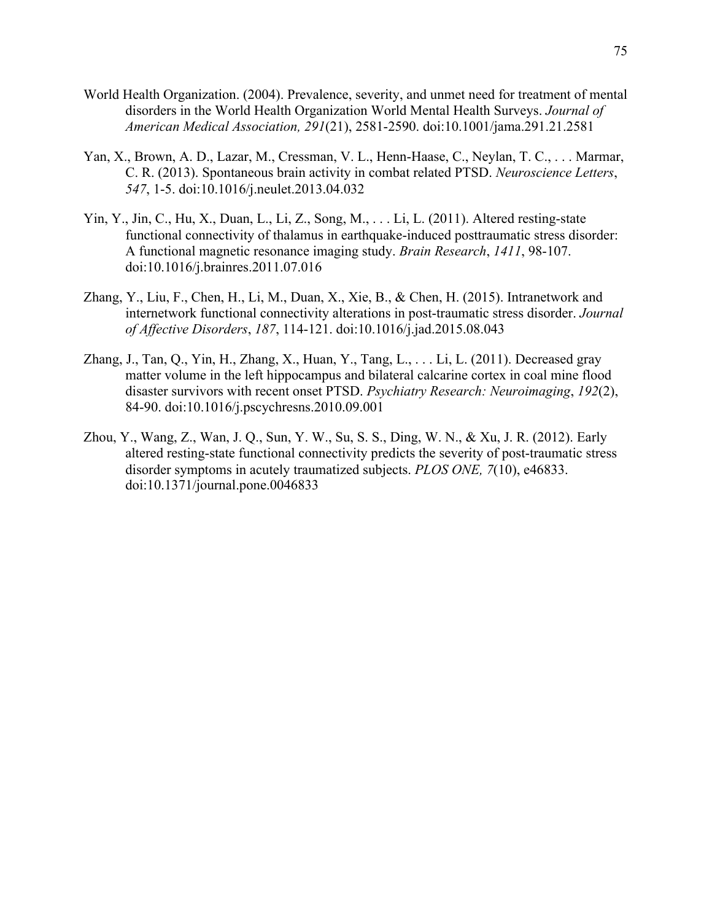World Health Organization. (2004). Prevalence, severity, and unmet need for treatment of mental disorders in the World Health Organization World Mental Health Surveys. *Journal of American Medical Association, 291*(21), 2581-2590. doi:10.1001/jama.291.21.2581

Yan, X., Brown, A. D., Lazar, M., Cressman, V. L., Henn-Haase, C., Neylan, T. C., . . . Marmar, C. R. (2013). Spontaneous brain activity in combat related PTSD. *Neuroscience Letters*, *547*, 1-5. doi:10.1016/j.neulet.2013.04.032

Yin, Y., Jin, C., Hu, X., Duan, L., Li, Z., Song, M., . . . Li, L. (2011). Altered resting-state functional connectivity of thalamus in earthquake-induced posttraumatic stress disorder: A functional magnetic resonance imaging study. *Brain Research*, *1411*, 98-107. doi:10.1016/j.brainres.2011.07.016

Zhang, Y., Liu, F., Chen, H., Li, M., Duan, X., Xie, B., & Chen, H. (2015). Intranetwork and internetwork functional connectivity alterations in post-traumatic stress disorder. *Journal of Affective Disorders*, *187*, 114-121. doi:10.1016/j.jad.2015.08.043

Zhang, J., Tan, Q., Yin, H., Zhang, X., Huan, Y., Tang, L., . . . Li, L. (2011). Decreased gray matter volume in the left hippocampus and bilateral calcarine cortex in coal mine flood disaster survivors with recent onset PTSD. *Psychiatry Research: Neuroimaging*, *192*(2), 84-90. doi:10.1016/j.pscychresns.2010.09.001

Zhou, Y., Wang, Z., Wan, J. Q., Sun, Y. W., Su, S. S., Ding, W. N., & Xu, J. R. (2012). Early altered resting-state functional connectivity predicts the severity of post-traumatic stress disorder symptoms in acutely traumatized subjects. *PLOS ONE, 7*(10), e46833. doi:10.1371/journal.pone.0046833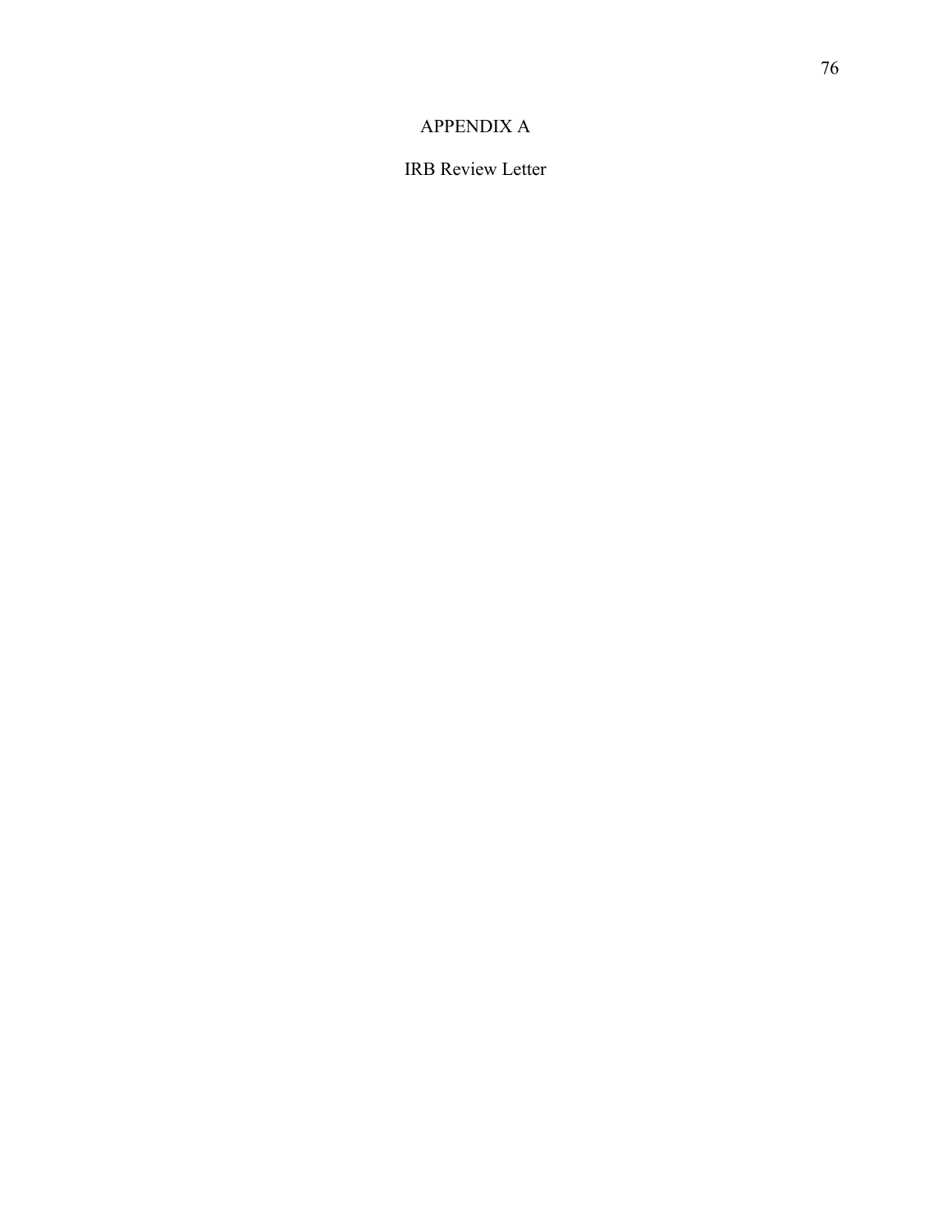# APPENDIX A

## IRB Review Letter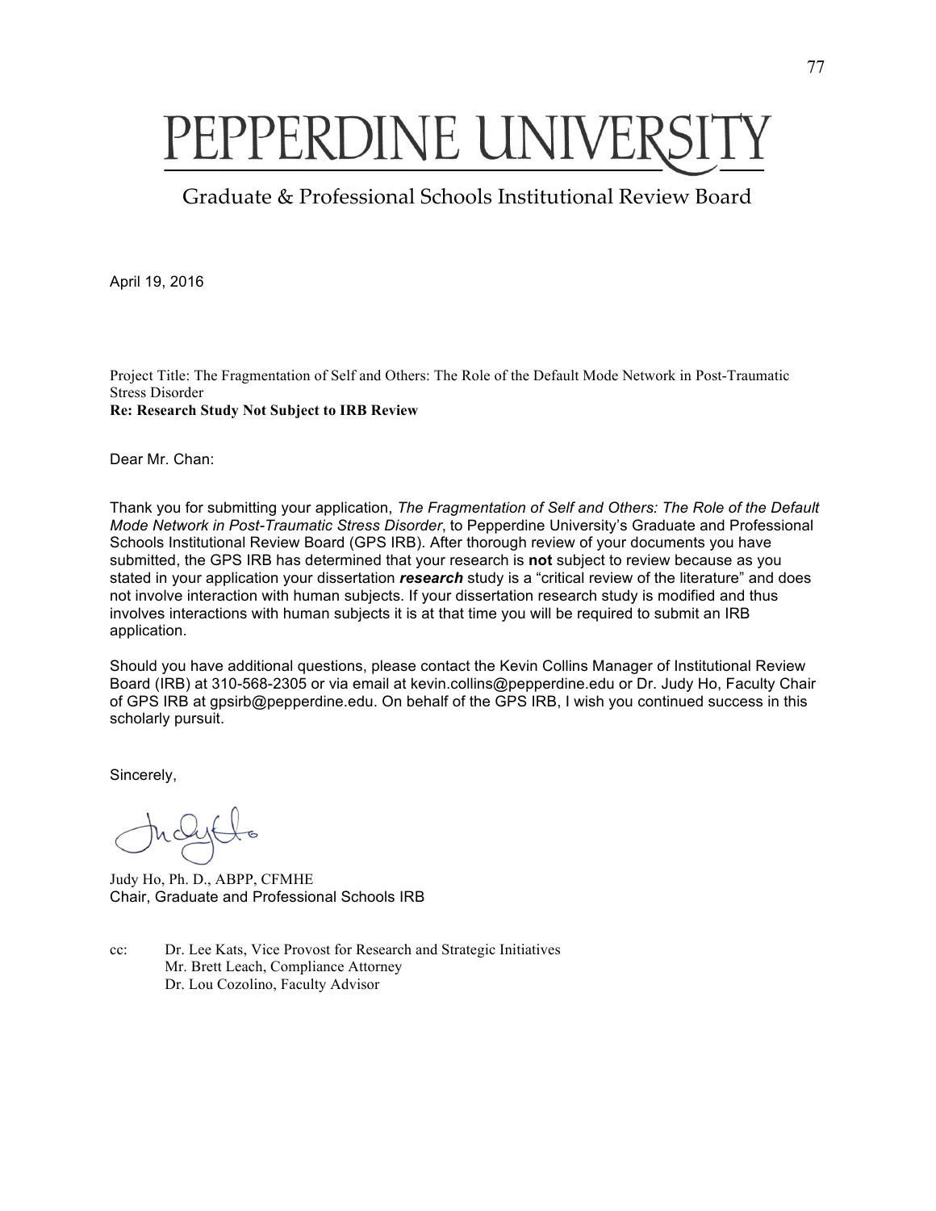# PEPPERDINE UNIVERSITY

Graduate & Professional Schools Institutional Review Board

April 19, 2016

Project Title: The Fragmentation of Self and Others: The Role of the Default Mode Network in Post-Traumatic Stress Disorder

**Re: Research Study Not Subject to IRB Review**

Dear Mr. Chan:

Thank you for submitting your application, *The Fragmentation of Self and Others: The Role of the Default Mode Network in Post-Traumatic Stress Disorder*, to Pepperdine University's Graduate and Professional Schools Institutional Review Board (GPS IRB). After thorough review of your documents you have submitted, the GPS IRB has determined that your research is **not** subject to review because as you stated in your application your dissertation ***research*** study is a "critical review of the literature" and does not involve interaction with human subjects. If your dissertation research study is modified and thus involves interactions with human subjects it is at that time you will be required to submit an IRB application.

Should you have additional questions, please contact the Kevin Collins Manager of Institutional Review Board (IRB) at 310-568-2305 or via email at kevin.collins@pepperdine.edu or Dr. Judy Ho, Faculty Chair of GPS IRB at gpsirb@pepperdine.edu. On behalf of the GPS IRB, I wish you continued success in this scholarly pursuit.

Sincerely,

Judy Ho, Ph. D., ABPP, CFMHE
Chair, Graduate and Professional Schools IRB

cc: Dr. Lee Kats, Vice Provost for Research and Strategic Initiatives
Mr. Brett Leach, Compliance Attorney
Dr. Lou Cozolino, Faculty Advisor